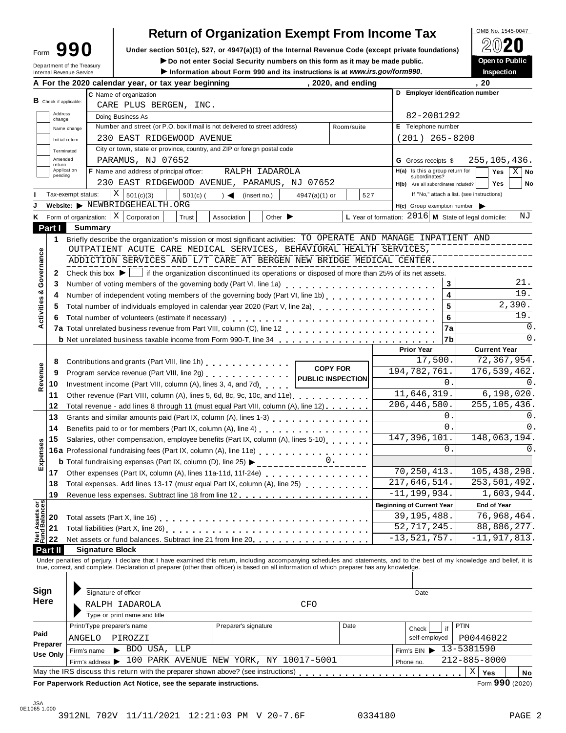# Form 990 — Return of Organization Exempt From Income Tax

OMB No. 1545-0047

**2020**

**Open to Public Inspection**

Under section 501(c), 527, or 4947(a)(1) of the Internal Revenue Code (except private foundations)

▶ Do not enter Social Security numbers on this form as it may be made public.

▶ Information about Form 990 and its instructions is at *www.irs.gov/form990*.

Department of the Treasury
Internal Revenue Service

**A** For the 2020 calendar year, or tax year beginning , 2020, and ending , 20

**B** Check if applicable: Address change / Name change / Initial return / Terminated / Amended return / Application pending

**C** Name of organization: CARE PLUS BERGEN, INC.

Doing Business As

Number and street (or P.O. box if mail is not delivered to street address): 230 EAST RIDGEWOOD AVENUE | Room/suite

City or town, state or province, country, and ZIP or foreign postal code: PARAMUS, NJ 07652

**D** Employer identification number: 82-2081292

**E** Telephone number: (201) 265-8200

**G** Gross receipts $ 255,105,436.

**F** Name and address of principal officer: RALPH IADAROLA, 230 EAST RIDGEWOOD AVENUE, PARAMUS, NJ 07652

**H(a)** Is this a group return for subordinates? Yes [ ] No [X]

**H(b)** Are all subordinates included? Yes [ ] No [ ] If "No," attach a list. (see instructions)

**I** Tax-exempt status: [X] 501(c)(3) [ ] 501(c) ( ) ◀ (insert no.) [ ] 4947(a)(1) or [ ] 527

**J** Website: ▶ NEWBRIDGEHEALTH.ORG

**H(c)** Group exemption number ▶

**K** Form of organization: [X] Corporation [ ] Trust [ ] Association [ ] Other ▶

**L** Year of formation: 2016 **M** State of legal domicile: NJ

## Part I Summary

**Activities & Governance**

1. Briefly describe the organization's mission or most significant activities: TO OPERATE AND MANAGE INPATIENT AND OUTPATIENT ACUTE CARE MEDICAL SERVICES, BEHAVIORAL HEALTH SERVICES, ADDICTION SERVICES AND L/T CARE AT BERGEN NEW BRIDGE MEDICAL CENTER.
2. Check this box ▶ [ ] if the organization discontinued its operations or disposed of more than 25% of its net assets.

| Line | Description | | Value |
|---|---|---|---|
| 3 | Number of voting members of the governing body (Part VI, line 1a) | 3 | 21. |
| 4 | Number of independent voting members of the governing body (Part VI, line 1b) | 4 | 19. |
| 5 | Total number of individuals employed in calendar year 2020 (Part V, line 2a) | 5 | 2,390. |
| 6 | Total number of volunteers (estimate if necessary) | 6 | 19. |
| 7a | Total unrelated business revenue from Part VIII, column (C), line 12 | 7a | 0. |
| b | Net unrelated business taxable income from Form 990-T, line 34 | 7b | 0. |

**COPY FOR PUBLIC INSPECTION**

| | | Prior Year | Current Year |
|---|---|---|---|
| **Revenue** | | | |
| 8 | Contributions and grants (Part VIII, line 1h) | 17,500. | 72,367,954. |
| 9 | Program service revenue (Part VIII, line 2g) | 194,782,761. | 176,539,462. |
| 10 | Investment income (Part VIII, column (A), lines 3, 4, and 7d) | 0. | 0. |
| 11 | Other revenue (Part VIII, column (A), lines 5, 6d, 8c, 9c, 10c, and 11e) | 11,646,319. | 6,198,020. |
| 12 | Total revenue - add lines 8 through 11 (must equal Part VIII, column (A), line 12) | 206,446,580. | 255,105,436. |
| **Expenses** | | | |
| 13 | Grants and similar amounts paid (Part IX, column (A), lines 1-3) | 0. | 0. |
| 14 | Benefits paid to or for members (Part IX, column (A), line 4) | 0. | 0. |
| 15 | Salaries, other compensation, employee benefits (Part IX, column (A), lines 5-10) | 147,396,101. | 148,063,194. |
| 16a | Professional fundraising fees (Part IX, column (A), line 11e) | 0. | 0. |
| b | Total fundraising expenses (Part IX, column (D), line 25) ▶ 0. | | |
| 17 | Other expenses (Part IX, column (A), lines 11a-11d, 11f-24e) | 70,250,413. | 105,438,298. |
| 18 | Total expenses. Add lines 13-17 (must equal Part IX, column (A), line 25) | 217,646,514. | 253,501,492. |
| 19 | Revenue less expenses. Subtract line 18 from line 12 | -11,199,934. | 1,603,944. |
| **Net Assets or Fund Balances** | | **Beginning of Current Year** | **End of Year** |
| 20 | Total assets (Part X, line 16) | 39,195,488. | 76,968,464. |
| 21 | Total liabilities (Part X, line 26) | 52,717,245. | 88,886,277. |
| 22 | Net assets or fund balances. Subtract line 21 from line 20 | -13,521,757. | -11,917,813. |

## Part II Signature Block

Under penalties of perjury, I declare that I have examined this return, including accompanying schedules and statements, and to the best of my knowledge and belief, it is true, correct, and complete. Declaration of preparer (other than officer) is based on all information of which preparer has any knowledge.

**Sign Here**

Signature of officer | Date

RALPH IADAROLA CFO
Type or print name and title

**Paid Preparer Use Only**

| Print/Type preparer's name | Preparer's signature | Date | Check [ ] if self-employed | PTIN |
|---|---|---|---|---|
| ANGELO PIROZZI | | | | P00446022 |

Firm's name ▶ BDO USA, LLP — Firm's EIN ▶ 13-5381590

Firm's address ▶ 100 PARK AVENUE NEW YORK, NY 10017-5001 — Phone no. 212-885-8000

May the IRS discuss this return with the preparer shown above? (see instructions) [X] Yes [ ] No

**For Paperwork Reduction Act Notice, see the separate instructions.** Form **990** (2020)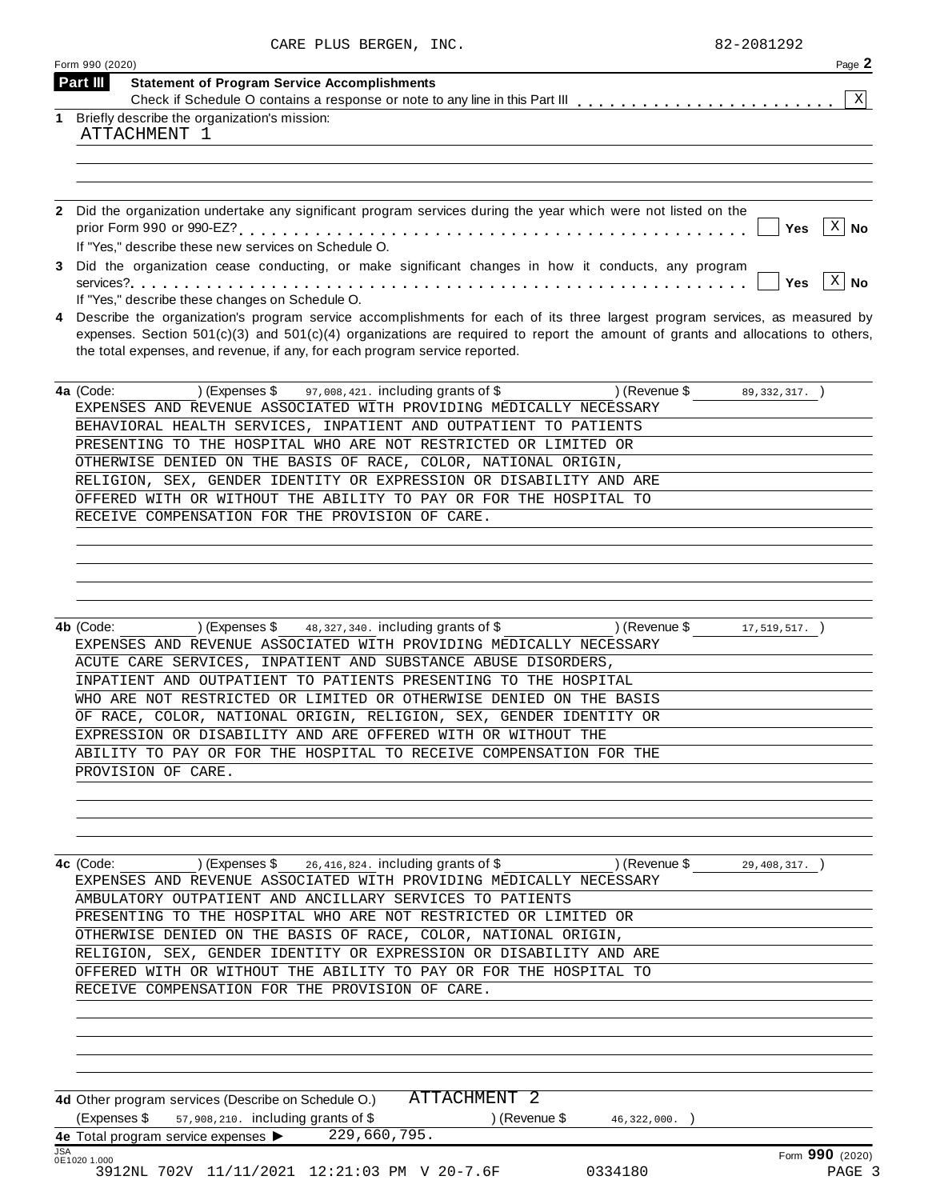CARE PLUS BERGEN, INC. 82-2081292

Form 990 (2020) Page **2**

## Part III Statement of Program Service Accomplishments

Check if Schedule O contains a response or note to any line in this Part III . . . . . . . . . . . . . . . . . . . . . . . [X]

**1** Briefly describe the organization's mission:

ATTACHMENT 1

**2** Did the organization undertake any significant program services during the year which were not listed on the prior Form 990 or 990-EZ? . . . . . . . . . . . . . . . . . . . . . . . . . . . . . . . . . . . . . . . . . . . . [ ] Yes [X] No

If "Yes," describe these new services on Schedule O.

**3** Did the organization cease conducting, or make significant changes in how it conducts, any program services? . . . . . . . . . . . . . . . . . . . . . . . . . . . . . . . . . . . . . . . . . . . . . . . . . . . . . [ ] Yes [X] No

If "Yes," describe these changes on Schedule O.

**4** Describe the organization's program service accomplishments for each of its three largest program services, as measured by expenses. Section 501(c)(3) and 501(c)(4) organizations are required to report the amount of grants and allocations to others, the total expenses, and revenue, if any, for each program service reported.

**4a** (Code: ) (Expenses $ 97,008,421. including grants of $ ) (Revenue $ 89,332,317. )

EXPENSES AND REVENUE ASSOCIATED WITH PROVIDING MEDICALLY NECESSARY BEHAVIORAL HEALTH SERVICES, INPATIENT AND OUTPATIENT TO PATIENTS PRESENTING TO THE HOSPITAL WHO ARE NOT RESTRICTED OR LIMITED OR OTHERWISE DENIED ON THE BASIS OF RACE, COLOR, NATIONAL ORIGIN, RELIGION, SEX, GENDER IDENTITY OR EXPRESSION OR DISABILITY AND ARE OFFERED WITH OR WITHOUT THE ABILITY TO PAY OR FOR THE HOSPITAL TO RECEIVE COMPENSATION FOR THE PROVISION OF CARE.

**4b** (Code: ) (Expenses $ 48,327,340. including grants of $ ) (Revenue $ 17,519,517. )

EXPENSES AND REVENUE ASSOCIATED WITH PROVIDING MEDICALLY NECESSARY ACUTE CARE SERVICES, INPATIENT AND SUBSTANCE ABUSE DISORDERS, INPATIENT AND OUTPATIENT TO PATIENTS PRESENTING TO THE HOSPITAL WHO ARE NOT RESTRICTED OR LIMITED OR OTHERWISE DENIED ON THE BASIS OF RACE, COLOR, NATIONAL ORIGIN, RELIGION, SEX, GENDER IDENTITY OR EXPRESSION OR DISABILITY AND ARE OFFERED WITH OR WITHOUT THE ABILITY TO PAY OR FOR THE HOSPITAL TO RECEIVE COMPENSATION FOR THE PROVISION OF CARE.

**4c** (Code: ) (Expenses $ 26,416,824. including grants of $ ) (Revenue $ 29,408,317. )

EXPENSES AND REVENUE ASSOCIATED WITH PROVIDING MEDICALLY NECESSARY AMBULATORY OUTPATIENT AND ANCILLARY SERVICES TO PATIENTS PRESENTING TO THE HOSPITAL WHO ARE NOT RESTRICTED OR LIMITED OR OTHERWISE DENIED ON THE BASIS OF RACE, COLOR, NATIONAL ORIGIN, RELIGION, SEX, GENDER IDENTITY OR EXPRESSION OR DISABILITY AND ARE OFFERED WITH OR WITHOUT THE ABILITY TO PAY OR FOR THE HOSPITAL TO RECEIVE COMPENSATION FOR THE PROVISION OF CARE.

**4d** Other program services (Describe on Schedule O.) ATTACHMENT 2

(Expenses $ 57,908,210. including grants of $ ) (Revenue $ 46,322,000. )

**4e** Total program service expenses ▶ 229,660,795.

Form **990** (2020)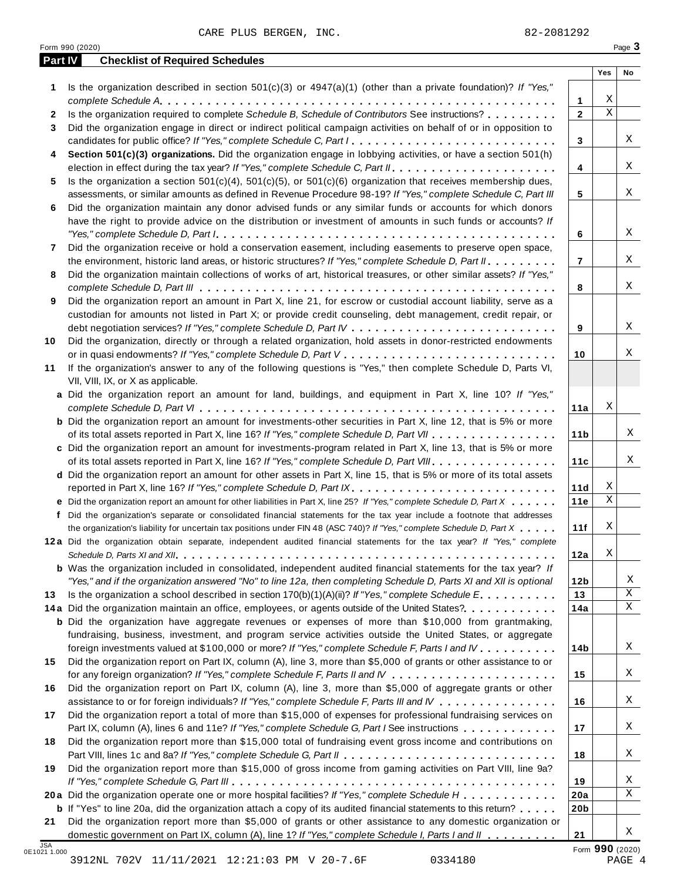CARE PLUS BERGEN, INC. 82-2081292

Form 990 (2020) Page **3**

## Part IV Checklist of Required Schedules

| | | | Yes | No |
|---|---|---|---|---|
| **1** | Is the organization described in section 501(c)(3) or 4947(a)(1) (other than a private foundation)? *If "Yes," complete Schedule A* | **1** | X | |
| **2** | Is the organization required to complete *Schedule B, Schedule of Contributors* See instructions? | **2** | X | |
| **3** | Did the organization engage in direct or indirect political campaign activities on behalf of or in opposition to candidates for public office? *If "Yes," complete Schedule C, Part I* | **3** | | X |
| **4** | **Section 501(c)(3) organizations.** Did the organization engage in lobbying activities, or have a section 501(h) election in effect during the tax year? *If "Yes," complete Schedule C, Part II* | **4** | | X |
| **5** | Is the organization a section 501(c)(4), 501(c)(5), or 501(c)(6) organization that receives membership dues, assessments, or similar amounts as defined in Revenue Procedure 98-19? *If "Yes," complete Schedule C, Part III* | **5** | | X |
| **6** | Did the organization maintain any donor advised funds or any similar funds or accounts for which donors have the right to provide advice on the distribution or investment of amounts in such funds or accounts? *If "Yes," complete Schedule D, Part I* | **6** | | X |
| **7** | Did the organization receive or hold a conservation easement, including easements to preserve open space, the environment, historic land areas, or historic structures? *If "Yes," complete Schedule D, Part II* | **7** | | X |
| **8** | Did the organization maintain collections of works of art, historical treasures, or other similar assets? *If "Yes," complete Schedule D, Part III* | **8** | | X |
| **9** | Did the organization report an amount in Part X, line 21, for escrow or custodial account liability, serve as a custodian for amounts not listed in Part X; or provide credit counseling, debt management, credit repair, or debt negotiation services? *If "Yes," complete Schedule D, Part IV* | **9** | | X |
| **10** | Did the organization, directly or through a related organization, hold assets in donor-restricted endowments or in quasi endowments? *If "Yes," complete Schedule D, Part V* | **10** | | X |
| **11** | If the organization's answer to any of the following questions is "Yes," then complete Schedule D, Parts VI, VII, VIII, IX, or X as applicable. | | | |
| **a** | Did the organization report an amount for land, buildings, and equipment in Part X, line 10? *If "Yes," complete Schedule D, Part VI* | **11a** | X | |
| **b** | Did the organization report an amount for investments-other securities in Part X, line 12, that is 5% or more of its total assets reported in Part X, line 16? *If "Yes," complete Schedule D, Part VII* | **11b** | | X |
| **c** | Did the organization report an amount for investments-program related in Part X, line 13, that is 5% or more of its total assets reported in Part X, line 16? *If "Yes," complete Schedule D, Part VIII* | **11c** | | X |
| **d** | Did the organization report an amount for other assets in Part X, line 15, that is 5% or more of its total assets reported in Part X, line 16? *If "Yes," complete Schedule D, Part IX* | **11d** | X | |
| **e** | Did the organization report an amount for other liabilities in Part X, line 25? *If "Yes," complete Schedule D, Part X* | **11e** | X | |
| **f** | Did the organization's separate or consolidated financial statements for the tax year include a footnote that addresses the organization's liability for uncertain tax positions under FIN 48 (ASC 740)? *If "Yes," complete Schedule D, Part X* | **11f** | X | |
| **12a** | Did the organization obtain separate, independent audited financial statements for the tax year? *If "Yes," complete Schedule D, Parts XI and XII* | **12a** | X | |
| **b** | Was the organization included in consolidated, independent audited financial statements for the tax year? *If "Yes," and if the organization answered "No" to line 12a, then completing Schedule D, Parts XI and XII is optional* | **12b** | | X |
| **13** | Is the organization a school described in section 170(b)(1)(A)(ii)? *If "Yes," complete Schedule E* | **13** | | X |
| **14a** | Did the organization maintain an office, employees, or agents outside of the United States? | **14a** | | X |
| **b** | Did the organization have aggregate revenues or expenses of more than $10,000 from grantmaking, fundraising, business, investment, and program service activities outside the United States, or aggregate foreign investments valued at $100,000 or more? *If "Yes," complete Schedule F, Parts I and IV* | **14b** | | X |
| **15** | Did the organization report on Part IX, column (A), line 3, more than $5,000 of grants or other assistance to or for any foreign organization? *If "Yes," complete Schedule F, Parts II and IV* | **15** | | X |
| **16** | Did the organization report on Part IX, column (A), line 3, more than $5,000 of aggregate grants or other assistance to or for foreign individuals? *If "Yes," complete Schedule F, Parts III and IV* | **16** | | X |
| **17** | Did the organization report a total of more than $15,000 of expenses for professional fundraising services on Part IX, column (A), lines 6 and 11e? *If "Yes," complete Schedule G, Part I* See instructions | **17** | | X |
| **18** | Did the organization report more than $15,000 total of fundraising event gross income and contributions on Part VIII, lines 1c and 8a? *If "Yes," complete Schedule G, Part II* | **18** | | X |
| **19** | Did the organization report more than $15,000 of gross income from gaming activities on Part VIII, line 9a? *If "Yes," complete Schedule G, Part III* | **19** | | X |
| **20a** | Did the organization operate one or more hospital facilities? *If "Yes," complete Schedule H* | **20a** | | X |
| **b** | If "Yes" to line 20a, did the organization attach a copy of its audited financial statements to this return? | **20b** | | |
| **21** | Did the organization report more than $5,000 of grants or other assistance to any domestic organization or domestic government on Part IX, column (A), line 1? *If "Yes," complete Schedule I, Parts I and II* | **21** | | X |

JSA 0E1021 1.000

Form **990** (2020)

3912NL 702V 11/11/2021 12:21:03 PM V 20-7.6F 0334180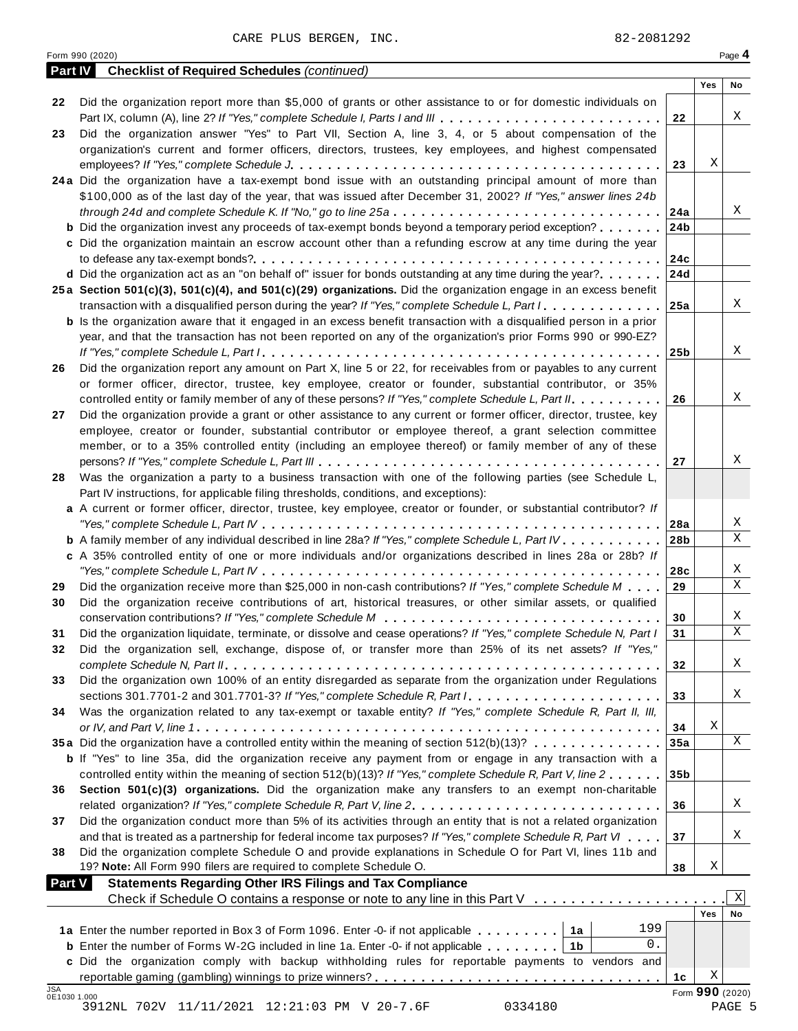CARE PLUS BERGEN, INC. 82-2081292

Form 990 (2020) Page 4

## Part IV Checklist of Required Schedules *(continued)*

| | | | Yes | No |
|---|---|---|---|---|
| 22 | Did the organization report more than $5,000 of grants or other assistance to or for domestic individuals on Part IX, column (A), line 2? *If "Yes," complete Schedule I, Parts I and III* | 22 | | X |
| 23 | Did the organization answer "Yes" to Part VII, Section A, line 3, 4, or 5 about compensation of the organization's current and former officers, directors, trustees, key employees, and highest compensated employees? *If "Yes," complete Schedule J* | 23 | X | |
| 24a | Did the organization have a tax-exempt bond issue with an outstanding principal amount of more than $100,000 as of the last day of the year, that was issued after December 31, 2002? *If "Yes," answer lines 24b through 24d and complete Schedule K. If "No," go to line 25a* | 24a | | X |
| b | Did the organization invest any proceeds of tax-exempt bonds beyond a temporary period exception? | 24b | | |
| c | Did the organization maintain an escrow account other than a refunding escrow at any time during the year to defease any tax-exempt bonds? | 24c | | |
| d | Did the organization act as an "on behalf of" issuer for bonds outstanding at any time during the year? | 24d | | |
| 25a | **Section 501(c)(3), 501(c)(4), and 501(c)(29) organizations.** Did the organization engage in an excess benefit transaction with a disqualified person during the year? *If "Yes," complete Schedule L, Part I* | 25a | | X |
| b | Is the organization aware that it engaged in an excess benefit transaction with a disqualified person in a prior year, and that the transaction has not been reported on any of the organization's prior Forms 990 or 990-EZ? *If "Yes," complete Schedule L, Part I* | 25b | | X |
| 26 | Did the organization report any amount on Part X, line 5 or 22, for receivables from or payables to any current or former officer, director, trustee, key employee, creator or founder, substantial contributor, or 35% controlled entity or family member of any of these persons? *If "Yes," complete Schedule L, Part II* | 26 | | X |
| 27 | Did the organization provide a grant or other assistance to any current or former officer, director, trustee, key employee, creator or founder, substantial contributor or employee thereof, a grant selection committee member, or to a 35% controlled entity (including an employee thereof) or family member of any of these persons? *If "Yes," complete Schedule L, Part III* | 27 | | X |
| 28 | Was the organization a party to a business transaction with one of the following parties (see Schedule L, Part IV instructions, for applicable filing thresholds, conditions, and exceptions): | | | |
| a | A current or former officer, director, trustee, key employee, creator or founder, or substantial contributor? *If "Yes," complete Schedule L, Part IV* | 28a | | X |
| b | A family member of any individual described in line 28a? *If "Yes," complete Schedule L, Part IV* | 28b | | X |
| c | A 35% controlled entity of one or more individuals and/or organizations described in lines 28a or 28b? *If "Yes," complete Schedule L, Part IV* | 28c | | X |
| 29 | Did the organization receive more than $25,000 in non-cash contributions? *If "Yes," complete Schedule M* | 29 | | X |
| 30 | Did the organization receive contributions of art, historical treasures, or other similar assets, or qualified conservation contributions? *If "Yes," complete Schedule M* | 30 | | X |
| 31 | Did the organization liquidate, terminate, or dissolve and cease operations? *If "Yes," complete Schedule N, Part I* | 31 | | X |
| 32 | Did the organization sell, exchange, dispose of, or transfer more than 25% of its net assets? *If "Yes," complete Schedule N, Part II* | 32 | | X |
| 33 | Did the organization own 100% of an entity disregarded as separate from the organization under Regulations sections 301.7701-2 and 301.7701-3? *If "Yes," complete Schedule R, Part I* | 33 | | X |
| 34 | Was the organization related to any tax-exempt or taxable entity? *If "Yes," complete Schedule R, Part II, III, or IV, and Part V, line 1* | 34 | X | |
| 35a | Did the organization have a controlled entity within the meaning of section 512(b)(13)? | 35a | | X |
| b | If "Yes" to line 35a, did the organization receive any payment from or engage in any transaction with a controlled entity within the meaning of section 512(b)(13)? *If "Yes," complete Schedule R, Part V, line 2* | 35b | | |
| 36 | **Section 501(c)(3) organizations.** Did the organization make any transfers to an exempt non-charitable related organization? *If "Yes," complete Schedule R, Part V, line 2* | 36 | | X |
| 37 | Did the organization conduct more than 5% of its activities through an entity that is not a related organization and that is treated as a partnership for federal income tax purposes? *If "Yes," complete Schedule R, Part VI* | 37 | | X |
| 38 | Did the organization complete Schedule O and provide explanations in Schedule O for Part VI, lines 11b and 19? **Note:** All Form 990 filers are required to complete Schedule O. | 38 | X | |

## Part V Statements Regarding Other IRS Filings and Tax Compliance

Check if Schedule O contains a response or note to any line in this Part V [X]

| | | | | | Yes | No |
|---|---|---|---|---|---|---|
| 1a | Enter the number reported in Box 3 of Form 1096. Enter -0- if not applicable | 1a | 199 | | | |
| b | Enter the number of Forms W-2G included in line 1a. Enter -0- if not applicable | 1b | 0. | | | |
| c | Did the organization comply with backup withholding rules for reportable payments to vendors and reportable gaming (gambling) winnings to prize winners? | | | 1c | X | |

Form **990** (2020)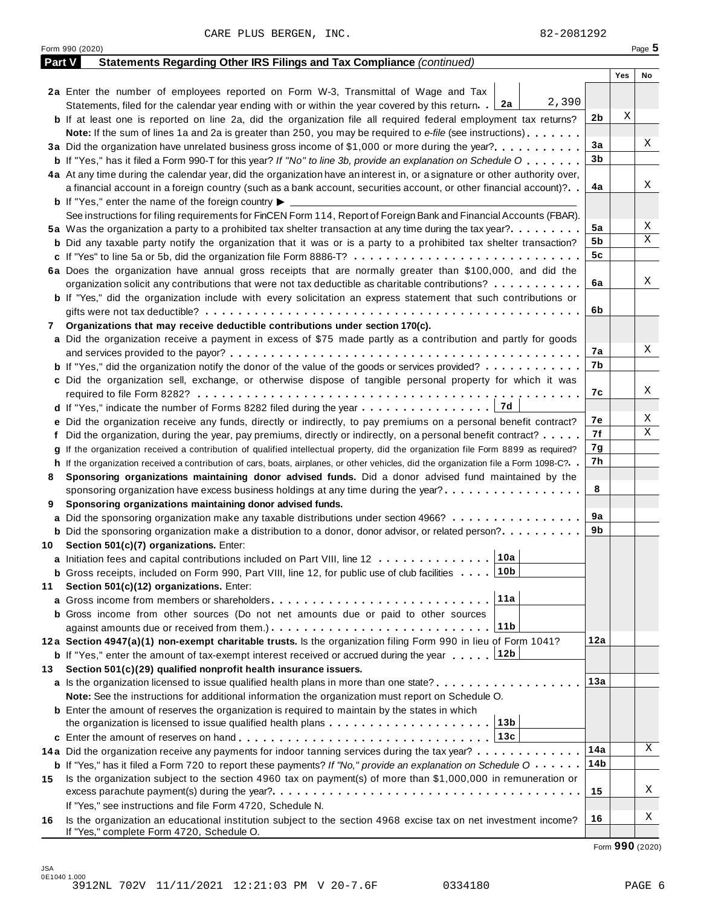CARE PLUS BERGEN, INC. 82-2081292

Form 990 (2020)

## Part V Statements Regarding Other IRS Filings and Tax Compliance *(continued)*

| | | | Yes | No |
|---|---|---|---|---|
| **2a** | Enter the number of employees reported on Form W-3, Transmittal of Wage and Tax Statements, filed for the calendar year ending with or within the year covered by this return. **2a** 2,390 | | | |
| **b** | If at least one is reported on line 2a, did the organization file all required federal employment tax returns? | 2b | X | |
| | **Note:** If the sum of lines 1a and 2a is greater than 250, you may be required to *e-file* (see instructions) | | | |
| **3a** | Did the organization have unrelated business gross income of $1,000 or more during the year? | 3a | | X |
| **b** | If "Yes," has it filed a Form 990-T for this year? *If "No" to line 3b, provide an explanation on Schedule O* | 3b | | |
| **4a** | At any time during the calendar year, did the organization have an interest in, or a signature or other authority over, a financial account in a foreign country (such as a bank account, securities account, or other financial account)? | 4a | | X |
| **b** | If "Yes," enter the name of the foreign country ▶ | | | |
| | See instructions for filing requirements for FinCEN Form 114, Report of Foreign Bank and Financial Accounts (FBAR). | | | |
| **5a** | Was the organization a party to a prohibited tax shelter transaction at any time during the tax year? | 5a | | X |
| **b** | Did any taxable party notify the organization that it was or is a party to a prohibited tax shelter transaction? | 5b | | X |
| **c** | If "Yes" to line 5a or 5b, did the organization file Form 8886-T? | 5c | | |
| **6a** | Does the organization have annual gross receipts that are normally greater than $100,000, and did the organization solicit any contributions that were not tax deductible as charitable contributions? | 6a | | X |
| **b** | If "Yes," did the organization include with every solicitation an express statement that such contributions or gifts were not tax deductible? | 6b | | |
| **7** | **Organizations that may receive deductible contributions under section 170(c).** | | | |
| **a** | Did the organization receive a payment in excess of $75 made partly as a contribution and partly for goods and services provided to the payor? | 7a | | X |
| **b** | If "Yes," did the organization notify the donor of the value of the goods or services provided? | 7b | | |
| **c** | Did the organization sell, exchange, or otherwise dispose of tangible personal property for which it was required to file Form 8282? | 7c | | X |
| **d** | If "Yes," indicate the number of Forms 8282 filed during the year **7d** | | | |
| **e** | Did the organization receive any funds, directly or indirectly, to pay premiums on a personal benefit contract? | 7e | | X |
| **f** | Did the organization, during the year, pay premiums, directly or indirectly, on a personal benefit contract? | 7f | | X |
| **g** | If the organization received a contribution of qualified intellectual property, did the organization file Form 8899 as required? | 7g | | |
| **h** | If the organization received a contribution of cars, boats, airplanes, or other vehicles, did the organization file a Form 1098-C? | 7h | | |
| **8** | **Sponsoring organizations maintaining donor advised funds.** Did a donor advised fund maintained by the sponsoring organization have excess business holdings at any time during the year? | 8 | | |
| **9** | **Sponsoring organizations maintaining donor advised funds.** | | | |
| **a** | Did the sponsoring organization make any taxable distributions under section 4966? | 9a | | |
| **b** | Did the sponsoring organization make a distribution to a donor, donor advisor, or related person? | 9b | | |
| **10** | **Section 501(c)(7) organizations.** Enter: | | | |
| **a** | Initiation fees and capital contributions included on Part VIII, line 12 **10a** | | | |
| **b** | Gross receipts, included on Form 990, Part VIII, line 12, for public use of club facilities **10b** | | | |
| **11** | **Section 501(c)(12) organizations.** Enter: | | | |
| **a** | Gross income from members or shareholders **11a** | | | |
| **b** | Gross income from other sources (Do not net amounts due or paid to other sources against amounts due or received from them.) **11b** | | | |
| **12a** | **Section 4947(a)(1) non-exempt charitable trusts.** Is the organization filing Form 990 in lieu of Form 1041? | 12a | | |
| **b** | If "Yes," enter the amount of tax-exempt interest received or accrued during the year **12b** | | | |
| **13** | **Section 501(c)(29) qualified nonprofit health insurance issuers.** | | | |
| **a** | Is the organization licensed to issue qualified health plans in more than one state? | 13a | | |
| | **Note:** See the instructions for additional information the organization must report on Schedule O. | | | |
| **b** | Enter the amount of reserves the organization is required to maintain by the states in which the organization is licensed to issue qualified health plans **13b** | | | |
| **c** | Enter the amount of reserves on hand **13c** | | | |
| **14a** | Did the organization receive any payments for indoor tanning services during the tax year? | 14a | | X |
| **b** | If "Yes," has it filed a Form 720 to report these payments? *If "No," provide an explanation on Schedule O* | 14b | | |
| **15** | Is the organization subject to the section 4960 tax on payment(s) of more than $1,000,000 in remuneration or excess parachute payment(s) during the year? | 15 | | X |
| | If "Yes," see instructions and file Form 4720, Schedule N. | | | |
| **16** | Is the organization an educational institution subject to the section 4968 excise tax on net investment income? If "Yes," complete Form 4720, Schedule O. | 16 | | X |

Form **990** (2020)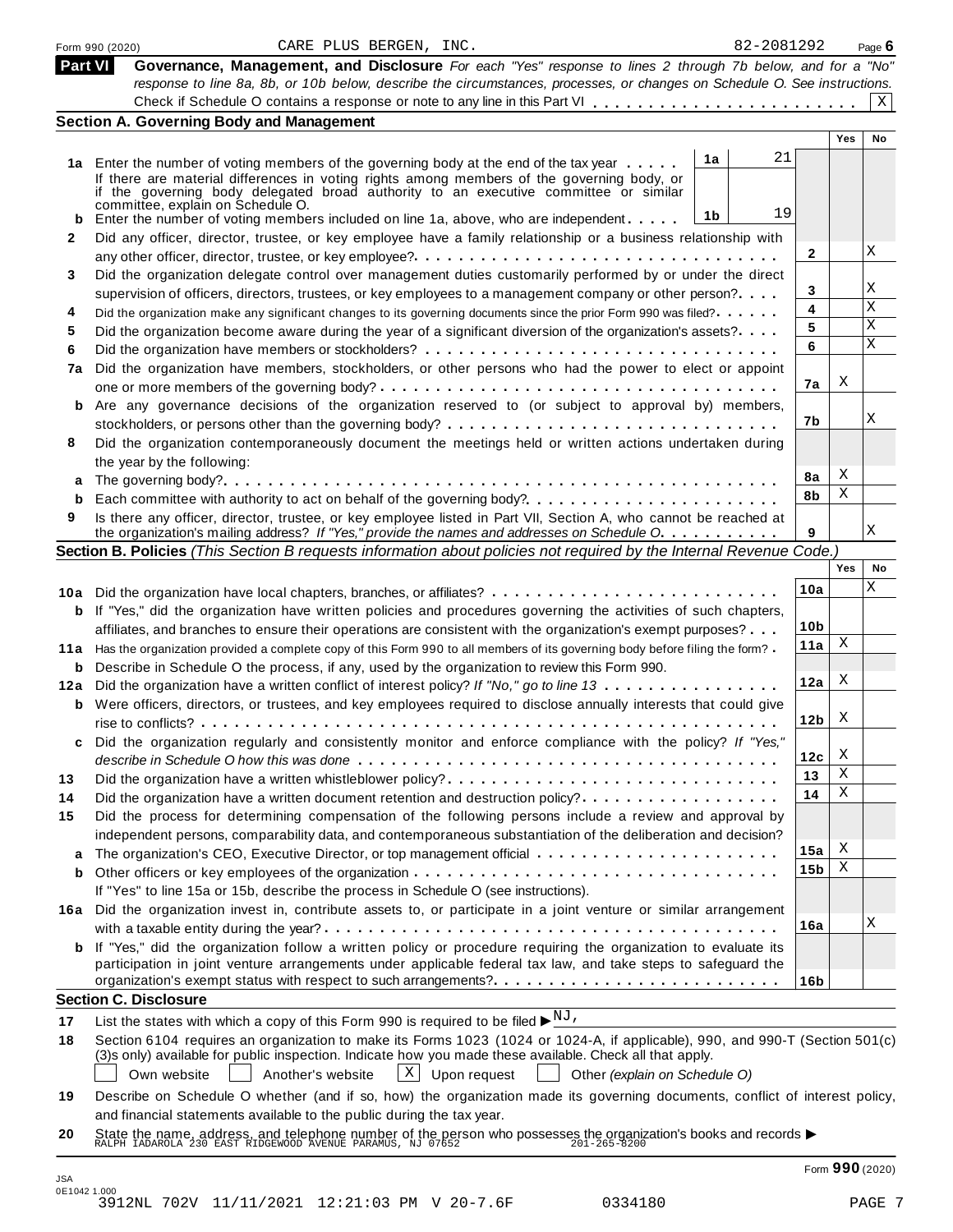Form 990 (2020) CARE PLUS BERGEN, INC. 82-2081292 Page 6

## Part VI Governance, Management, and Disclosure

*For each "Yes" response to lines 2 through 7b below, and for a "No" response to line 8a, 8b, or 10b below, describe the circumstances, processes, or changes on Schedule O. See instructions.*

Check if Schedule O contains a response or note to any line in this Part VI . . . . . . . . . . . . . . . . . . . . . . . . X

### Section A. Governing Body and Management

| | | | | Yes | No |
|---|---|---|---|---|---|
| 1a | Enter the number of voting members of the governing body at the end of the tax year . . . . . If there are material differences in voting rights among members of the governing body, or if the governing body delegated broad authority to an executive committee or similar committee, explain on Schedule O. | 1a 21 | | | |
| b | Enter the number of voting members included on line 1a, above, who are independent . . . . . | 1b 19 | | | |
| 2 | Did any officer, director, trustee, or key employee have a family relationship or a business relationship with any other officer, director, trustee, or key employee? | | 2 | | X |
| 3 | Did the organization delegate control over management duties customarily performed by or under the direct supervision of officers, directors, trustees, or key employees to a management company or other person? | | 3 | | X |
| 4 | Did the organization make any significant changes to its governing documents since the prior Form 990 was filed? | | 4 | | X |
| 5 | Did the organization become aware during the year of a significant diversion of the organization's assets? | | 5 | | X |
| 6 | Did the organization have members or stockholders? | | 6 | | X |
| 7a | Did the organization have members, stockholders, or other persons who had the power to elect or appoint one or more members of the governing body? | | 7a | X | |
| b | Are any governance decisions of the organization reserved to (or subject to approval by) members, stockholders, or persons other than the governing body? | | 7b | | X |
| 8 | Did the organization contemporaneously document the meetings held or written actions undertaken during the year by the following: | | | | |
| a | The governing body? | | 8a | X | |
| b | Each committee with authority to act on behalf of the governing body? | | 8b | X | |
| 9 | Is there any officer, director, trustee, or key employee listed in Part VII, Section A, who cannot be reached at the organization's mailing address? *If "Yes," provide the names and addresses on Schedule O* | | 9 | | X |

### Section B. Policies *(This Section B requests information about policies not required by the Internal Revenue Code.)*

| | | | Yes | No |
|---|---|---|---|---|
| 10a | Did the organization have local chapters, branches, or affiliates? | 10a | | X |
| b | If "Yes," did the organization have written policies and procedures governing the activities of such chapters, affiliates, and branches to ensure their operations are consistent with the organization's exempt purposes? | 10b | | |
| 11a | Has the organization provided a complete copy of this Form 990 to all members of its governing body before filing the form? | 11a | X | |
| b | Describe in Schedule O the process, if any, used by the organization to review this Form 990. | | | |
| 12a | Did the organization have a written conflict of interest policy? *If "No," go to line 13* | 12a | X | |
| b | Were officers, directors, or trustees, and key employees required to disclose annually interests that could give rise to conflicts? | 12b | X | |
| c | Did the organization regularly and consistently monitor and enforce compliance with the policy? *If "Yes," describe in Schedule O how this was done* | 12c | X | |
| 13 | Did the organization have a written whistleblower policy? | 13 | X | |
| 14 | Did the organization have a written document retention and destruction policy? | 14 | X | |
| 15 | Did the process for determining compensation of the following persons include a review and approval by independent persons, comparability data, and contemporaneous substantiation of the deliberation and decision? | | | |
| a | The organization's CEO, Executive Director, or top management official | 15a | X | |
| b | Other officers or key employees of the organization | 15b | X | |
| | If "Yes" to line 15a or 15b, describe the process in Schedule O (see instructions). | | | |
| 16a | Did the organization invest in, contribute assets to, or participate in a joint venture or similar arrangement with a taxable entity during the year? | 16a | | X |
| b | If "Yes," did the organization follow a written policy or procedure requiring the organization to evaluate its participation in joint venture arrangements under applicable federal tax law, and take steps to safeguard the organization's exempt status with respect to such arrangements? | 16b | | |

### Section C. Disclosure

17 List the states with which a copy of this Form 990 is required to be filed ▶ NJ,

18 Section 6104 requires an organization to make its Forms 1023 (1024 or 1024-A, if applicable), 990, and 990-T (Section 501(c)(3)s only) available for public inspection. Indicate how you made these available. Check all that apply.

☐ Own website ☐ Another's website ☒ Upon request ☐ Other *(explain on Schedule O)*

19 Describe on Schedule O whether (and if so, how) the organization made its governing documents, conflict of interest policy, and financial statements available to the public during the tax year.

20 State the name, address, and telephone number of the person who possesses the organization's books and records ▶
RALPH IADAROLA 230 EAST RIDGEWOOD AVENUE PARAMUS, NJ 07652 201-265-8200

Form **990** (2020)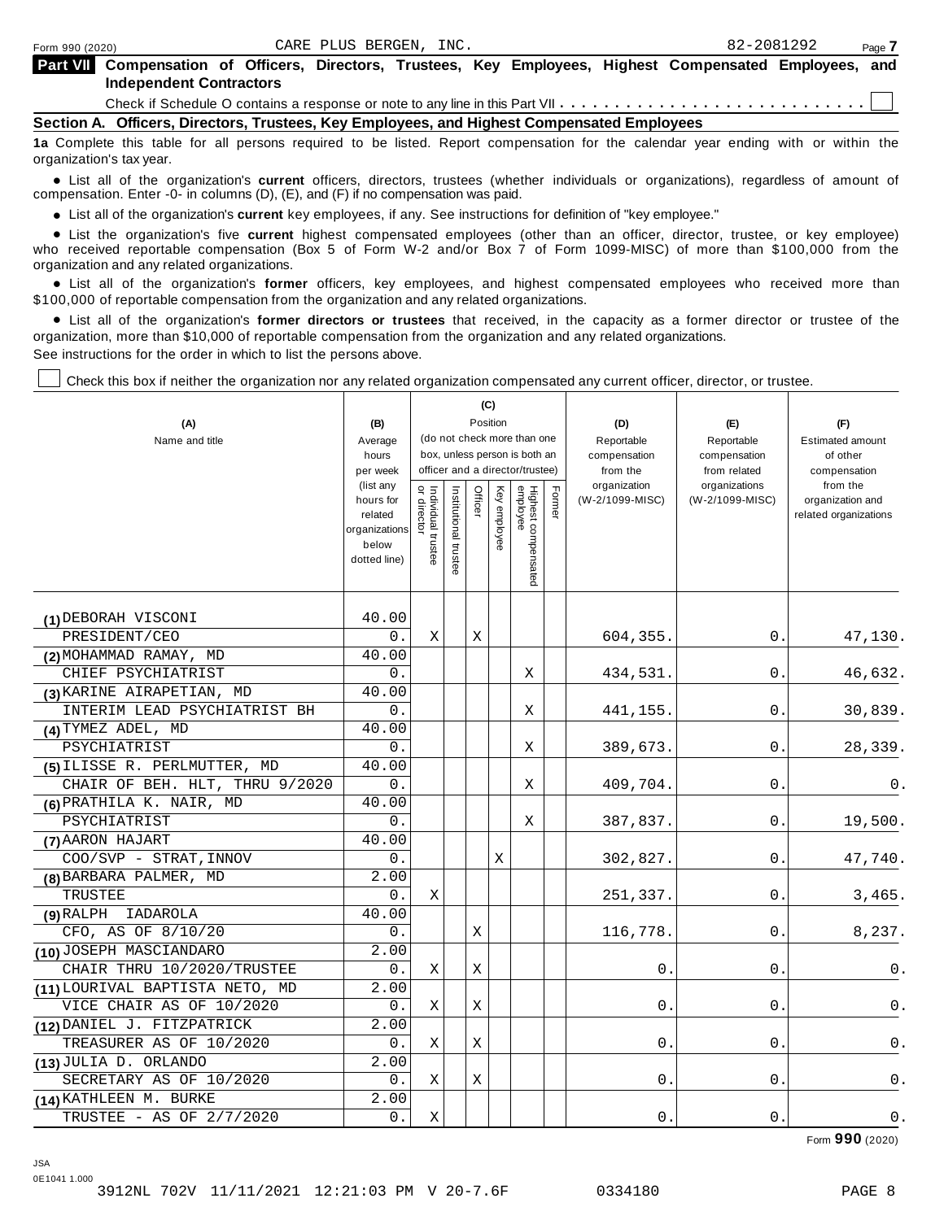Form 990 (2020) CARE PLUS BERGEN, INC. 82-2081292 Page 7

## Part VII Compensation of Officers, Directors, Trustees, Key Employees, Highest Compensated Employees, and Independent Contractors

Check if Schedule O contains a response or note to any line in this Part VII . . . . . . . . . . . . . . . . . . . . . . . . . . . . ☐

### Section A. Officers, Directors, Trustees, Key Employees, and Highest Compensated Employees

**1a** Complete this table for all persons required to be listed. Report compensation for the calendar year ending with or within the organization's tax year.

- List all of the organization's **current** officers, directors, trustees (whether individuals or organizations), regardless of amount of compensation. Enter -0- in columns (D), (E), and (F) if no compensation was paid.
- List all of the organization's **current** key employees, if any. See instructions for definition of "key employee."
- List the organization's five **current** highest compensated employees (other than an officer, director, trustee, or key employee) who received reportable compensation (Box 5 of Form W-2 and/or Box 7 of Form 1099-MISC) of more than $100,000 from the organization and any related organizations.
- List all of the organization's **former** officers, key employees, and highest compensated employees who received more than $100,000 of reportable compensation from the organization and any related organizations.
- List all of the organization's **former directors or trustees** that received, in the capacity as a former director or trustee of the organization, more than $10,000 of reportable compensation from the organization and any related organizations.

See instructions for the order in which to list the persons above.

☐ Check this box if neither the organization nor any related organization compensated any current officer, director, or trustee.

| (A) Name and title | (B) Average hours per week (list any hours for related organizations below dotted line) | (C) Position: Individual trustee or director | Institutional trustee | Officer | Key employee | Highest compensated employee | Former | (D) Reportable compensation from the organization (W-2/1099-MISC) | (E) Reportable compensation from related organizations (W-2/1099-MISC) | (F) Estimated amount of other compensation from the organization and related organizations |
|---|---|---|---|---|---|---|---|---|---|---|
| (1) DEBORAH VISCONI<br>PRESIDENT/CEO | 40.00<br>0. | X | | X | | | | 604,355. | 0. | 47,130. |
| (2) MOHAMMAD RAMAY, MD<br>CHIEF PSYCHIATRIST | 40.00<br>0. | | | | | X | | 434,531. | 0. | 46,632. |
| (3) KARINE AIRAPETIAN, MD<br>INTERIM LEAD PSYCHIATRIST BH | 40.00<br>0. | | | | | X | | 441,155. | 0. | 30,839. |
| (4) TYMEZ ADEL, MD<br>PSYCHIATRIST | 40.00<br>0. | | | | | X | | 389,673. | 0. | 28,339. |
| (5) ILISSE R. PERLMUTTER, MD<br>CHAIR OF BEH. HLT, THRU 9/2020 | 40.00<br>0. | | | | | X | | 409,704. | 0. | 0. |
| (6) PRATHILA K. NAIR, MD<br>PSYCHIATRIST | 40.00<br>0. | | | | | X | | 387,837. | 0. | 19,500. |
| (7) AARON HAJART<br>COO/SVP - STRAT,INNOV | 40.00<br>0. | | | | X | | | 302,827. | 0. | 47,740. |
| (8) BARBARA PALMER, MD<br>TRUSTEE | 2.00<br>0. | X | | | | | | 251,337. | 0. | 3,465. |
| (9) RALPH IADAROLA<br>CFO, AS OF 8/10/20 | 40.00<br>0. | | | X | | | | 116,778. | 0. | 8,237. |
| (10) JOSEPH MASCIANDARO<br>CHAIR THRU 10/2020/TRUSTEE | 2.00<br>0. | X | | X | | | | 0. | 0. | 0. |
| (11) LOURIVAL BAPTISTA NETO, MD<br>VICE CHAIR AS OF 10/2020 | 2.00<br>0. | X | | X | | | | 0. | 0. | 0. |
| (12) DANIEL J. FITZPATRICK<br>TREASURER AS OF 10/2020 | 2.00<br>0. | X | | X | | | | 0. | 0. | 0. |
| (13) JULIA D. ORLANDO<br>SECRETARY AS OF 10/2020 | 2.00<br>0. | X | | X | | | | 0. | 0. | 0. |
| (14) KATHLEEN M. BURKE<br>TRUSTEE - AS OF 2/7/2020 | 2.00<br>0. | X | | | | | | 0. | 0. | 0. |

Form **990** (2020)

JSA
0E1041 1.000
3912NL 702V 11/11/2021 12:21:03 PM V 20-7.6F 0334180 PAGE 8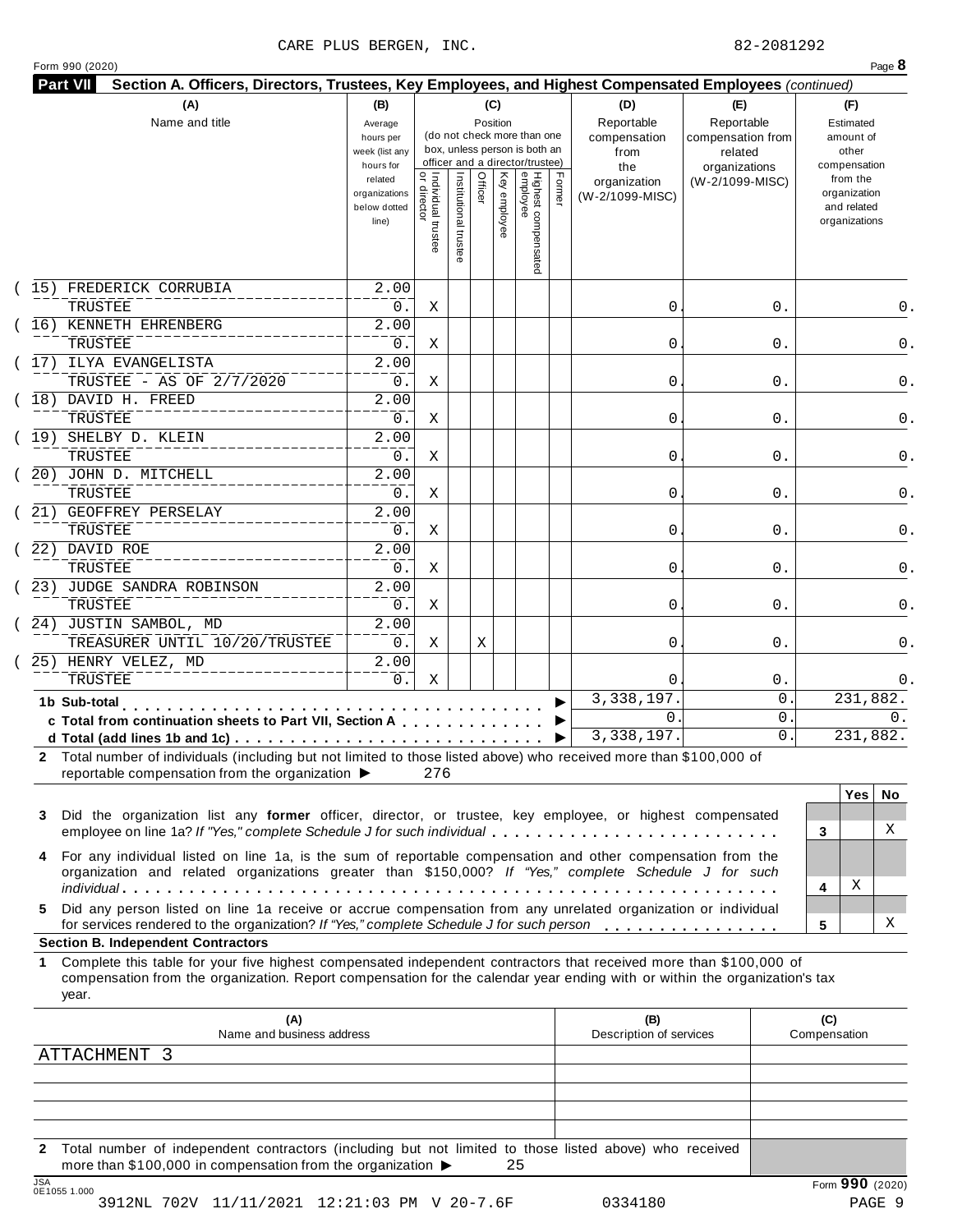CARE PLUS BERGEN, INC. 82-2081292

Form 990 (2020)

**Part VII Section A. Officers, Directors, Trustees, Key Employees, and Highest Compensated Employees** *(continued)*

| (A) Name and title | (B) Average hours per week (list any hours for related organizations below dotted line) | (C) Position: Individual trustee or director | Institutional trustee | Officer | Key employee | Highest compensated employee | Former | (D) Reportable compensation from the organization (W-2/1099-MISC) | (E) Reportable compensation from related organizations (W-2/1099-MISC) | (F) Estimated amount of other compensation from the organization and related organizations |
|---|---|---|---|---|---|---|---|---|---|---|
| (15) FREDERICK CORRUBIA<br>TRUSTEE | 2.00<br>0. | X | | | | | | 0. | 0. | 0. |
| (16) KENNETH EHRENBERG<br>TRUSTEE | 2.00<br>0. | X | | | | | | 0. | 0. | 0. |
| (17) ILYA EVANGELISTA<br>TRUSTEE - AS OF 2/7/2020 | 2.00<br>0. | X | | | | | | 0. | 0. | 0. |
| (18) DAVID H. FREED<br>TRUSTEE | 2.00<br>0. | X | | | | | | 0. | 0. | 0. |
| (19) SHELBY D. KLEIN<br>TRUSTEE | 2.00<br>0. | X | | | | | | 0. | 0. | 0. |
| (20) JOHN D. MITCHELL<br>TRUSTEE | 2.00<br>0. | X | | | | | | 0. | 0. | 0. |
| (21) GEOFFREY PERSELAY<br>TRUSTEE | 2.00<br>0. | X | | | | | | 0. | 0. | 0. |
| (22) DAVID ROE<br>TRUSTEE | 2.00<br>0. | X | | | | | | 0. | 0. | 0. |
| (23) JUDGE SANDRA ROBINSON<br>TRUSTEE | 2.00<br>0. | X | | | | | | 0. | 0. | 0. |
| (24) JUSTIN SAMBOL, MD<br>TREASURER UNTIL 10/20/TRUSTEE | 2.00<br>0. | X | | X | | | | 0. | 0. | 0. |
| (25) HENRY VELEZ, MD<br>TRUSTEE | 2.00<br>0. | X | | | | | | 0. | 0. | 0. |
| **1b Sub-total** | | | | | | | | 3,338,197. | 0. | 231,882. |
| **c Total from continuation sheets to Part VII, Section A** | | | | | | | | 0. | 0. | 0. |
| **d Total (add lines 1b and 1c)** | | | | | | | | 3,338,197. | 0. | 231,882. |

**2** Total number of individuals (including but not limited to those listed above) who received more than $100,000 of reportable compensation from the organization ▶ 276

| | | Yes | No |
|---|---|---|---|
| **3** Did the organization list any **former** officer, director, or trustee, key employee, or highest compensated employee on line 1a? *If "Yes," complete Schedule J for such individual* | 3 | | X |
| **4** For any individual listed on line 1a, is the sum of reportable compensation and other compensation from the organization and related organizations greater than $150,000? *If "Yes," complete Schedule J for such individual* | 4 | X | |
| **5** Did any person listed on line 1a receive or accrue compensation from any unrelated organization or individual for services rendered to the organization? *If "Yes," complete Schedule J for such person* | 5 | | X |

**Section B. Independent Contractors**

**1** Complete this table for your five highest compensated independent contractors that received more than $100,000 of compensation from the organization. Report compensation for the calendar year ending with or within the organization's tax year.

| (A) Name and business address | (B) Description of services | (C) Compensation |
|---|---|---|
| ATTACHMENT 3 | | |
| | | |
| | | |
| | | |
| | | |

**2** Total number of independent contractors (including but not limited to those listed above) who received more than $100,000 in compensation from the organization ▶ 25

Form **990** (2020)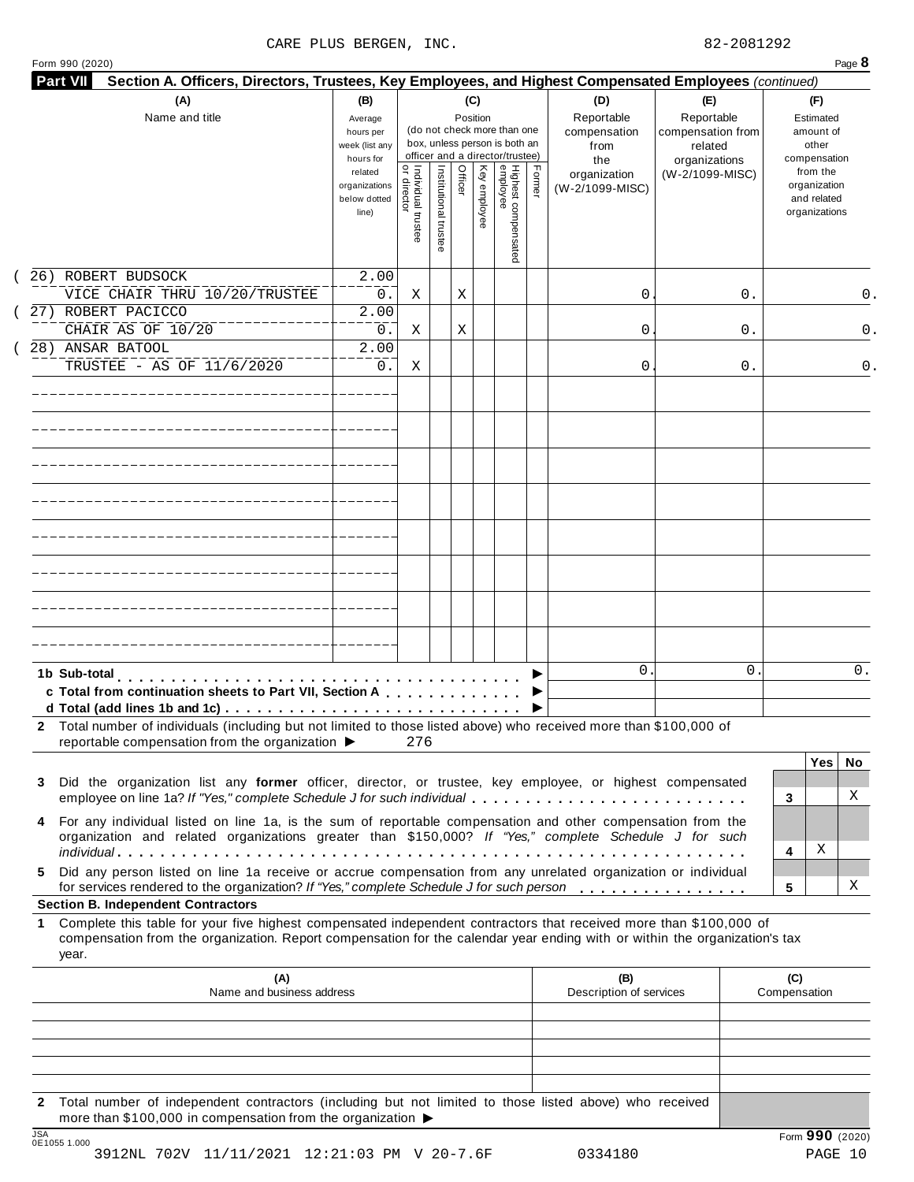CARE PLUS BERGEN, INC. 82-2081292

Form 990 (2020)

## Part VII Section A. Officers, Directors, Trustees, Key Employees, and Highest Compensated Employees *(continued)*

| (A) Name and title | (B) Average hours per week (list any hours for related organizations below dotted line) | (C) Position: Individual trustee or director | Institutional trustee | Officer | Key employee | Highest compensated employee | Former | (D) Reportable compensation from the organization (W-2/1099-MISC) | (E) Reportable compensation from related organizations (W-2/1099-MISC) | (F) Estimated amount of other compensation from the organization and related organizations |
|---|---|---|---|---|---|---|---|---|---|---|
| (26) ROBERT BUDSOCK<br>VICE CHAIR THRU 10/20/TRUSTEE | 2.00<br>0. | X | | X | | | | 0. | 0. | 0. |
| (27) ROBERT PACICCO<br>CHAIR AS OF 10/20 | 2.00<br>0. | X | | X | | | | 0. | 0. | 0. |
| (28) ANSAR BATOOL<br>TRUSTEE - AS OF 11/6/2020 | 2.00<br>0. | X | | | | | | 0. | 0. | 0. |
| 1b Sub-total | | | | | | | | 0. | 0. | 0. |
| c Total from continuation sheets to Part VII, Section A | | | | | | | | | | |
| d Total (add lines 1b and 1c) | | | | | | | | | | |

**2** Total number of individuals (including but not limited to those listed above) who received more than $100,000 of reportable compensation from the organization ▶ 276

| | | Yes | No |
|---|---|---|---|
| **3** Did the organization list any **former** officer, director, or trustee, key employee, or highest compensated employee on line 1a? *If "Yes," complete Schedule J for such individual* | 3 | | X |
| **4** For any individual listed on line 1a, is the sum of reportable compensation and other compensation from the organization and related organizations greater than $150,000? *If "Yes," complete Schedule J for such individual* | 4 | X | |
| **5** Did any person listed on line 1a receive or accrue compensation from any unrelated organization or individual for services rendered to the organization? *If "Yes," complete Schedule J for such person* | 5 | | X |

### Section B. Independent Contractors

**1** Complete this table for your five highest compensated independent contractors that received more than $100,000 of compensation from the organization. Report compensation for the calendar year ending with or within the organization's tax year.

| (A) Name and business address | (B) Description of services | (C) Compensation |
|---|---|---|
| | | |
| | | |
| | | |
| | | |
| | | |

**2** Total number of independent contractors (including but not limited to those listed above) who received more than $100,000 in compensation from the organization ▶

Form **990** (2020)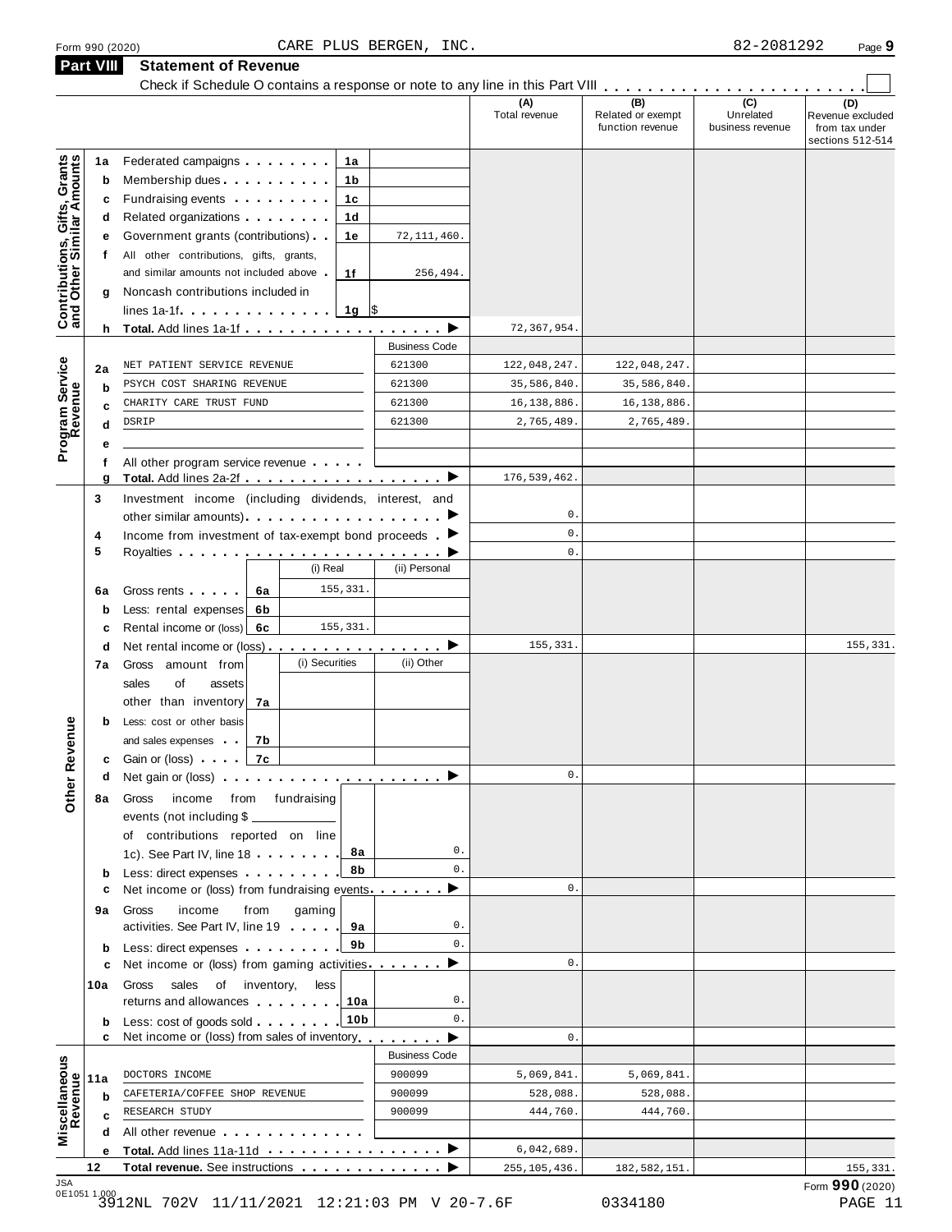Form 990 (2020) CARE PLUS BERGEN, INC. 82-2081292 Page 9

## Part VIII Statement of Revenue

Check if Schedule O contains a response or note to any line in this Part VIII . . . . . . . . . . . . . . . . . . . . . . .

| | | | | (A) Total revenue | (B) Related or exempt function revenue | (C) Unrelated business revenue | (D) Revenue excluded from tax under sections 512-514 |
|---|---|---|---|---|---|---|---|
| **Contributions, Gifts, Grants and Other Similar Amounts** | | | | | | | |
| 1a | Federated campaigns | 1a | | | | | |
| b | Membership dues | 1b | | | | | |
| c | Fundraising events | 1c | | | | | |
| d | Related organizations | 1d | | | | | |
| e | Government grants (contributions) | 1e | 72,111,460. | | | | |
| f | All other contributions, gifts, grants, and similar amounts not included above | 1f | 256,494. | | | | |
| g | Noncash contributions included in lines 1a-1f | 1g | $ | | | | |
| h | **Total.** Add lines 1a-1f | | ▶ | 72,367,954. | | | |
| **Program Service Revenue** | | | Business Code | | | | |
| 2a | NET PATIENT SERVICE REVENUE | | 621300 | 122,048,247. | 122,048,247. | | |
| b | PSYCH COST SHARING REVENUE | | 621300 | 35,586,840. | 35,586,840. | | |
| c | CHARITY CARE TRUST FUND | | 621300 | 16,138,886. | 16,138,886. | | |
| d | DSRIP | | 621300 | 2,765,489. | 2,765,489. | | |
| e | | | | | | | |
| f | All other program service revenue | | | | | | |
| g | **Total.** Add lines 2a-2f | | ▶ | 176,539,462. | | | |
| **Other Revenue** | | | | | | | |
| 3 | Investment income (including dividends, interest, and other similar amounts) | | ▶ | 0. | | | |
| 4 | Income from investment of tax-exempt bond proceeds | | ▶ | 0. | | | |
| 5 | Royalties | | ▶ | 0. | | | |
| | | (i) Real | (ii) Personal | | | | |
| 6a | Gross rents | 6a 155,331. | | | | | |
| b | Less: rental expenses | 6b | | | | | |
| c | Rental income or (loss) | 6c 155,331. | | | | | |
| d | Net rental income or (loss) | | ▶ | 155,331. | | | 155,331. |
| | | (i) Securities | (ii) Other | | | | |
| 7a | Gross amount from sales of assets other than inventory | 7a | | | | | |
| b | Less: cost or other basis and sales expenses | 7b | | | | | |
| c | Gain or (loss) | 7c | | | | | |
| d | Net gain or (loss) | | ▶ | 0. | | | |
| 8a | Gross income from fundraising events (not including $ _____ of contributions reported on line 1c). See Part IV, line 18 | 8a | 0. | | | | |
| b | Less: direct expenses | 8b | 0. | | | | |
| c | Net income or (loss) from fundraising events | | ▶ | 0. | | | |
| 9a | Gross income from gaming activities. See Part IV, line 19 | 9a | 0. | | | | |
| b | Less: direct expenses | 9b | 0. | | | | |
| c | Net income or (loss) from gaming activities | | ▶ | 0. | | | |
| 10a | Gross sales of inventory, less returns and allowances | 10a | 0. | | | | |
| b | Less: cost of goods sold | 10b | 0. | | | | |
| c | Net income or (loss) from sales of inventory | | ▶ | 0. | | | |
| **Miscellaneous Revenue** | | | Business Code | | | | |
| 11a | DOCTORS INCOME | | 900099 | 5,069,841. | 5,069,841. | | |
| b | CAFETERIA/COFFEE SHOP REVENUE | | 900099 | 528,088. | 528,088. | | |
| c | RESEARCH STUDY | | 900099 | 444,760. | 444,760. | | |
| d | All other revenue | | | | | | |
| e | **Total.** Add lines 11a-11d | | ▶ | 6,042,689. | | | |
| 12 | **Total revenue.** See instructions | | ▶ | 255,105,436. | 182,582,151. | | 155,331. |

JSA 0E1051 1.000

Form **990** (2020)

3912NL 702V 11/11/2021 12:21:03 PM V 20-7.6F 0334180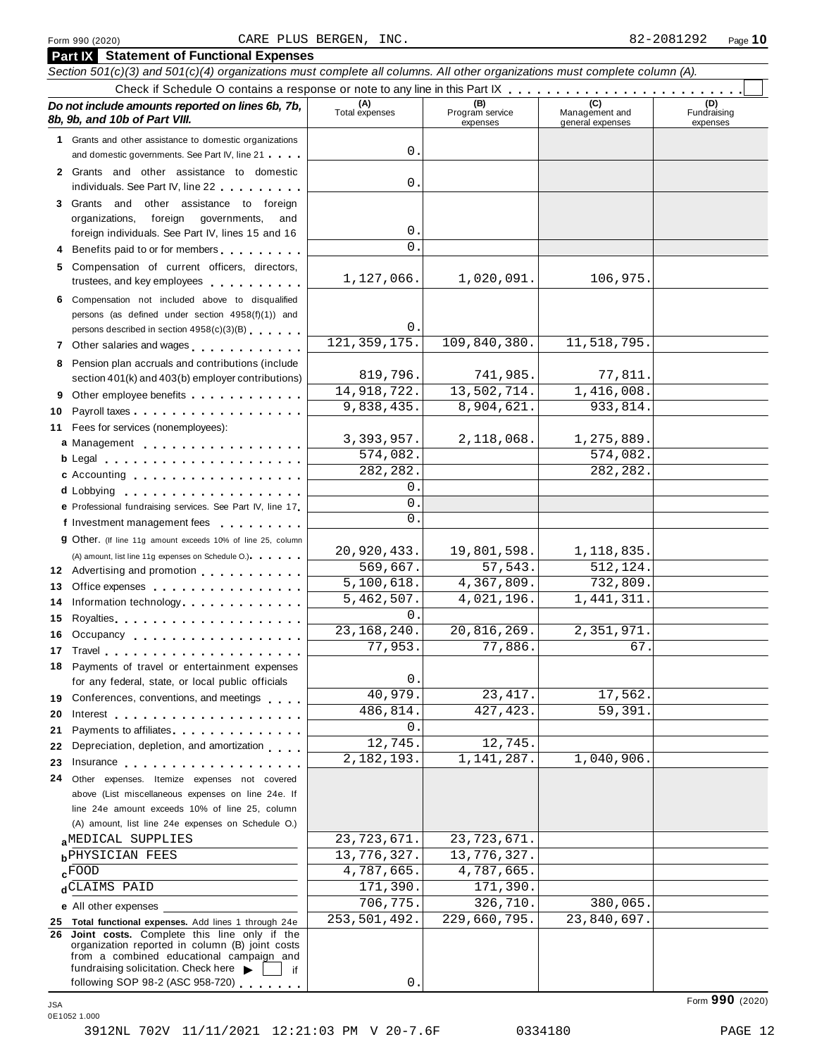Form 990 (2020) CARE PLUS BERGEN, INC. 82-2081292 Page 10

## Part IX Statement of Functional Expenses

*Section 501(c)(3) and 501(c)(4) organizations must complete all columns. All other organizations must complete column (A).*

Check if Schedule O contains a response or note to any line in this Part IX . . . . . . . . . . . . . . . . . . . . . . . . ☐

| *Do not include amounts reported on lines 6b, 7b, 8b, 9b, and 10b of Part VIII.* | (A) Total expenses | (B) Program service expenses | (C) Management and general expenses | (D) Fundraising expenses |
|---|---|---|---|---|
| **1** Grants and other assistance to domestic organizations and domestic governments. See Part IV, line 21 | 0. | | | |
| **2** Grants and other assistance to domestic individuals. See Part IV, line 22 | 0. | | | |
| **3** Grants and other assistance to foreign organizations, foreign governments, and foreign individuals. See Part IV, lines 15 and 16 | 0. | | | |
| **4** Benefits paid to or for members | 0. | | | |
| **5** Compensation of current officers, directors, trustees, and key employees | 1,127,066. | 1,020,091. | 106,975. | |
| **6** Compensation not included above to disqualified persons (as defined under section 4958(f)(1)) and persons described in section 4958(c)(3)(B) | 0. | | | |
| **7** Other salaries and wages | 121,359,175. | 109,840,380. | 11,518,795. | |
| **8** Pension plan accruals and contributions (include section 401(k) and 403(b) employer contributions) | 819,796. | 741,985. | 77,811. | |
| **9** Other employee benefits | 14,918,722. | 13,502,714. | 1,416,008. | |
| **10** Payroll taxes | 9,838,435. | 8,904,621. | 933,814. | |
| **11** Fees for services (nonemployees): | | | | |
| **a** Management | 3,393,957. | 2,118,068. | 1,275,889. | |
| **b** Legal | 574,082. | | 574,082. | |
| **c** Accounting | 282,282. | | 282,282. | |
| **d** Lobbying | 0. | | | |
| **e** Professional fundraising services. See Part IV, line 17 | 0. | | | |
| **f** Investment management fees | 0. | | | |
| **g** Other. (If line 11g amount exceeds 10% of line 25, column (A) amount, list line 11g expenses on Schedule O.) | 20,920,433. | 19,801,598. | 1,118,835. | |
| **12** Advertising and promotion | 569,667. | 57,543. | 512,124. | |
| **13** Office expenses | 5,100,618. | 4,367,809. | 732,809. | |
| **14** Information technology | 5,462,507. | 4,021,196. | 1,441,311. | |
| **15** Royalties | 0. | | | |
| **16** Occupancy | 23,168,240. | 20,816,269. | 2,351,971. | |
| **17** Travel | 77,953. | 77,886. | 67. | |
| **18** Payments of travel or entertainment expenses for any federal, state, or local public officials | 0. | | | |
| **19** Conferences, conventions, and meetings | 40,979. | 23,417. | 17,562. | |
| **20** Interest | 486,814. | 427,423. | 59,391. | |
| **21** Payments to affiliates | 0. | | | |
| **22** Depreciation, depletion, and amortization | 12,745. | 12,745. | | |
| **23** Insurance | 2,182,193. | 1,141,287. | 1,040,906. | |
| **24** Other expenses. Itemize expenses not covered above (List miscellaneous expenses on line 24e. If line 24e amount exceeds 10% of line 25, column (A) amount, list line 24e expenses on Schedule O.) | | | | |
| **a** MEDICAL SUPPLIES | 23,723,671. | 23,723,671. | | |
| **b** PHYSICIAN FEES | 13,776,327. | 13,776,327. | | |
| **c** FOOD | 4,787,665. | 4,787,665. | | |
| **d** CLAIMS PAID | 171,390. | 171,390. | | |
| **e** All other expenses | 706,775. | 326,710. | 380,065. | |
| **25 Total functional expenses.** Add lines 1 through 24e | 253,501,492. | 229,660,795. | 23,840,697. | |
| **26 Joint costs.** Complete this line only if the organization reported in column (B) joint costs from a combined educational campaign and fundraising solicitation. Check here ▶ ☐ if following SOP 98-2 (ASC 958-720) | 0. | | | |

Form **990** (2020)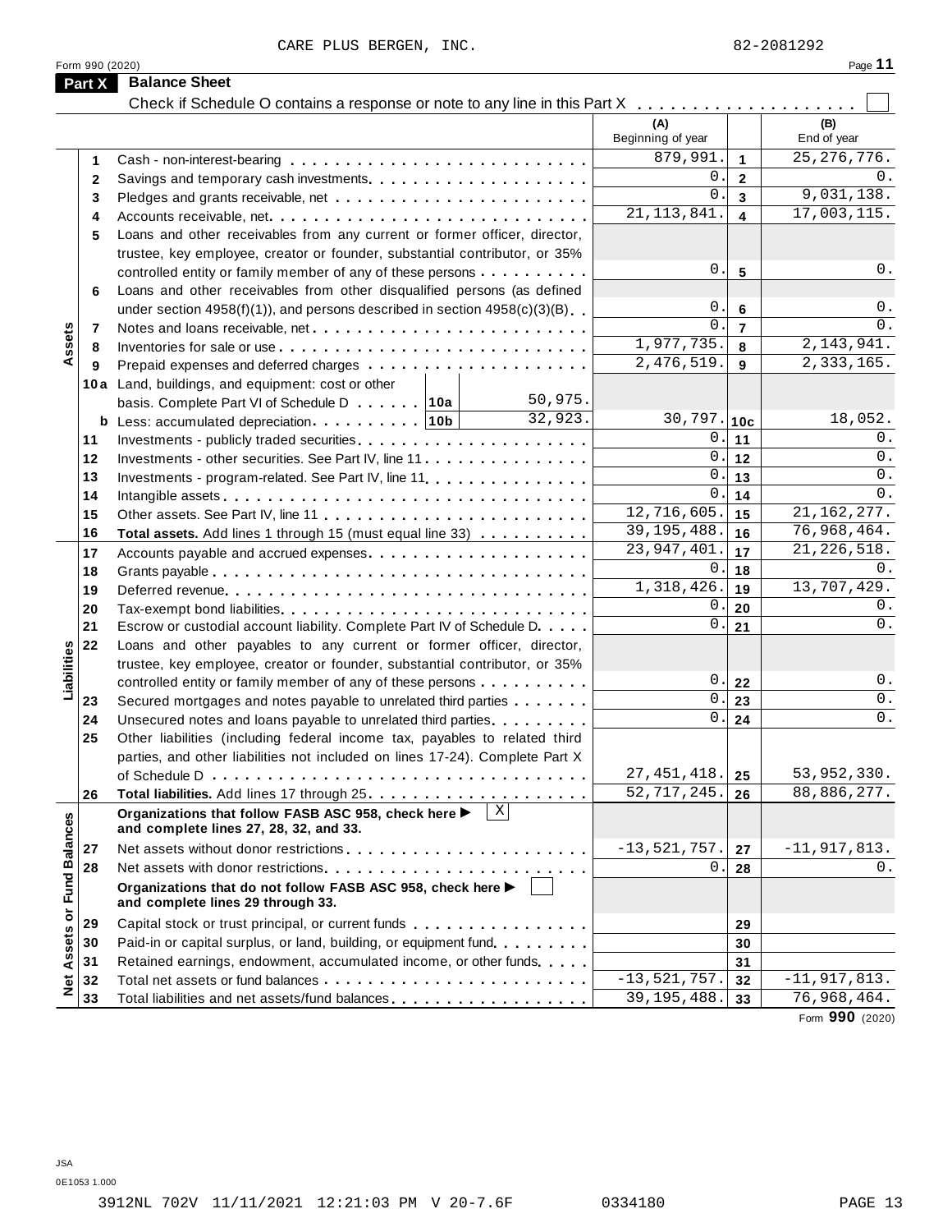CARE PLUS BERGEN, INC. 82-2081292

Form 990 (2020)

## Part X Balance Sheet

Check if Schedule O contains a response or note to any line in this Part X . . . . . . . . . . . . . . . . . . . . ☐

| | | | (A) Beginning of year | | (B) End of year |
|---|---|---|---|---|---|
| Assets | 1 | Cash - non-interest-bearing | 879,991. | 1 | 25,276,776. |
| | 2 | Savings and temporary cash investments | 0. | 2 | 0. |
| | 3 | Pledges and grants receivable, net | 0. | 3 | 9,031,138. |
| | 4 | Accounts receivable, net | 21,113,841. | 4 | 17,003,115. |
| | 5 | Loans and other receivables from any current or former officer, director, trustee, key employee, creator or founder, substantial contributor, or 35% controlled entity or family member of any of these persons | 0. | 5 | 0. |
| | 6 | Loans and other receivables from other disqualified persons (as defined under section 4958(f)(1)), and persons described in section 4958(c)(3)(B) | 0. | 6 | 0. |
| | 7 | Notes and loans receivable, net | 0. | 7 | 0. |
| | 8 | Inventories for sale or use | 1,977,735. | 8 | 2,143,941. |
| | 9 | Prepaid expenses and deferred charges | 2,476,519. | 9 | 2,333,165. |
| | 10a | Land, buildings, and equipment: cost or other basis. Complete Part VI of Schedule D . . . 10a 50,975. | | | |
| | b | Less: accumulated depreciation . . . 10b 32,923. | 30,797. | 10c | 18,052. |
| | 11 | Investments - publicly traded securities | 0. | 11 | 0. |
| | 12 | Investments - other securities. See Part IV, line 11 | 0. | 12 | 0. |
| | 13 | Investments - program-related. See Part IV, line 11 | 0. | 13 | 0. |
| | 14 | Intangible assets | 0. | 14 | 0. |
| | 15 | Other assets. See Part IV, line 11 | 12,716,605. | 15 | 21,162,277. |
| | 16 | **Total assets.** Add lines 1 through 15 (must equal line 33) | 39,195,488. | 16 | 76,968,464. |
| Liabilities | 17 | Accounts payable and accrued expenses | 23,947,401. | 17 | 21,226,518. |
| | 18 | Grants payable | 0. | 18 | 0. |
| | 19 | Deferred revenue | 1,318,426. | 19 | 13,707,429. |
| | 20 | Tax-exempt bond liabilities | 0. | 20 | 0. |
| | 21 | Escrow or custodial account liability. Complete Part IV of Schedule D | 0. | 21 | 0. |
| | 22 | Loans and other payables to any current or former officer, director, trustee, key employee, creator or founder, substantial contributor, or 35% controlled entity or family member of any of these persons | 0. | 22 | 0. |
| | 23 | Secured mortgages and notes payable to unrelated third parties | 0. | 23 | 0. |
| | 24 | Unsecured notes and loans payable to unrelated third parties | 0. | 24 | 0. |
| | 25 | Other liabilities (including federal income tax, payables to related third parties, and other liabilities not included on lines 17-24). Complete Part X of Schedule D | 27,451,418. | 25 | 53,952,330. |
| | 26 | **Total liabilities.** Add lines 17 through 25 | 52,717,245. | 26 | 88,886,277. |
| Net Assets or Fund Balances | | **Organizations that follow FASB ASC 958, check here ▶** [X] **and complete lines 27, 28, 32, and 33.** | | | |
| | 27 | Net assets without donor restrictions | -13,521,757. | 27 | -11,917,813. |
| | 28 | Net assets with donor restrictions | 0. | 28 | 0. |
| | | **Organizations that do not follow FASB ASC 958, check here ▶** [ ] **and complete lines 29 through 33.** | | | |
| | 29 | Capital stock or trust principal, or current funds | | 29 | |
| | 30 | Paid-in or capital surplus, or land, building, or equipment fund | | 30 | |
| | 31 | Retained earnings, endowment, accumulated income, or other funds | | 31 | |
| | 32 | Total net assets or fund balances | -13,521,757. | 32 | -11,917,813. |
| | 33 | Total liabilities and net assets/fund balances | 39,195,488. | 33 | 76,968,464. |

Form **990** (2020)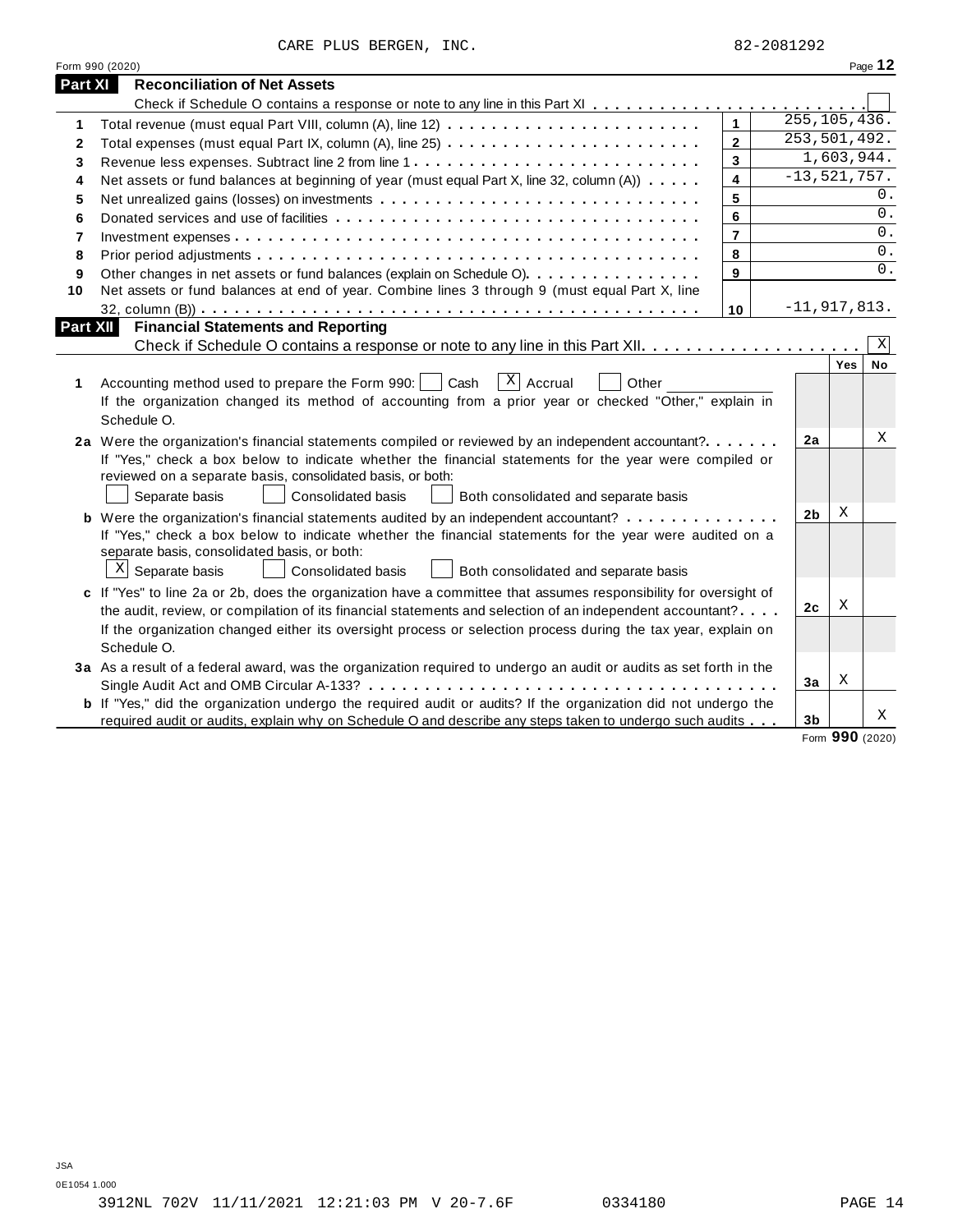CARE PLUS BERGEN, INC. 82-2081292

Form 990 (2020) Page **12**

## Part XI Reconciliation of Net Assets

Check if Schedule O contains a response or note to any line in this Part XI . . . . . . . . . . . . . . . . . . . . . . . . ☐

| | | | |
|---|---|---|---|
| 1 | Total revenue (must equal Part VIII, column (A), line 12) | 1 | 255,105,436. |
| 2 | Total expenses (must equal Part IX, column (A), line 25) | 2 | 253,501,492. |
| 3 | Revenue less expenses. Subtract line 2 from line 1 | 3 | 1,603,944. |
| 4 | Net assets or fund balances at beginning of year (must equal Part X, line 32, column (A)) | 4 | -13,521,757. |
| 5 | Net unrealized gains (losses) on investments | 5 | 0. |
| 6 | Donated services and use of facilities | 6 | 0. |
| 7 | Investment expenses | 7 | 0. |
| 8 | Prior period adjustments | 8 | 0. |
| 9 | Other changes in net assets or fund balances (explain on Schedule O) | 9 | 0. |
| 10 | Net assets or fund balances at end of year. Combine lines 3 through 9 (must equal Part X, line 32, column (B)) | 10 | -11,917,813. |

## Part XII Financial Statements and Reporting

Check if Schedule O contains a response or note to any line in this Part XII . . . . . . . . . . . . . . . . . . . . ☒

| | | | Yes | No |
|---|---|---|---|---|
| 1 | Accounting method used to prepare the Form 990: ☐ Cash ☒ Accrual ☐ Other ______ If the organization changed its method of accounting from a prior year or checked "Other," explain in Schedule O. | | | |
| 2a | Were the organization's financial statements compiled or reviewed by an independent accountant? If "Yes," check a box below to indicate whether the financial statements for the year were compiled or reviewed on a separate basis, consolidated basis, or both: ☐ Separate basis ☐ Consolidated basis ☐ Both consolidated and separate basis | 2a | | X |
| b | Were the organization's financial statements audited by an independent accountant? If "Yes," check a box below to indicate whether the financial statements for the year were audited on a separate basis, consolidated basis, or both: ☒ Separate basis ☐ Consolidated basis ☐ Both consolidated and separate basis | 2b | X | |
| c | If "Yes" to line 2a or 2b, does the organization have a committee that assumes responsibility for oversight of the audit, review, or compilation of its financial statements and selection of an independent accountant? If the organization changed either its oversight process or selection process during the tax year, explain on Schedule O. | 2c | X | |
| 3a | As a result of a federal award, was the organization required to undergo an audit or audits as set forth in the Single Audit Act and OMB Circular A-133? | 3a | X | |
| b | If "Yes," did the organization undergo the required audit or audits? If the organization did not undergo the required audit or audits, explain why on Schedule O and describe any steps taken to undergo such audits | 3b | | X |

Form **990** (2020)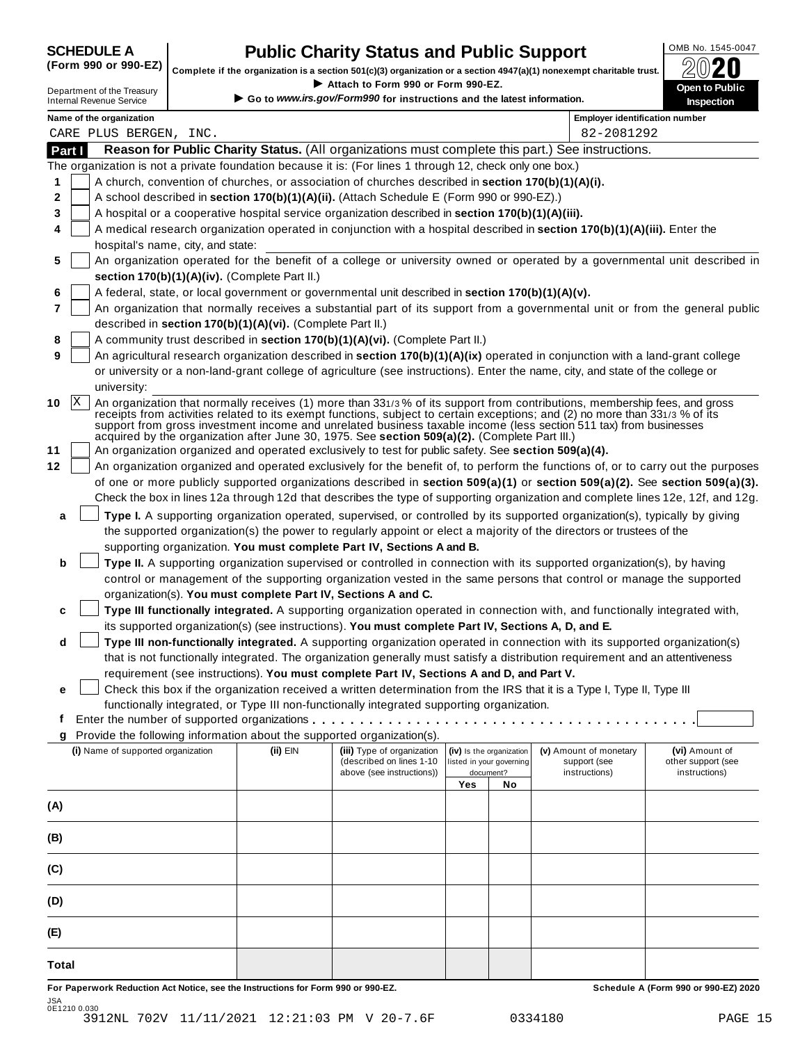**SCHEDULE A (Form 990 or 990-EZ)**

Department of the Treasury
Internal Revenue Service

# Public Charity Status and Public Support

**Complete if the organization is a section 501(c)(3) organization or a section 4947(a)(1) nonexempt charitable trust.**
▶ Attach to Form 990 or Form 990-EZ.
▶ Go to *www.irs.gov/Form990* for instructions and the latest information.

OMB No. 1545-0047
**2020**
**Open to Public Inspection**

**Name of the organization:** CARE PLUS BERGEN, INC.
**Employer identification number:** 82-2081292

## Part I Reason for Public Charity Status. (All organizations must complete this part.) See instructions.

The organization is not a private foundation because it is: (For lines 1 through 12, check only one box.)

1 [ ] A church, convention of churches, or association of churches described in **section 170(b)(1)(A)(i).**

2 [ ] A school described in **section 170(b)(1)(A)(ii).** (Attach Schedule E (Form 990 or 990-EZ).)

3 [ ] A hospital or a cooperative hospital service organization described in **section 170(b)(1)(A)(iii).**

4 [ ] A medical research organization operated in conjunction with a hospital described in **section 170(b)(1)(A)(iii).** Enter the hospital's name, city, and state:

5 [ ] An organization operated for the benefit of a college or university owned or operated by a governmental unit described in **section 170(b)(1)(A)(iv).** (Complete Part II.)

6 [ ] A federal, state, or local government or governmental unit described in **section 170(b)(1)(A)(v).**

7 [ ] An organization that normally receives a substantial part of its support from a governmental unit or from the general public described in **section 170(b)(1)(A)(vi).** (Complete Part II.)

8 [ ] A community trust described in **section 170(b)(1)(A)(vi).** (Complete Part II.)

9 [ ] An agricultural research organization described in **section 170(b)(1)(A)(ix)** operated in conjunction with a land-grant college or university or a non-land-grant college of agriculture (see instructions). Enter the name, city, and state of the college or university:

10 [X] An organization that normally receives (1) more than 33 1/3 % of its support from contributions, membership fees, and gross receipts from activities related to its exempt functions, subject to certain exceptions; and (2) no more than 33 1/3 % of its support from gross investment income and unrelated business taxable income (less section 511 tax) from businesses acquired by the organization after June 30, 1975. See **section 509(a)(2).** (Complete Part III.)

11 [ ] An organization organized and operated exclusively to test for public safety. See **section 509(a)(4).**

12 [ ] An organization organized and operated exclusively for the benefit of, to perform the functions of, or to carry out the purposes of one or more publicly supported organizations described in **section 509(a)(1)** or **section 509(a)(2).** See **section 509(a)(3).** Check the box in lines 12a through 12d that describes the type of supporting organization and complete lines 12e, 12f, and 12g.

a [ ] **Type I.** A supporting organization operated, supervised, or controlled by its supported organization(s), typically by giving the supported organization(s) the power to regularly appoint or elect a majority of the directors or trustees of the supporting organization. **You must complete Part IV, Sections A and B.**

b [ ] **Type II.** A supporting organization supervised or controlled in connection with its supported organization(s), by having control or management of the supporting organization vested in the same persons that control or manage the supported organization(s). **You must complete Part IV, Sections A and C.**

c [ ] **Type III functionally integrated.** A supporting organization operated in connection with, and functionally integrated with, its supported organization(s) (see instructions). **You must complete Part IV, Sections A, D, and E.**

d [ ] **Type III non-functionally integrated.** A supporting organization operated in connection with its supported organization(s) that is not functionally integrated. The organization generally must satisfy a distribution requirement and an attentiveness requirement (see instructions). **You must complete Part IV, Sections A and D, and Part V.**

e [ ] Check this box if the organization received a written determination from the IRS that it is a Type I, Type II, Type III functionally integrated, or Type III non-functionally integrated supporting organization.

f Enter the number of supported organizations . . . . . . . . . . . . . . . . . . . . . . . . . . . . . . . . . . . . . . .

g Provide the following information about the supported organization(s).

| (i) Name of supported organization | (ii) EIN | (iii) Type of organization (described on lines 1-10 above (see instructions)) | (iv) Is the organization listed in your governing document? Yes | No | (v) Amount of monetary support (see instructions) | (vi) Amount of other support (see instructions) |
|---|---|---|---|---|---|---|
| (A) | | | | | | |
| (B) | | | | | | |
| (C) | | | | | | |
| (D) | | | | | | |
| (E) | | | | | | |
| Total | | | | | | |

**For Paperwork Reduction Act Notice, see the Instructions for Form 990 or 990-EZ.** **Schedule A (Form 990 or 990-EZ) 2020**

JSA
0E1210 0.030
3912NL 702V 11/11/2021 12:21:03 PM V 20-7.6F 0334180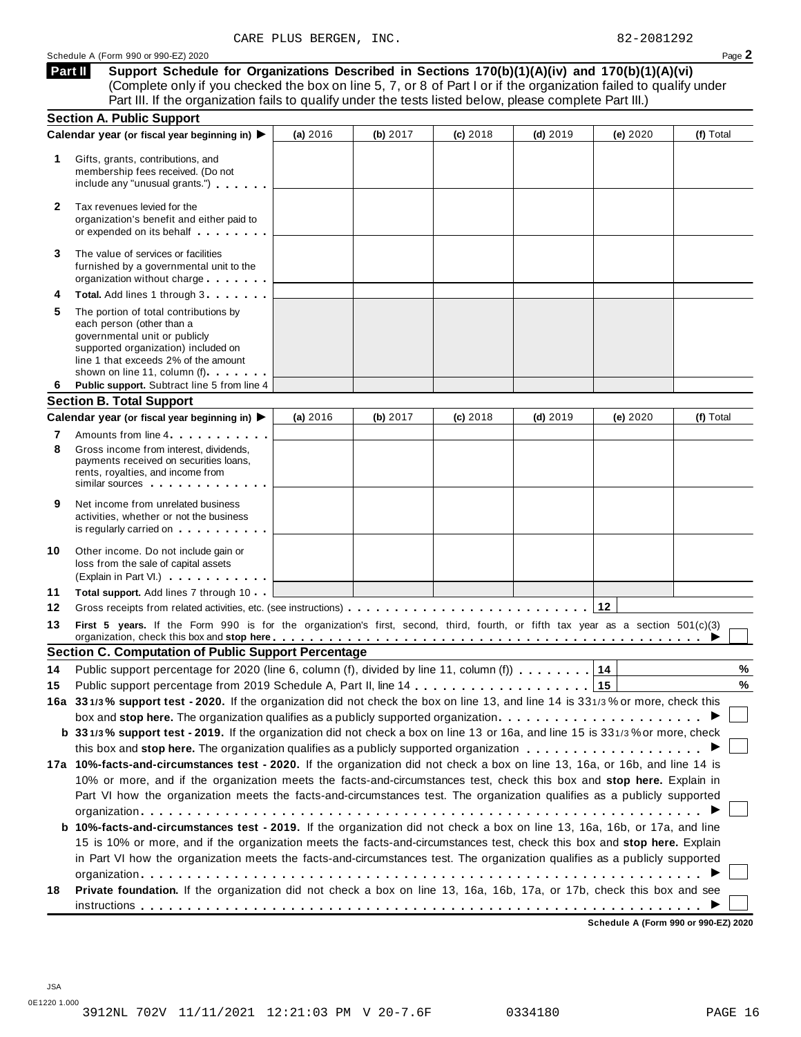CARE PLUS BERGEN, INC. 82-2081292

Schedule A (Form 990 or 990-EZ) 2020

## Part II Support Schedule for Organizations Described in Sections 170(b)(1)(A)(iv) and 170(b)(1)(A)(vi)

(Complete only if you checked the box on line 5, 7, or 8 of Part I or if the organization failed to qualify under Part III. If the organization fails to qualify under the tests listed below, please complete Part III.)

### Section A. Public Support

| | Calendar year (or fiscal year beginning in) ▶ | (a) 2016 | (b) 2017 | (c) 2018 | (d) 2019 | (e) 2020 | (f) Total |
|---|---|---|---|---|---|---|---|
| 1 | Gifts, grants, contributions, and membership fees received. (Do not include any "unusual grants.") | | | | | | |
| 2 | Tax revenues levied for the organization's benefit and either paid to or expended on its behalf | | | | | | |
| 3 | The value of services or facilities furnished by a governmental unit to the organization without charge | | | | | | |
| 4 | **Total.** Add lines 1 through 3 | | | | | | |
| 5 | The portion of total contributions by each person (other than a governmental unit or publicly supported organization) included on line 1 that exceeds 2% of the amount shown on line 11, column (f) | | | | | | |
| 6 | **Public support.** Subtract line 5 from line 4 | | | | | | |

### Section B. Total Support

| | Calendar year (or fiscal year beginning in) ▶ | (a) 2016 | (b) 2017 | (c) 2018 | (d) 2019 | (e) 2020 | (f) Total |
|---|---|---|---|---|---|---|---|
| 7 | Amounts from line 4 | | | | | | |
| 8 | Gross income from interest, dividends, payments received on securities loans, rents, royalties, and income from similar sources | | | | | | |
| 9 | Net income from unrelated business activities, whether or not the business is regularly carried on | | | | | | |
| 10 | Other income. Do not include gain or loss from the sale of capital assets (Explain in Part VI.) | | | | | | |
| 11 | **Total support.** Add lines 7 through 10 | | | | | | |

**12** Gross receipts from related activities, etc. (see instructions) . . . **12** ______

**13** **First 5 years.** If the Form 990 is for the organization's first, second, third, fourth, or fifth tax year as a section 501(c)(3) organization, check this box and **stop here** . . . ▶ ☐

### Section C. Computation of Public Support Percentage

**14** Public support percentage for 2020 (line 6, column (f), divided by line 11, column (f)) . . . **14** ______ %

**15** Public support percentage from 2019 Schedule A, Part II, line 14 . . . **15** ______ %

**16a 33 1/3% support test - 2020.** If the organization did not check the box on line 13, and line 14 is 33 1/3% or more, check this box and **stop here.** The organization qualifies as a publicly supported organization . . . ▶ ☐

**b 33 1/3% support test - 2019.** If the organization did not check a box on line 13 or 16a, and line 15 is 33 1/3% or more, check this box and **stop here.** The organization qualifies as a publicly supported organization . . . ▶ ☐

**17a 10%-facts-and-circumstances test - 2020.** If the organization did not check a box on line 13, 16a, or 16b, and line 14 is 10% or more, and if the organization meets the facts-and-circumstances test, check this box and **stop here.** Explain in Part VI how the organization meets the facts-and-circumstances test. The organization qualifies as a publicly supported organization . . . ▶ ☐

**b 10%-facts-and-circumstances test - 2019.** If the organization did not check a box on line 13, 16a, 16b, or 17a, and line 15 is 10% or more, and if the organization meets the facts-and-circumstances test, check this box and **stop here.** Explain in Part VI how the organization meets the facts-and-circumstances test. The organization qualifies as a publicly supported organization . . . ▶ ☐

**18** **Private foundation.** If the organization did not check a box on line 13, 16a, 16b, 17a, or 17b, check this box and see instructions . . . ▶ ☐

**Schedule A (Form 990 or 990-EZ) 2020**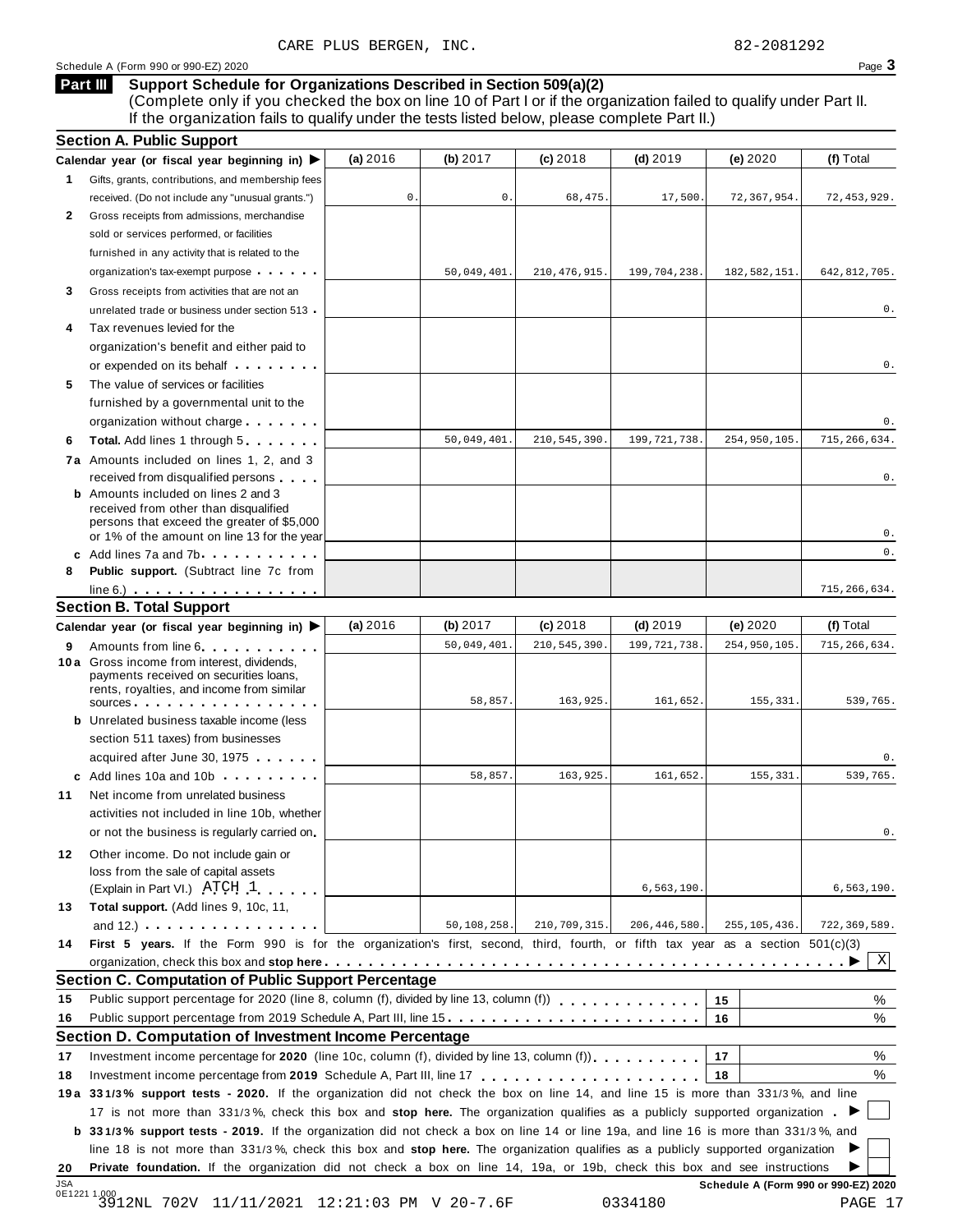CARE PLUS BERGEN, INC. 82-2081292

Schedule A (Form 990 or 990-EZ) 2020

## Part III Support Schedule for Organizations Described in Section 509(a)(2)

(Complete only if you checked the box on line 10 of Part I or if the organization failed to qualify under Part II. If the organization fails to qualify under the tests listed below, please complete Part II.)

### Section A. Public Support

| Calendar year (or fiscal year beginning in) ▶ | (a) 2016 | (b) 2017 | (c) 2018 | (d) 2019 | (e) 2020 | (f) Total |
|---|---|---|---|---|---|---|
| **1** Gifts, grants, contributions, and membership fees received. (Do not include any "unusual grants.") | 0. | 0. | 68,475. | 17,500. | 72,367,954. | 72,453,929. |
| **2** Gross receipts from admissions, merchandise sold or services performed, or facilities furnished in any activity that is related to the organization's tax-exempt purpose | | 50,049,401. | 210,476,915. | 199,704,238. | 182,582,151. | 642,812,705. |
| **3** Gross receipts from activities that are not an unrelated trade or business under section 513 | | | | | | 0. |
| **4** Tax revenues levied for the organization's benefit and either paid to or expended on its behalf | | | | | | 0. |
| **5** The value of services or facilities furnished by a governmental unit to the organization without charge | | | | | | 0. |
| **6** **Total.** Add lines 1 through 5 | | 50,049,401. | 210,545,390. | 199,721,738. | 254,950,105. | 715,266,634. |
| **7a** Amounts included on lines 1, 2, and 3 received from disqualified persons | | | | | | 0. |
| **b** Amounts included on lines 2 and 3 received from other than disqualified persons that exceed the greater of $5,000 or 1% of the amount on line 13 for the year | | | | | | 0. |
| **c** Add lines 7a and 7b | | | | | | 0. |
| **8** **Public support.** (Subtract line 7c from line 6.) | | | | | | 715,266,634. |

### Section B. Total Support

| Calendar year (or fiscal year beginning in) ▶ | (a) 2016 | (b) 2017 | (c) 2018 | (d) 2019 | (e) 2020 | (f) Total |
|---|---|---|---|---|---|---|
| **9** Amounts from line 6 | | 50,049,401. | 210,545,390. | 199,721,738. | 254,950,105. | 715,266,634. |
| **10a** Gross income from interest, dividends, payments received on securities loans, rents, royalties, and income from similar sources | | 58,857. | 163,925. | 161,652. | 155,331. | 539,765. |
| **b** Unrelated business taxable income (less section 511 taxes) from businesses acquired after June 30, 1975 | | | | | | 0. |
| **c** Add lines 10a and 10b | | 58,857. | 163,925. | 161,652. | 155,331. | 539,765. |
| **11** Net income from unrelated business activities not included in line 10b, whether or not the business is regularly carried on | | | | | | 0. |
| **12** Other income. Do not include gain or loss from the sale of capital assets (Explain in Part VI.) ATCH 1 | | | | 6,563,190. | | 6,563,190. |
| **13** **Total support.** (Add lines 9, 10c, 11, and 12.) | | 50,108,258. | 210,709,315. | 206,446,580. | 255,105,436. | 722,369,589. |

**14** **First 5 years.** If the Form 990 is for the organization's first, second, third, fourth, or fifth tax year as a section 501(c)(3) organization, check this box and **stop here** ▶ [X]

### Section C. Computation of Public Support Percentage

| | | | |
|---|---|---|---|
| **15** | Public support percentage for 2020 (line 8, column (f), divided by line 13, column (f)) | 15 | % |
| **16** | Public support percentage from 2019 Schedule A, Part III, line 15 | 16 | % |

### Section D. Computation of Investment Income Percentage

| | | | |
|---|---|---|---|
| **17** | Investment income percentage for **2020** (line 10c, column (f), divided by line 13, column (f)) | 17 | % |
| **18** | Investment income percentage from **2019** Schedule A, Part III, line 17 | 18 | % |

**19a** **33 1/3% support tests - 2020.** If the organization did not check the box on line 14, and line 15 is more than 33 1/3%, and line 17 is not more than 33 1/3%, check this box and **stop here.** The organization qualifies as a publicly supported organization ▶ [ ]

**b** **33 1/3% support tests - 2019.** If the organization did not check a box on line 14 or line 19a, and line 16 is more than 33 1/3%, and line 18 is not more than 33 1/3%, check this box and **stop here.** The organization qualifies as a publicly supported organization ▶ [ ]

**20** **Private foundation.** If the organization did not check a box on line 14, 19a, or 19b, check this box and see instructions ▶ [ ]

Schedule A (Form 990 or 990-EZ) 2020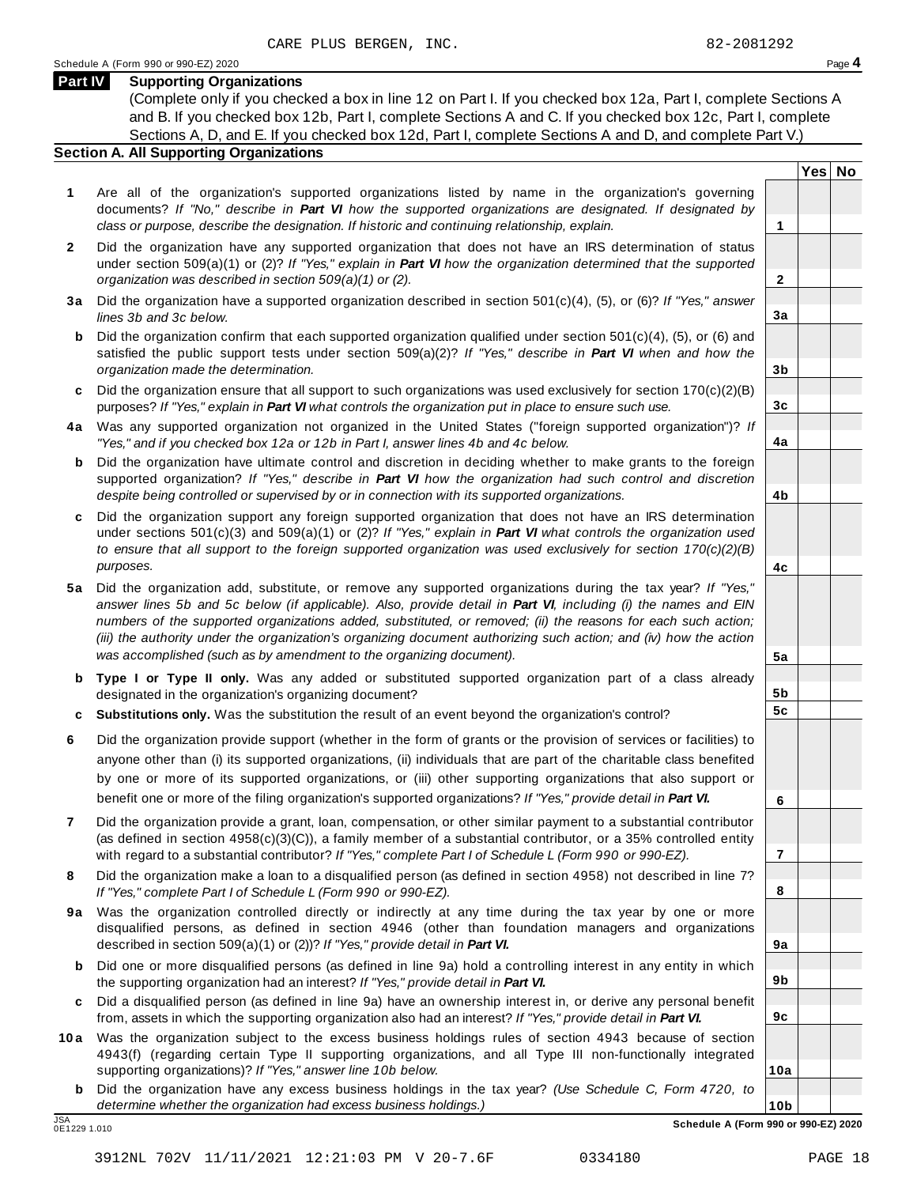CARE PLUS BERGEN, INC. 82-2081292

Schedule A (Form 990 or 990-EZ) 2020

## Part IV Supporting Organizations

(Complete only if you checked a box in line 12 on Part I. If you checked box 12a, Part I, complete Sections A and B. If you checked box 12b, Part I, complete Sections A and C. If you checked box 12c, Part I, complete Sections A, D, and E. If you checked box 12d, Part I, complete Sections A and D, and complete Part V.)

### Section A. All Supporting Organizations

| | | | Yes | No |
|---|---|---|---|---|
| **1** | Are all of the organization's supported organizations listed by name in the organization's governing documents? *If "No," describe in **Part VI** how the supported organizations are designated. If designated by class or purpose, describe the designation. If historic and continuing relationship, explain.* | **1** | | |
| **2** | Did the organization have any supported organization that does not have an IRS determination of status under section 509(a)(1) or (2)? *If "Yes," explain in **Part VI** how the organization determined that the supported organization was described in section 509(a)(1) or (2).* | **2** | | |
| **3a** | Did the organization have a supported organization described in section 501(c)(4), (5), or (6)? *If "Yes," answer lines 3b and 3c below.* | **3a** | | |
| **b** | Did the organization confirm that each supported organization qualified under section 501(c)(4), (5), or (6) and satisfied the public support tests under section 509(a)(2)? *If "Yes," describe in **Part VI** when and how the organization made the determination.* | **3b** | | |
| **c** | Did the organization ensure that all support to such organizations was used exclusively for section 170(c)(2)(B) purposes? *If "Yes," explain in **Part VI** what controls the organization put in place to ensure such use.* | **3c** | | |
| **4a** | Was any supported organization not organized in the United States ("foreign supported organization")? *If "Yes," and if you checked box 12a or 12b in Part I, answer lines 4b and 4c below.* | **4a** | | |
| **b** | Did the organization have ultimate control and discretion in deciding whether to make grants to the foreign supported organization? *If "Yes," describe in **Part VI** how the organization had such control and discretion despite being controlled or supervised by or in connection with its supported organizations.* | **4b** | | |
| **c** | Did the organization support any foreign supported organization that does not have an IRS determination under sections 501(c)(3) and 509(a)(1) or (2)? *If "Yes," explain in **Part VI** what controls the organization used to ensure that all support to the foreign supported organization was used exclusively for section 170(c)(2)(B) purposes.* | **4c** | | |
| **5a** | Did the organization add, substitute, or remove any supported organizations during the tax year? *If "Yes," answer lines 5b and 5c below (if applicable). Also, provide detail in **Part VI**, including (i) the names and EIN numbers of the supported organizations added, substituted, or removed; (ii) the reasons for each such action; (iii) the authority under the organization's organizing document authorizing such action; and (iv) how the action was accomplished (such as by amendment to the organizing document).* | **5a** | | |
| **b** | **Type I or Type II only.** Was any added or substituted supported organization part of a class already designated in the organization's organizing document? | **5b** | | |
| **c** | **Substitutions only.** Was the substitution the result of an event beyond the organization's control? | **5c** | | |
| **6** | Did the organization provide support (whether in the form of grants or the provision of services or facilities) to anyone other than (i) its supported organizations, (ii) individuals that are part of the charitable class benefited by one or more of its supported organizations, or (iii) other supporting organizations that also support or benefit one or more of the filing organization's supported organizations? *If "Yes," provide detail in **Part VI.*** | **6** | | |
| **7** | Did the organization provide a grant, loan, compensation, or other similar payment to a substantial contributor (as defined in section 4958(c)(3)(C)), a family member of a substantial contributor, or a 35% controlled entity with regard to a substantial contributor? *If "Yes," complete Part I of Schedule L (Form 990 or 990-EZ).* | **7** | | |
| **8** | Did the organization make a loan to a disqualified person (as defined in section 4958) not described in line 7? *If "Yes," complete Part I of Schedule L (Form 990 or 990-EZ).* | **8** | | |
| **9a** | Was the organization controlled directly or indirectly at any time during the tax year by one or more disqualified persons, as defined in section 4946 (other than foundation managers and organizations described in section 509(a)(1) or (2))? *If "Yes," provide detail in **Part VI.*** | **9a** | | |
| **b** | Did one or more disqualified persons (as defined in line 9a) hold a controlling interest in any entity in which the supporting organization had an interest? *If "Yes," provide detail in **Part VI.*** | **9b** | | |
| **c** | Did a disqualified person (as defined in line 9a) have an ownership interest in, or derive any personal benefit from, assets in which the supporting organization also had an interest? *If "Yes," provide detail in **Part VI.*** | **9c** | | |
| **10a** | Was the organization subject to the excess business holdings rules of section 4943 because of section 4943(f) (regarding certain Type II supporting organizations, and all Type III non-functionally integrated supporting organizations)? *If "Yes," answer line 10b below.* | **10a** | | |
| **b** | Did the organization have any excess business holdings in the tax year? *(Use Schedule C, Form 4720, to determine whether the organization had excess business holdings.)* | **10b** | | |

JSA 0E1229 1.010

Schedule A (Form 990 or 990-EZ) 2020

3912NL 702V 11/11/2021 12:21:03 PM V 20-7.6F 0334180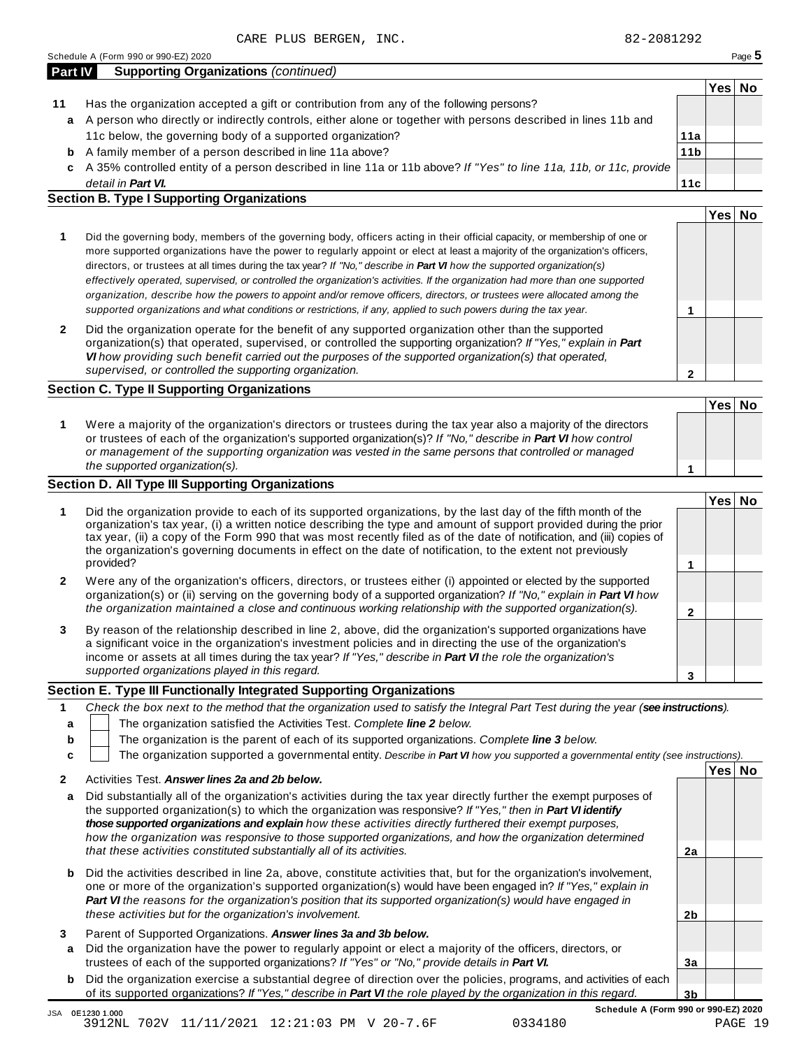CARE PLUS BERGEN, INC. 82-2081292

Schedule A (Form 990 or 990-EZ) 2020

**Part IV — Supporting Organizations** *(continued)*

| | | | Yes | No |
|---|---|---|---|---|
| **11** | Has the organization accepted a gift or contribution from any of the following persons? | | | |
| **a** | A person who directly or indirectly controls, either alone or together with persons described in lines 11b and 11c below, the governing body of a supported organization? | **11a** | | |
| **b** | A family member of a person described in line 11a above? | **11b** | | |
| **c** | A 35% controlled entity of a person described in line 11a or 11b above? *If "Yes" to line 11a, 11b, or 11c, provide detail in **Part VI.*** | **11c** | | |

## Section B. Type I Supporting Organizations

| | | | Yes | No |
|---|---|---|---|---|
| **1** | Did the governing body, members of the governing body, officers acting in their official capacity, or membership of one or more supported organizations have the power to regularly appoint or elect at least a majority of the organization's officers, directors, or trustees at all times during the tax year? *If "No," describe in **Part VI** how the supported organization(s) effectively operated, supervised, or controlled the organization's activities. If the organization had more than one supported organization, describe how the powers to appoint and/or remove officers, directors, or trustees were allocated among the supported organizations and what conditions or restrictions, if any, applied to such powers during the tax year.* | **1** | | |
| **2** | Did the organization operate for the benefit of any supported organization other than the supported organization(s) that operated, supervised, or controlled the supporting organization? *If "Yes," explain in **Part VI** how providing such benefit carried out the purposes of the supported organization(s) that operated, supervised, or controlled the supporting organization.* | **2** | | |

## Section C. Type II Supporting Organizations

| | | | Yes | No |
|---|---|---|---|---|
| **1** | Were a majority of the organization's directors or trustees during the tax year also a majority of the directors or trustees of each of the organization's supported organization(s)? *If "No," describe in **Part VI** how control or management of the supporting organization was vested in the same persons that controlled or managed the supported organization(s).* | **1** | | |

## Section D. All Type III Supporting Organizations

| | | | Yes | No |
|---|---|---|---|---|
| **1** | Did the organization provide to each of its supported organizations, by the last day of the fifth month of the organization's tax year, (i) a written notice describing the type and amount of support provided during the prior tax year, (ii) a copy of the Form 990 that was most recently filed as of the date of notification, and (iii) copies of the organization's governing documents in effect on the date of notification, to the extent not previously provided? | **1** | | |
| **2** | Were any of the organization's officers, directors, or trustees either (i) appointed or elected by the supported organization(s) or (ii) serving on the governing body of a supported organization? *If "No," explain in **Part VI** how the organization maintained a close and continuous working relationship with the supported organization(s).* | **2** | | |
| **3** | By reason of the relationship described in line 2, above, did the organization's supported organizations have a significant voice in the organization's investment policies and in directing the use of the organization's income or assets at all times during the tax year? *If "Yes," describe in **Part VI** the role the organization's supported organizations played in this regard.* | **3** | | |

## Section E. Type III Functionally Integrated Supporting Organizations

**1** *Check the box next to the method that the organization used to satisfy the Integral Part Test during the year (**see instructions**).*

- **a** ☐ The organization satisfied the Activities Test. *Complete **line 2** below.*
- **b** ☐ The organization is the parent of each of its supported organizations. *Complete **line 3** below.*
- **c** ☐ The organization supported a governmental entity. *Describe in **Part VI** how you supported a governmental entity (see instructions).*

| | | | Yes | No |
|---|---|---|---|---|
| **2** | Activities Test. ***Answer lines 2a and 2b below.*** | | | |
| **a** | Did substantially all of the organization's activities during the tax year directly further the exempt purposes of the supported organization(s) to which the organization was responsive? *If "Yes," then in **Part VI identify those supported organizations and explain** how these activities directly furthered their exempt purposes, how the organization was responsive to those supported organizations, and how the organization determined that these activities constituted substantially all of its activities.* | **2a** | | |
| **b** | Did the activities described in line 2a, above, constitute activities that, but for the organization's involvement, one or more of the organization's supported organization(s) would have been engaged in? *If "Yes," explain in **Part VI** the reasons for the organization's position that its supported organization(s) would have engaged in these activities but for the organization's involvement.* | **2b** | | |
| **3** | Parent of Supported Organizations. ***Answer lines 3a and 3b below.*** | | | |
| **a** | Did the organization have the power to regularly appoint or elect a majority of the officers, directors, or trustees of each of the supported organizations? *If "Yes" or "No," provide details in **Part VI.*** | **3a** | | |
| **b** | Did the organization exercise a substantial degree of direction over the policies, programs, and activities of each of its supported organizations? *If "Yes," describe in **Part VI** the role played by the organization in this regard.* | **3b** | | |

Schedule A (Form 990 or 990-EZ) 2020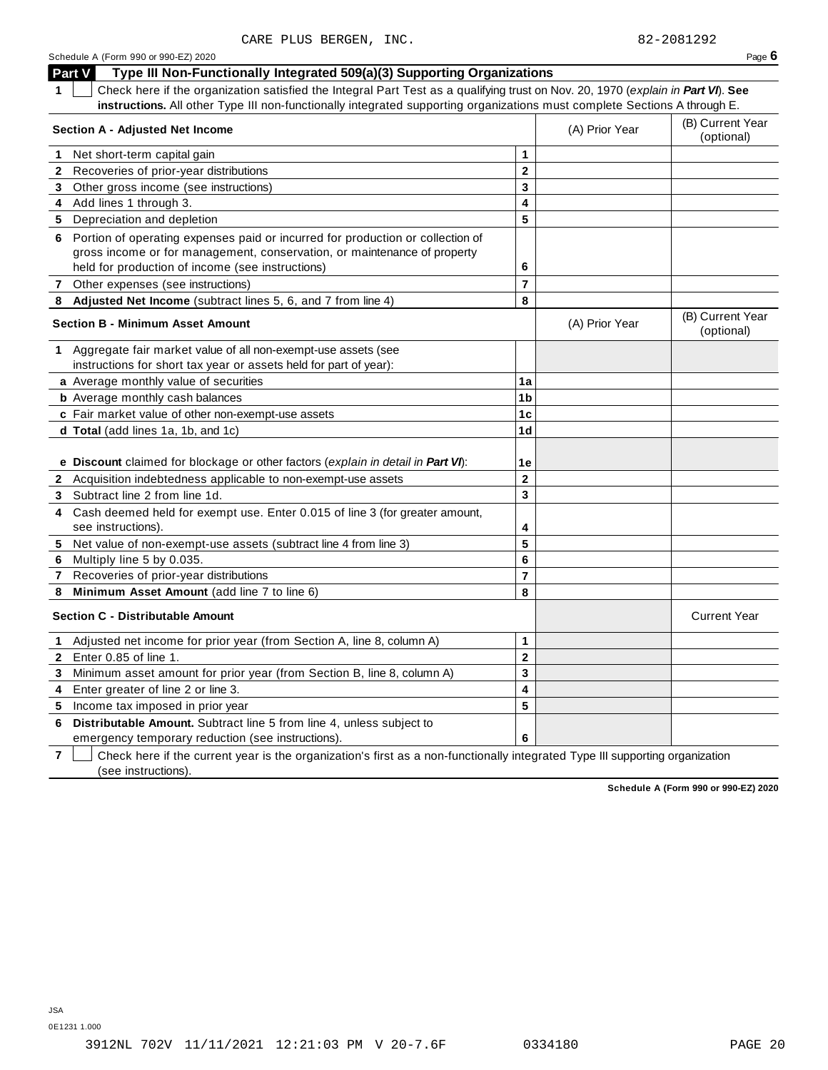CARE PLUS BERGEN, INC. 82-2081292

Schedule A (Form 990 or 990-EZ) 2020 Page **6**

## Part V Type III Non-Functionally Integrated 509(a)(3) Supporting Organizations

**1** ☐ Check here if the organization satisfied the Integral Part Test as a qualifying trust on Nov. 20, 1970 (*explain in* ***Part VI***). **See instructions.** All other Type III non-functionally integrated supporting organizations must complete Sections A through E.

| **Section A - Adjusted Net Income** | | (A) Prior Year | (B) Current Year (optional) |
|---|---|---|---|
| **1** Net short-term capital gain | **1** | | |
| **2** Recoveries of prior-year distributions | **2** | | |
| **3** Other gross income (see instructions) | **3** | | |
| **4** Add lines 1 through 3. | **4** | | |
| **5** Depreciation and depletion | **5** | | |
| **6** Portion of operating expenses paid or incurred for production or collection of gross income or for management, conservation, or maintenance of property held for production of income (see instructions) | **6** | | |
| **7** Other expenses (see instructions) | **7** | | |
| **8** **Adjusted Net Income** (subtract lines 5, 6, and 7 from line 4) | **8** | | |

| **Section B - Minimum Asset Amount** | | (A) Prior Year | (B) Current Year (optional) |
|---|---|---|---|
| **1** Aggregate fair market value of all non-exempt-use assets (see instructions for short tax year or assets held for part of year): | | | |
| **a** Average monthly value of securities | **1a** | | |
| **b** Average monthly cash balances | **1b** | | |
| **c** Fair market value of other non-exempt-use assets | **1c** | | |
| **d** **Total** (add lines 1a, 1b, and 1c) | **1d** | | |
| **e** **Discount** claimed for blockage or other factors (*explain in detail in* ***Part VI***): | **1e** | | |
| **2** Acquisition indebtedness applicable to non-exempt-use assets | **2** | | |
| **3** Subtract line 2 from line 1d. | **3** | | |
| **4** Cash deemed held for exempt use. Enter 0.015 of line 3 (for greater amount, see instructions). | **4** | | |
| **5** Net value of non-exempt-use assets (subtract line 4 from line 3) | **5** | | |
| **6** Multiply line 5 by 0.035. | **6** | | |
| **7** Recoveries of prior-year distributions | **7** | | |
| **8** **Minimum Asset Amount** (add line 7 to line 6) | **8** | | |

| **Section C - Distributable Amount** | | | Current Year |
|---|---|---|---|
| **1** Adjusted net income for prior year (from Section A, line 8, column A) | **1** | | |
| **2** Enter 0.85 of line 1. | **2** | | |
| **3** Minimum asset amount for prior year (from Section B, line 8, column A) | **3** | | |
| **4** Enter greater of line 2 or line 3. | **4** | | |
| **5** Income tax imposed in prior year | **5** | | |
| **6** **Distributable Amount.** Subtract line 5 from line 4, unless subject to emergency temporary reduction (see instructions). | **6** | | |

**7** ☐ Check here if the current year is the organization's first as a non-functionally integrated Type III supporting organization (see instructions).

**Schedule A (Form 990 or 990-EZ) 2020**

JSA
0E1231 1.000

3912NL 702V 11/11/2021 12:21:03 PM V 20-7.6F 0334180 PAGE 20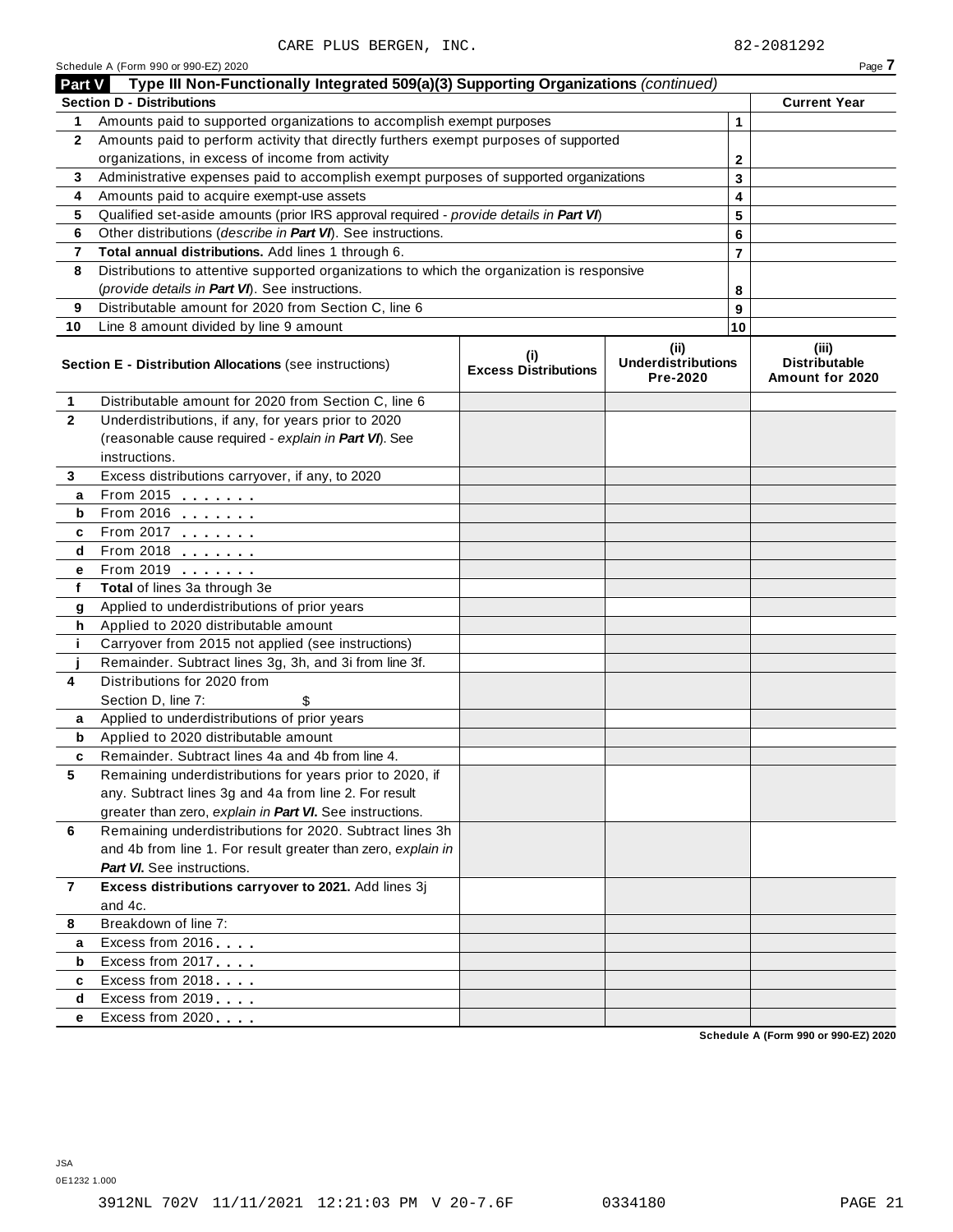CARE PLUS BERGEN, INC. 82-2081292

Schedule A (Form 990 or 990-EZ) 2020

## Part V Type III Non-Functionally Integrated 509(a)(3) Supporting Organizations *(continued)*

| Section D - Distributions | | | Current Year |
|---|---|---|---|
| 1 | Amounts paid to supported organizations to accomplish exempt purposes | 1 | |
| 2 | Amounts paid to perform activity that directly furthers exempt purposes of supported organizations, in excess of income from activity | 2 | |
| 3 | Administrative expenses paid to accomplish exempt purposes of supported organizations | 3 | |
| 4 | Amounts paid to acquire exempt-use assets | 4 | |
| 5 | Qualified set-aside amounts (prior IRS approval required - *provide details in **Part VI***) | 5 | |
| 6 | Other distributions (*describe in **Part VI***). See instructions. | 6 | |
| 7 | **Total annual distributions.** Add lines 1 through 6. | 7 | |
| 8 | Distributions to attentive supported organizations to which the organization is responsive (*provide details in **Part VI***). See instructions. | 8 | |
| 9 | Distributable amount for 2020 from Section C, line 6 | 9 | |
| 10 | Line 8 amount divided by line 9 amount | 10 | |

| | Section E - Distribution Allocations (see instructions) | (i) Excess Distributions | (ii) Underdistributions Pre-2020 | (iii) Distributable Amount for 2020 |
|---|---|---|---|---|
| 1 | Distributable amount for 2020 from Section C, line 6 | | | |
| 2 | Underdistributions, if any, for years prior to 2020 (reasonable cause required - *explain in **Part VI***). See instructions. | | | |
| 3 | Excess distributions carryover, if any, to 2020 | | | |
| a | From 2015 | | | |
| b | From 2016 | | | |
| c | From 2017 | | | |
| d | From 2018 | | | |
| e | From 2019 | | | |
| f | **Total** of lines 3a through 3e | | | |
| g | Applied to underdistributions of prior years | | | |
| h | Applied to 2020 distributable amount | | | |
| i | Carryover from 2015 not applied (see instructions) | | | |
| j | Remainder. Subtract lines 3g, 3h, and 3i from line 3f. | | | |
| 4 | Distributions for 2020 from Section D, line 7: $ | | | |
| a | Applied to underdistributions of prior years | | | |
| b | Applied to 2020 distributable amount | | | |
| c | Remainder. Subtract lines 4a and 4b from line 4. | | | |
| 5 | Remaining underdistributions for years prior to 2020, if any. Subtract lines 3g and 4a from line 2. For result greater than zero, *explain in **Part VI***. See instructions. | | | |
| 6 | Remaining underdistributions for 2020. Subtract lines 3h and 4b from line 1. For result greater than zero, *explain in **Part VI***. See instructions. | | | |
| 7 | **Excess distributions carryover to 2021.** Add lines 3j and 4c. | | | |
| 8 | Breakdown of line 7: | | | |
| a | Excess from 2016 | | | |
| b | Excess from 2017 | | | |
| c | Excess from 2018 | | | |
| d | Excess from 2019 | | | |
| e | Excess from 2020 | | | |

Schedule A (Form 990 or 990-EZ) 2020

JSA
0E1232 1.000

3912NL 702V 11/11/2021 12:21:03 PM V 20-7.6F 0334180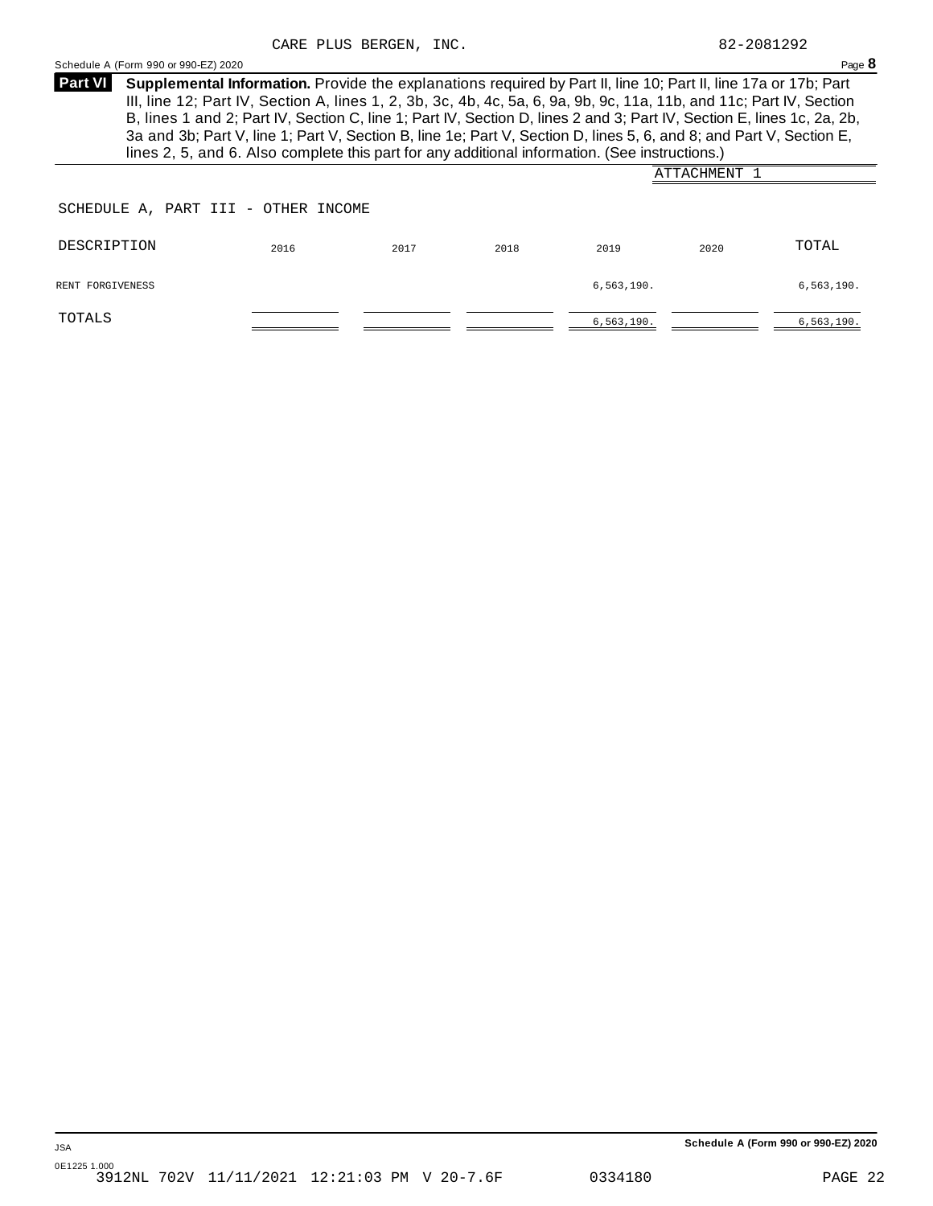CARE PLUS BERGEN, INC. 82-2081292

Schedule A (Form 990 or 990-EZ) 2020 Page **8**

**Part VI** **Supplemental Information.** Provide the explanations required by Part II, line 10; Part II, line 17a or 17b; Part III, line 12; Part IV, Section A, lines 1, 2, 3b, 3c, 4b, 4c, 5a, 6, 9a, 9b, 9c, 11a, 11b, and 11c; Part IV, Section B, lines 1 and 2; Part IV, Section C, line 1; Part IV, Section D, lines 2 and 3; Part IV, Section E, lines 1c, 2a, 2b, 3a and 3b; Part V, line 1; Part V, Section B, line 1e; Part V, Section D, lines 5, 6, and 8; and Part V, Section E, lines 2, 5, and 6. Also complete this part for any additional information. (See instructions.)

ATTACHMENT 1

SCHEDULE A, PART III - OTHER INCOME

| DESCRIPTION | 2016 | 2017 | 2018 | 2019 | 2020 | TOTAL |
|---|---|---|---|---|---|---|
| RENT FORGIVENESS | | | | 6,563,190. | | 6,563,190. |
| TOTALS | | | | 6,563,190. | | 6,563,190. |

Schedule A (Form 990 or 990-EZ) 2020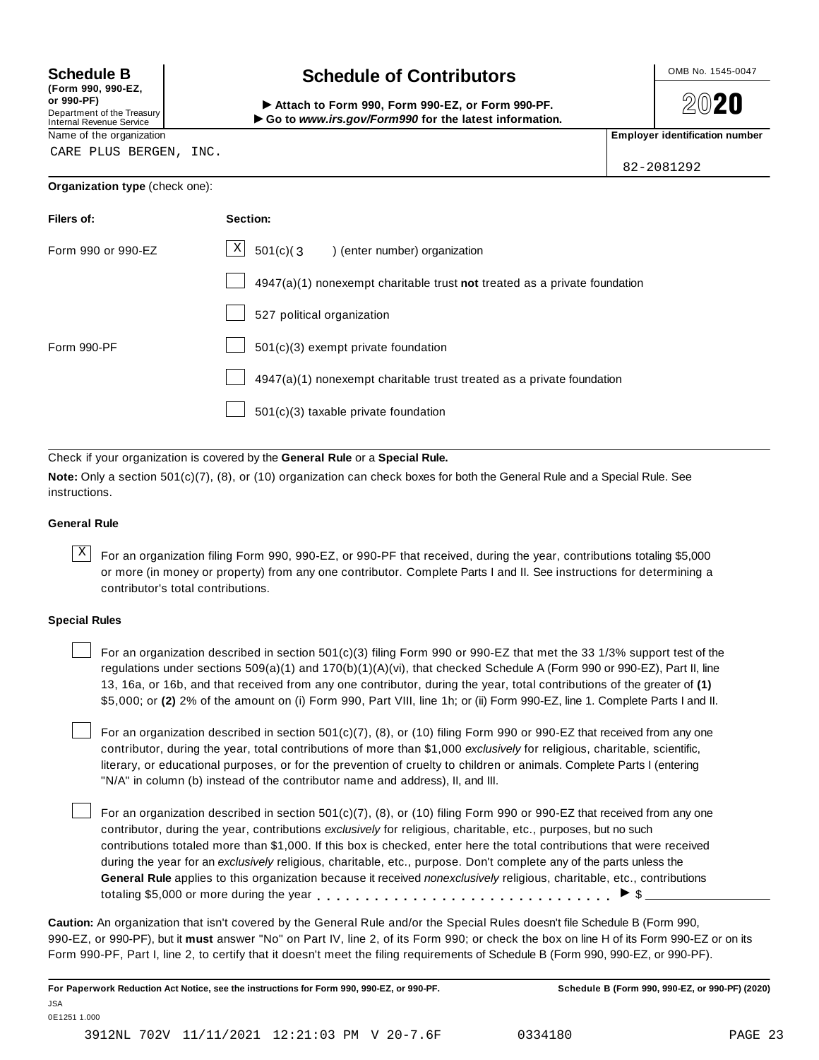**Schedule B**
**(Form 990, 990-EZ, or 990-PF)**
Department of the Treasury
Internal Revenue Service

# Schedule of Contributors

▶ **Attach to Form 990, Form 990-EZ, or Form 990-PF.**
▶ **Go to *www.irs.gov/Form990* for the latest information.**

OMB No. 1545-0047

**2020**

Name of the organization: CARE PLUS BERGEN, INC.

**Employer identification number:** 82-2081292

**Organization type** (check one):

| Filers of: | Section: |
|---|---|
| Form 990 or 990-EZ | [X] 501(c)( 3 ) (enter number) organization |
| | [ ] 4947(a)(1) nonexempt charitable trust **not** treated as a private foundation |
| | [ ] 527 political organization |
| Form 990-PF | [ ] 501(c)(3) exempt private foundation |
| | [ ] 4947(a)(1) nonexempt charitable trust treated as a private foundation |
| | [ ] 501(c)(3) taxable private foundation |

Check if your organization is covered by the **General Rule** or a **Special Rule.**

**Note:** Only a section 501(c)(7), (8), or (10) organization can check boxes for both the General Rule and a Special Rule. See instructions.

### General Rule

[X] For an organization filing Form 990, 990-EZ, or 990-PF that received, during the year, contributions totaling $5,000 or more (in money or property) from any one contributor. Complete Parts I and II. See instructions for determining a contributor's total contributions.

### Special Rules

[ ] For an organization described in section 501(c)(3) filing Form 990 or 990-EZ that met the 33 1/3% support test of the regulations under sections 509(a)(1) and 170(b)(1)(A)(vi), that checked Schedule A (Form 990 or 990-EZ), Part II, line 13, 16a, or 16b, and that received from any one contributor, during the year, total contributions of the greater of **(1)** $5,000; or **(2)** 2% of the amount on (i) Form 990, Part VIII, line 1h; or (ii) Form 990-EZ, line 1. Complete Parts I and II.

[ ] For an organization described in section 501(c)(7), (8), or (10) filing Form 990 or 990-EZ that received from any one contributor, during the year, total contributions of more than $1,000 *exclusively* for religious, charitable, scientific, literary, or educational purposes, or for the prevention of cruelty to children or animals. Complete Parts I (entering "N/A" in column (b) instead of the contributor name and address), II, and III.

[ ] For an organization described in section 501(c)(7), (8), or (10) filing Form 990 or 990-EZ that received from any one contributor, during the year, contributions *exclusively* for religious, charitable, etc., purposes, but no such contributions totaled more than $1,000. If this box is checked, enter here the total contributions that were received during the year for an *exclusively* religious, charitable, etc., purpose. Don't complete any of the parts unless the **General Rule** applies to this organization because it received *nonexclusively* religious, charitable, etc., contributions totaling $5,000 or more during the year . . . . . . . . . . . . . . . . . . . . . . . . . . . . . ▶ $ ____________

**Caution:** An organization that isn't covered by the General Rule and/or the Special Rules doesn't file Schedule B (Form 990, 990-EZ, or 990-PF), but it **must** answer "No" on Part IV, line 2, of its Form 990; or check the box on line H of its Form 990-EZ or on its Form 990-PF, Part I, line 2, to certify that it doesn't meet the filing requirements of Schedule B (Form 990, 990-EZ, or 990-PF).

**For Paperwork Reduction Act Notice, see the instructions for Form 990, 990-EZ, or 990-PF.** **Schedule B (Form 990, 990-EZ, or 990-PF) (2020)**

JSA
0E1251 1.000

3912NL 702V 11/11/2021 12:21:03 PM V 20-7.6F 0334180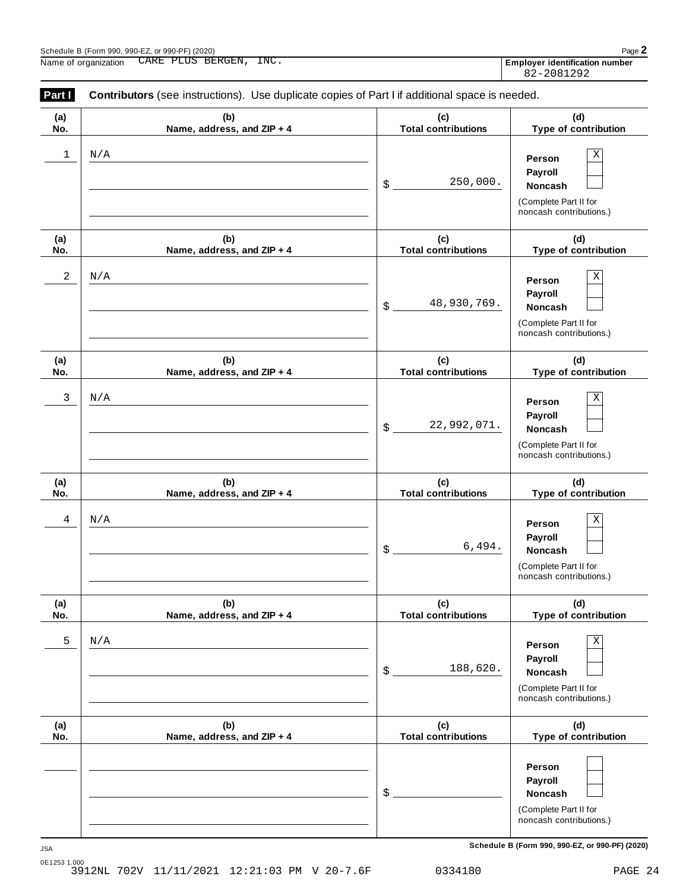Schedule B (Form 990, 990-EZ, or 990-PF) (2020)

Name of organization CARE PLUS BERGEN, INC.

**Employer identification number** 82-2081292

**Part I** **Contributors** (see instructions). Use duplicate copies of Part I if additional space is needed.

| (a) No. | (b) Name, address, and ZIP + 4 | (c) Total contributions | (d) Type of contribution |
|---|---|---|---|
| 1 | N/A | $ 250,000. | Person [X] Payroll [ ] Noncash [ ] (Complete Part II for noncash contributions.) |
| 2 | N/A | $ 48,930,769. | Person [X] Payroll [ ] Noncash [ ] (Complete Part II for noncash contributions.) |
| 3 | N/A | $ 22,992,071. | Person [X] Payroll [ ] Noncash [ ] (Complete Part II for noncash contributions.) |
| 4 | N/A | $ 6,494. | Person [X] Payroll [ ] Noncash [ ] (Complete Part II for noncash contributions.) |
| 5 | N/A | $ 188,620. | Person [X] Payroll [ ] Noncash [ ] (Complete Part II for noncash contributions.) |
| | | $ | Person [ ] Payroll [ ] Noncash [ ] (Complete Part II for noncash contributions.) |

Schedule B (Form 990, 990-EZ, or 990-PF) (2020)

JSA
0E1253 1.000
3912NL 702V 11/11/2021 12:21:03 PM V 20-7.6F 0334180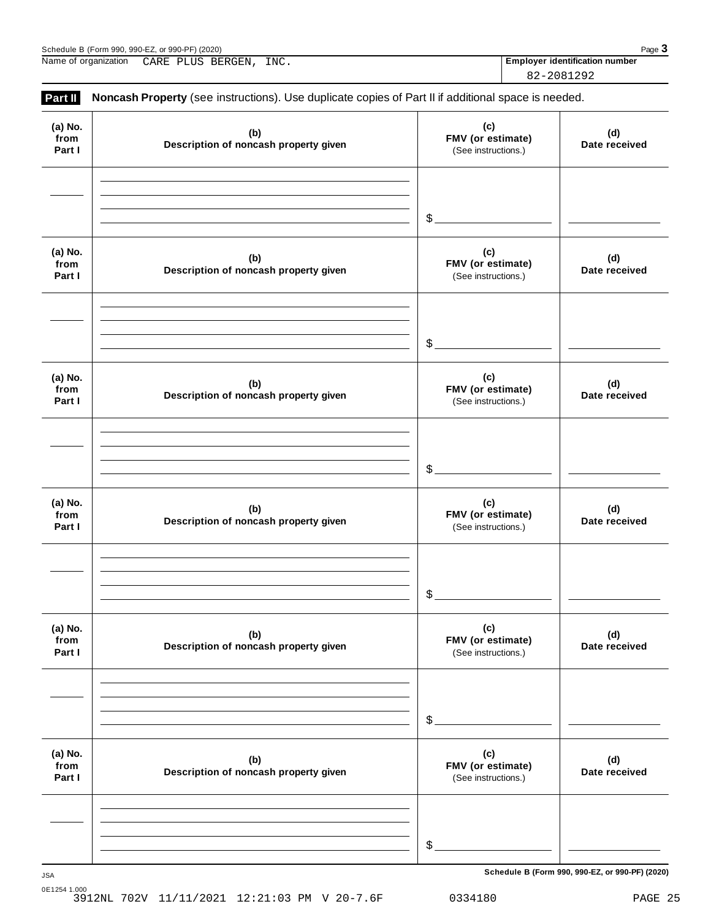Name of organization CARE PLUS BERGEN, INC.

**Employer identification number** 82-2081292

**Part II** **Noncash Property** (see instructions). Use duplicate copies of Part II if additional space is needed.

| (a) No. from Part I | (b) Description of noncash property given | (c) FMV (or estimate) (See instructions.) | (d) Date received |
|---|---|---|---|
| | | $ | |

| (a) No. from Part I | (b) Description of noncash property given | (c) FMV (or estimate) (See instructions.) | (d) Date received |
|---|---|---|---|
| | | $ | |

| (a) No. from Part I | (b) Description of noncash property given | (c) FMV (or estimate) (See instructions.) | (d) Date received |
|---|---|---|---|
| | | $ | |

| (a) No. from Part I | (b) Description of noncash property given | (c) FMV (or estimate) (See instructions.) | (d) Date received |
|---|---|---|---|
| | | $ | |

| (a) No. from Part I | (b) Description of noncash property given | (c) FMV (or estimate) (See instructions.) | (d) Date received |
|---|---|---|---|
| | | $ | |

| (a) No. from Part I | (b) Description of noncash property given | (c) FMV (or estimate) (See instructions.) | (d) Date received |
|---|---|---|---|
| | | $ | |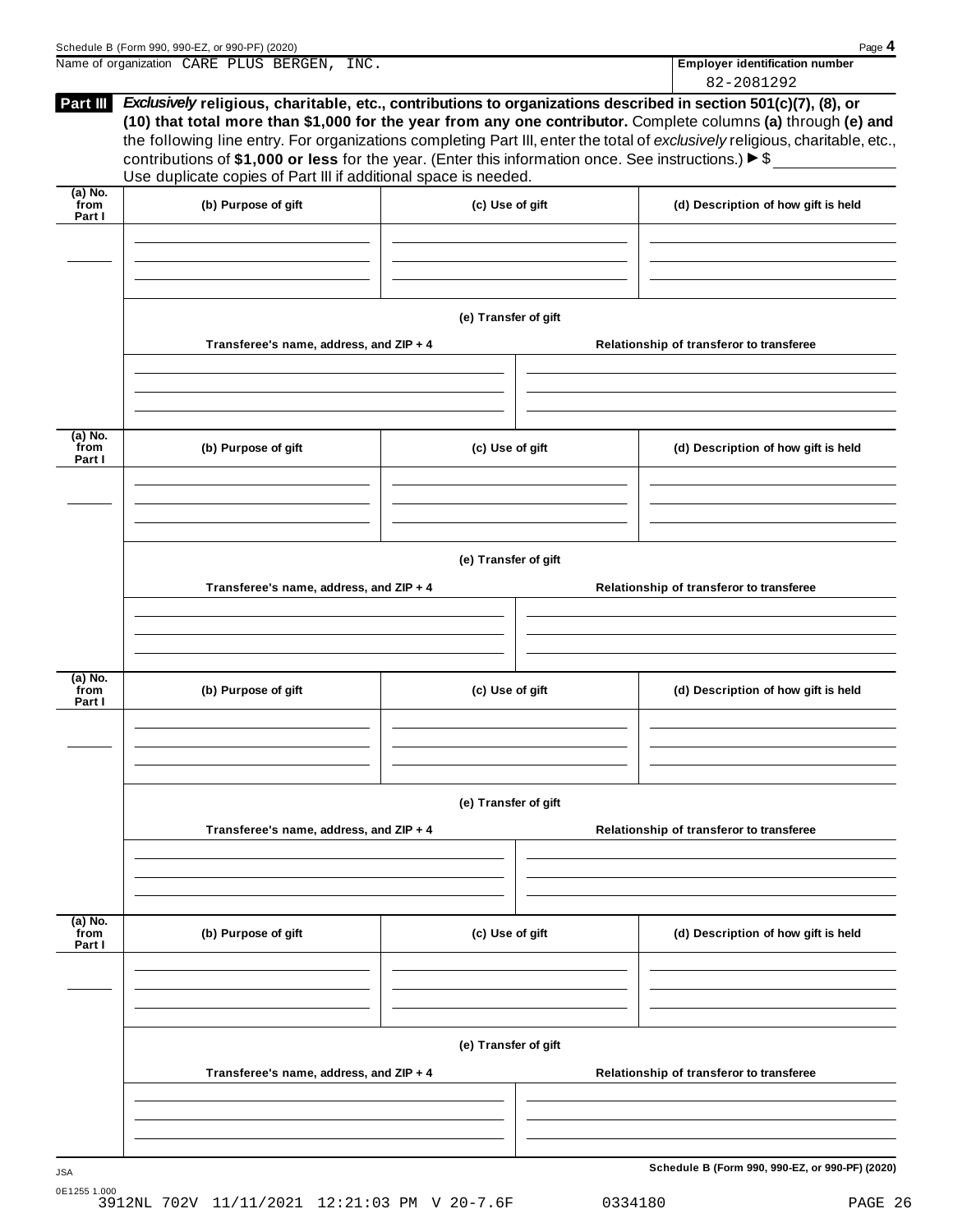Name of organization CARE PLUS BERGEN, INC.

**Employer identification number**

82-2081292

**Part III** ***Exclusively*** **religious, charitable, etc., contributions to organizations described in section 501(c)(7), (8), or (10) that total more than $1,000 for the year from any one contributor.** Complete columns **(a)** through **(e)** and the following line entry. For organizations completing Part III, enter the total of *exclusively* religious, charitable, etc., contributions of **$1,000 or less** for the year. (Enter this information once. See instructions.) ▶ $ ______________

Use duplicate copies of Part III if additional space is needed.

| (a) No. from Part I | (b) Purpose of gift | (c) Use of gift | (d) Description of how gift is held |
|---|---|---|---|
| | | | |

**(e) Transfer of gift**

| Transferee's name, address, and ZIP + 4 | Relationship of transferor to transferee |
|---|---|
| | |

| (a) No. from Part I | (b) Purpose of gift | (c) Use of gift | (d) Description of how gift is held |
|---|---|---|---|
| | | | |

**(e) Transfer of gift**

| Transferee's name, address, and ZIP + 4 | Relationship of transferor to transferee |
|---|---|
| | |

| (a) No. from Part I | (b) Purpose of gift | (c) Use of gift | (d) Description of how gift is held |
|---|---|---|---|
| | | | |

**(e) Transfer of gift**

| Transferee's name, address, and ZIP + 4 | Relationship of transferor to transferee |
|---|---|
| | |

| (a) No. from Part I | (b) Purpose of gift | (c) Use of gift | (d) Description of how gift is held |
|---|---|---|---|
| | | | |

**(e) Transfer of gift**

| Transferee's name, address, and ZIP + 4 | Relationship of transferor to transferee |
|---|---|
| | |

**Schedule B (Form 990, 990-EZ, or 990-PF) (2020)**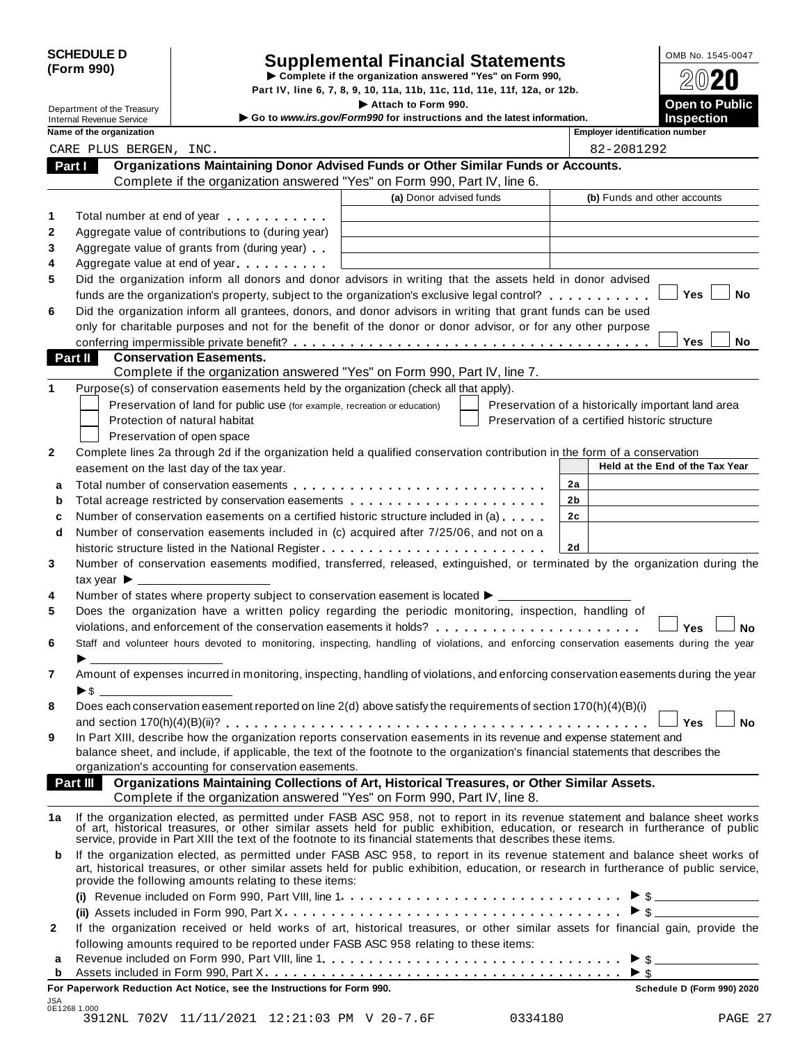**SCHEDULE D (Form 990)**

Department of the Treasury
Internal Revenue Service

# Supplemental Financial Statements

▶ Complete if the organization answered "Yes" on Form 990, Part IV, line 6, 7, 8, 9, 10, 11a, 11b, 11c, 11d, 11e, 11f, 12a, or 12b.
▶ Attach to Form 990.
▶ Go to *www.irs.gov/Form990* for instructions and the latest information.

OMB No. 1545-0047
2020
**Open to Public Inspection**

| Name of the organization | Employer identification number |
|---|---|
| CARE PLUS BERGEN, INC. | 82-2081292 |

## Part I Organizations Maintaining Donor Advised Funds or Other Similar Funds or Accounts.

Complete if the organization answered "Yes" on Form 990, Part IV, line 6.

| | | (a) Donor advised funds | (b) Funds and other accounts |
|---|---|---|---|
| 1 | Total number at end of year | | |
| 2 | Aggregate value of contributions to (during year) | | |
| 3 | Aggregate value of grants from (during year) | | |
| 4 | Aggregate value at end of year | | |

5 Did the organization inform all donors and donor advisors in writing that the assets held in donor advised funds are the organization's property, subject to the organization's exclusive legal control? ☐ Yes ☐ No

6 Did the organization inform all grantees, donors, and donor advisors in writing that grant funds can be used only for charitable purposes and not for the benefit of the donor or donor advisor, or for any other purpose conferring impermissible private benefit? ☐ Yes ☐ No

## Part II Conservation Easements.

Complete if the organization answered "Yes" on Form 990, Part IV, line 7.

1 Purpose(s) of conservation easements held by the organization (check all that apply).

- ☐ Preservation of land for public use (for example, recreation or education)
- ☐ Protection of natural habitat
- ☐ Preservation of open space
- ☐ Preservation of a historically important land area
- ☐ Preservation of a certified historic structure

2 Complete lines 2a through 2d if the organization held a qualified conservation contribution in the form of a conservation easement on the last day of the tax year.

| | | | Held at the End of the Tax Year |
|---|---|---|---|
| a | Total number of conservation easements | 2a | |
| b | Total acreage restricted by conservation easements | 2b | |
| c | Number of conservation easements on a certified historic structure included in (a) | 2c | |
| d | Number of conservation easements included in (c) acquired after 7/25/06, and not on a historic structure listed in the National Register | 2d | |

3 Number of conservation easements modified, transferred, released, extinguished, or terminated by the organization during the tax year ▶ ______

4 Number of states where property subject to conservation easement is located ▶ ______

5 Does the organization have a written policy regarding the periodic monitoring, inspection, handling of violations, and enforcement of the conservation easements it holds? ☐ Yes ☐ No

6 Staff and volunteer hours devoted to monitoring, inspecting, handling of violations, and enforcing conservation easements during the year ▶ ______

7 Amount of expenses incurred in monitoring, inspecting, handling of violations, and enforcing conservation easements during the year ▶ $ ______

8 Does each conservation easement reported on line 2(d) above satisfy the requirements of section 170(h)(4)(B)(i) and section 170(h)(4)(B)(ii)? ☐ Yes ☐ No

9 In Part XIII, describe how the organization reports conservation easements in its revenue and expense statement and balance sheet, and include, if applicable, the text of the footnote to the organization's financial statements that describes the organization's accounting for conservation easements.

## Part III Organizations Maintaining Collections of Art, Historical Treasures, or Other Similar Assets.

Complete if the organization answered "Yes" on Form 990, Part IV, line 8.

1a If the organization elected, as permitted under FASB ASC 958, not to report in its revenue statement and balance sheet works of art, historical treasures, or other similar assets held for public exhibition, education, or research in furtherance of public service, provide in Part XIII the text of the footnote to its financial statements that describes these items.

b If the organization elected, as permitted under FASB ASC 958, to report in its revenue statement and balance sheet works of art, historical treasures, or other similar assets held for public exhibition, education, or research in furtherance of public service, provide the following amounts relating to these items:

(i) Revenue included on Form 990, Part VIII, line 1 ▶ $ ______

(ii) Assets included in Form 990, Part X ▶ $ ______

2 If the organization received or held works of art, historical treasures, or other similar assets for financial gain, provide the following amounts required to be reported under FASB ASC 958 relating to these items:

a Revenue included on Form 990, Part VIII, line 1 ▶ $ ______

b Assets included in Form 990, Part X ▶ $ ______

**For Paperwork Reduction Act Notice, see the Instructions for Form 990.** **Schedule D (Form 990) 2020**

JSA
0E1268 1.000
3912NL 702V 11/11/2021 12:21:03 PM V 20-7.6F 0334180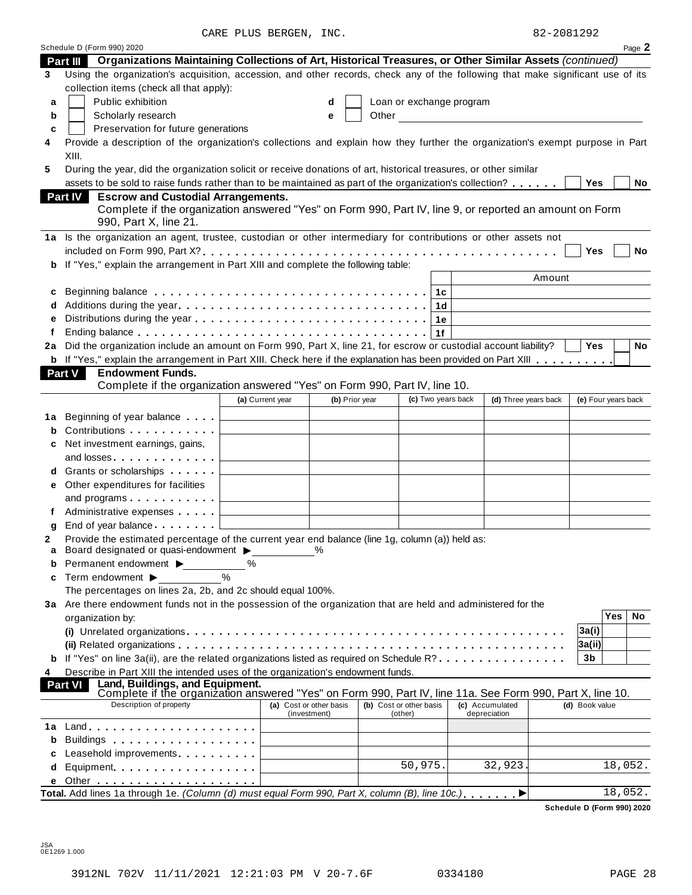CARE PLUS BERGEN, INC. 82-2081292

Schedule D (Form 990) 2020 Page **2**

## Part III Organizations Maintaining Collections of Art, Historical Treasures, or Other Similar Assets *(continued)*

**3** Using the organization's acquisition, accession, and other records, check any of the following that make significant use of its collection items (check all that apply):

- **a** ☐ Public exhibition
- **b** ☐ Scholarly research
- **c** ☐ Preservation for future generations
- **d** ☐ Loan or exchange program
- **e** ☐ Other

**4** Provide a description of the organization's collections and explain how they further the organization's exempt purpose in Part XIII.

**5** During the year, did the organization solicit or receive donations of art, historical treasures, or other similar assets to be sold to raise funds rather than to be maintained as part of the organization's collection? ☐ Yes ☐ No

## Part IV Escrow and Custodial Arrangements.

Complete if the organization answered "Yes" on Form 990, Part IV, line 9, or reported an amount on Form 990, Part X, line 21.

**1a** Is the organization an agent, trustee, custodian or other intermediary for contributions or other assets not included on Form 990, Part X? ☐ Yes ☐ No

**b** If "Yes," explain the arrangement in Part XIII and complete the following table:

| | | | Amount |
|---|---|---|---|
| **c** | Beginning balance | 1c | |
| **d** | Additions during the year | 1d | |
| **e** | Distributions during the year | 1e | |
| **f** | Ending balance | 1f | |

**2a** Did the organization include an amount on Form 990, Part X, line 21, for escrow or custodial account liability? ☐ Yes ☐ No

**b** If "Yes," explain the arrangement in Part XIII. Check here if the explanation has been provided on Part XIII ☐

## Part V Endowment Funds.

Complete if the organization answered "Yes" on Form 990, Part IV, line 10.

| | | (a) Current year | (b) Prior year | (c) Two years back | (d) Three years back | (e) Four years back |
|---|---|---|---|---|---|---|
| **1a** | Beginning of year balance | | | | | |
| **b** | Contributions | | | | | |
| **c** | Net investment earnings, gains, and losses | | | | | |
| **d** | Grants or scholarships | | | | | |
| **e** | Other expenditures for facilities and programs | | | | | |
| **f** | Administrative expenses | | | | | |
| **g** | End of year balance | | | | | |

**2** Provide the estimated percentage of the current year end balance (line 1g, column (a)) held as:

- **a** Board designated or quasi-endowment ▶ ______ %
- **b** Permanent endowment ▶ ______ %
- **c** Term endowment ▶ ______ %

The percentages on lines 2a, 2b, and 2c should equal 100%.

**3a** Are there endowment funds not in the possession of the organization that are held and administered for the organization by:

| | | | Yes | No |
|---|---|---|---|---|
| | **(i)** Unrelated organizations | 3a(i) | | |
| | **(ii)** Related organizations | 3a(ii) | | |
| **b** | If "Yes" on line 3a(ii), are the related organizations listed as required on Schedule R? | 3b | | |

**4** Describe in Part XIII the intended uses of the organization's endowment funds.

## Part VI Land, Buildings, and Equipment.

Complete if the organization answered "Yes" on Form 990, Part IV, line 11a. See Form 990, Part X, line 10.

| Description of property | (a) Cost or other basis (investment) | (b) Cost or other basis (other) | (c) Accumulated depreciation | (d) Book value |
|---|---|---|---|---|
| **1a** Land | | | | |
| **b** Buildings | | | | |
| **c** Leasehold improvements | | | | |
| **d** Equipment | | 50,975. | 32,923. | 18,052. |
| **e** Other | | | | |
| **Total.** Add lines 1a through 1e. *(Column (d) must equal Form 990, Part X, column (B), line 10c.)* ▶ | | | | 18,052. |

**Schedule D (Form 990) 2020**

JSA
0E1269 1.000

3912NL 702V 11/11/2021 12:21:03 PM V 20-7.6F 0334180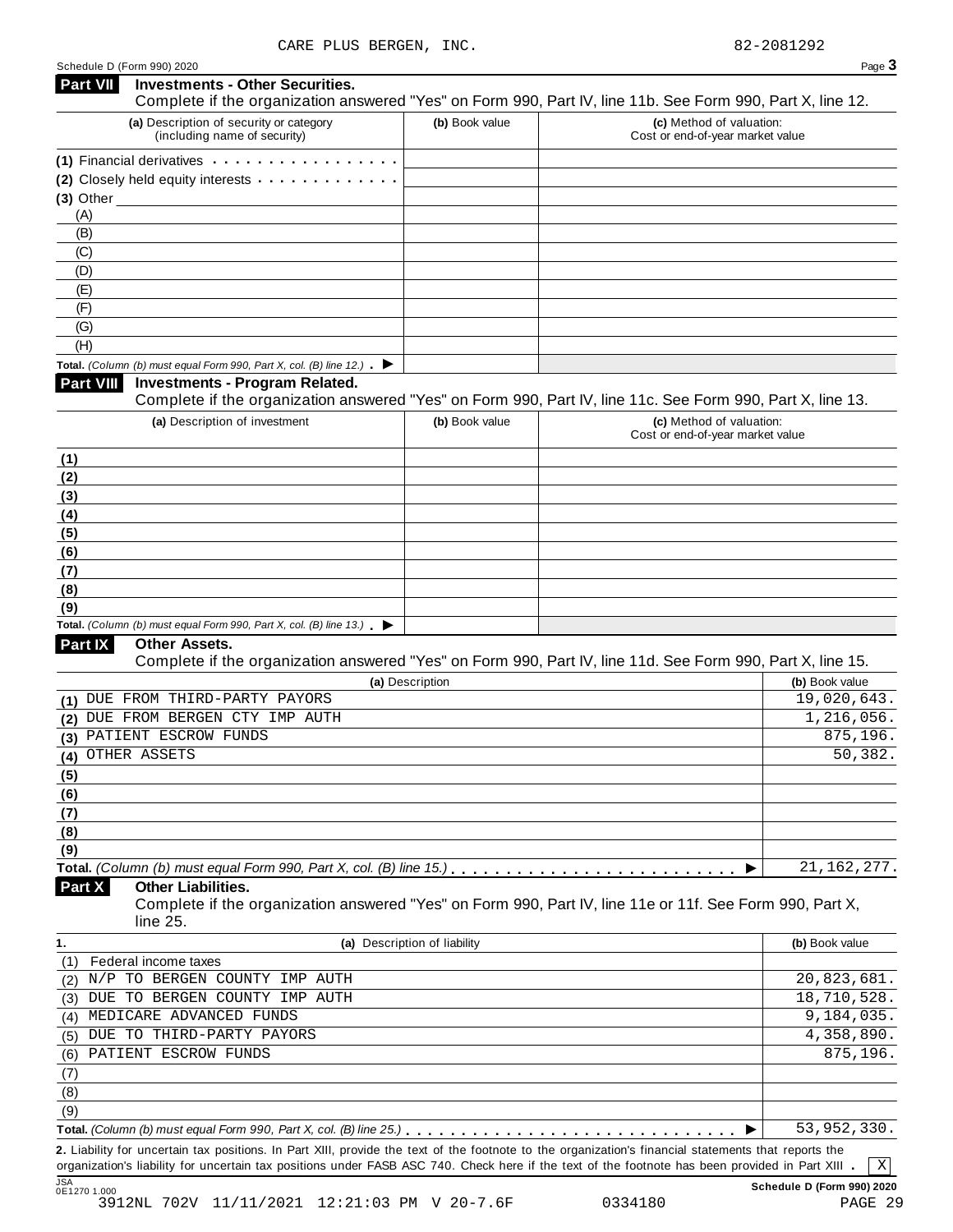CARE PLUS BERGEN, INC. 82-2081292

Schedule D (Form 990) 2020

## Part VII Investments - Other Securities.

Complete if the organization answered "Yes" on Form 990, Part IV, line 11b. See Form 990, Part X, line 12.

| (a) Description of security or category (including name of security) | (b) Book value | (c) Method of valuation: Cost or end-of-year market value |
|---|---|---|
| (1) Financial derivatives | | |
| (2) Closely held equity interests | | |
| (3) Other | | |
| (A) | | |
| (B) | | |
| (C) | | |
| (D) | | |
| (E) | | |
| (F) | | |
| (G) | | |
| (H) | | |
| **Total.** *(Column (b) must equal Form 990, Part X, col. (B) line 12.)* ▶ | | |

## Part VIII Investments - Program Related.

Complete if the organization answered "Yes" on Form 990, Part IV, line 11c. See Form 990, Part X, line 13.

| (a) Description of investment | (b) Book value | (c) Method of valuation: Cost or end-of-year market value |
|---|---|---|
| (1) | | |
| (2) | | |
| (3) | | |
| (4) | | |
| (5) | | |
| (6) | | |
| (7) | | |
| (8) | | |
| (9) | | |
| **Total.** *(Column (b) must equal Form 990, Part X, col. (B) line 13.)* ▶ | | |

## Part IX Other Assets.

Complete if the organization answered "Yes" on Form 990, Part IV, line 11d. See Form 990, Part X, line 15.

| (a) Description | (b) Book value |
|---|---|
| (1) DUE FROM THIRD-PARTY PAYORS | 19,020,643. |
| (2) DUE FROM BERGEN CTY IMP AUTH | 1,216,056. |
| (3) PATIENT ESCROW FUNDS | 875,196. |
| (4) OTHER ASSETS | 50,382. |
| (5) | |
| (6) | |
| (7) | |
| (8) | |
| (9) | |
| **Total.** *(Column (b) must equal Form 990, Part X, col. (B) line 15.)* ▶ | 21,162,277. |

## Part X Other Liabilities.

Complete if the organization answered "Yes" on Form 990, Part IV, line 11e or 11f. See Form 990, Part X, line 25.

| 1. (a) Description of liability | (b) Book value |
|---|---|
| (1) Federal income taxes | |
| (2) N/P TO BERGEN COUNTY IMP AUTH | 20,823,681. |
| (3) DUE TO BERGEN COUNTY IMP AUTH | 18,710,528. |
| (4) MEDICARE ADVANCED FUNDS | 9,184,035. |
| (5) DUE TO THIRD-PARTY PAYORS | 4,358,890. |
| (6) PATIENT ESCROW FUNDS | 875,196. |
| (7) | |
| (8) | |
| (9) | |
| **Total.** *(Column (b) must equal Form 990, Part X, col. (B) line 25.)* ▶ | 53,952,330. |

**2.** Liability for uncertain tax positions. In Part XIII, provide the text of the footnote to the organization's financial statements that reports the organization's liability for uncertain tax positions under FASB ASC 740. Check here if the text of the footnote has been provided in Part XIII . [X]

JSA 0E1270 1.000 Schedule D (Form 990) 2020

3912NL 702V 11/11/2021 12:21:03 PM V 20-7.6F 0334180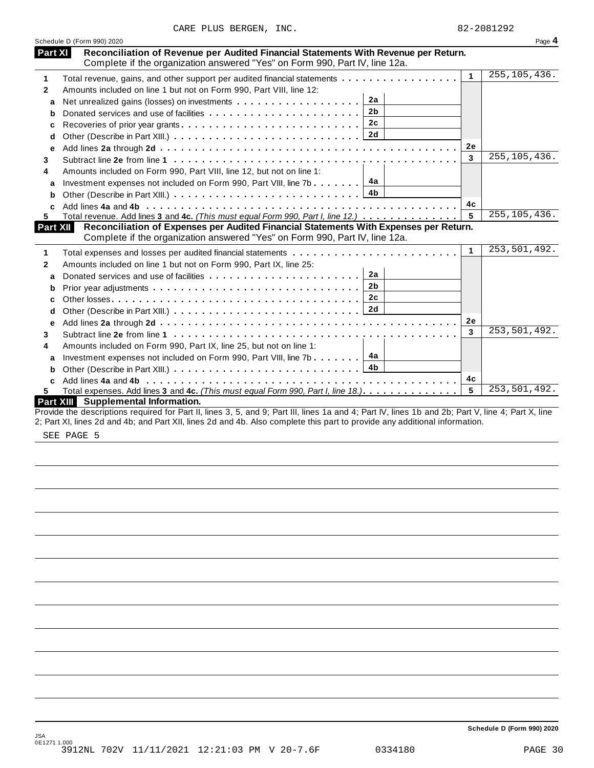CARE PLUS BERGEN, INC. 82-2081292

Schedule D (Form 990) 2020 Page **4**

## Part XI Reconciliation of Revenue per Audited Financial Statements With Revenue per Return.

Complete if the organization answered "Yes" on Form 990, Part IV, line 12a.

| | | | | | |
|---|---|---|---|---|---|
| **1** | Total revenue, gains, and other support per audited financial statements | | | 1 | 255,105,436. |
| **2** | Amounts included on line 1 but not on Form 990, Part VIII, line 12: | | | | |
| **a** | Net unrealized gains (losses) on investments | 2a | | | |
| **b** | Donated services and use of facilities | 2b | | | |
| **c** | Recoveries of prior year grants | 2c | | | |
| **d** | Other (Describe in Part XIII.) | 2d | | | |
| **e** | Add lines **2a** through **2d** | | | 2e | |
| **3** | Subtract line **2e** from line **1** | | | 3 | 255,105,436. |
| **4** | Amounts included on Form 990, Part VIII, line 12, but not on line 1: | | | | |
| **a** | Investment expenses not included on Form 990, Part VIII, line 7b | 4a | | | |
| **b** | Other (Describe in Part XIII.) | 4b | | | |
| **c** | Add lines **4a** and **4b** | | | 4c | |
| **5** | Total revenue. Add lines **3** and **4c.** *(This must equal Form 990, Part I, line 12.)* | | | 5 | 255,105,436. |

## Part XII Reconciliation of Expenses per Audited Financial Statements With Expenses per Return.

Complete if the organization answered "Yes" on Form 990, Part IV, line 12a.

| | | | | | |
|---|---|---|---|---|---|
| **1** | Total expenses and losses per audited financial statements | | | 1 | 253,501,492. |
| **2** | Amounts included on line 1 but not on Form 990, Part IX, line 25: | | | | |
| **a** | Donated services and use of facilities | 2a | | | |
| **b** | Prior year adjustments | 2b | | | |
| **c** | Other losses | 2c | | | |
| **d** | Other (Describe in Part XIII.) | 2d | | | |
| **e** | Add lines **2a** through **2d** | | | 2e | |
| **3** | Subtract line **2e** from line **1** | | | 3 | 253,501,492. |
| **4** | Amounts included on Form 990, Part IX, line 25, but not on line 1: | | | | |
| **a** | Investment expenses not included on Form 990, Part VIII, line 7b | 4a | | | |
| **b** | Other (Describe in Part XIII.) | 4b | | | |
| **c** | Add lines **4a** and **4b** | | | 4c | |
| **5** | Total expenses. Add lines **3** and **4c.** *(This must equal Form 990, Part I, line 18.)* | | | 5 | 253,501,492. |

## Part XIII Supplemental Information.

Provide the descriptions required for Part II, lines 3, 5, and 9; Part III, lines 1a and 4; Part IV, lines 1b and 2b; Part V, line 4; Part X, line 2; Part XI, lines 2d and 4b; and Part XII, lines 2d and 4b. Also complete this part to provide any additional information.

SEE PAGE 5

Schedule D (Form 990) 2020

JSA
0E1271 1.000
3912NL 702V 11/11/2021 12:21:03 PM V 20-7.6F 0334180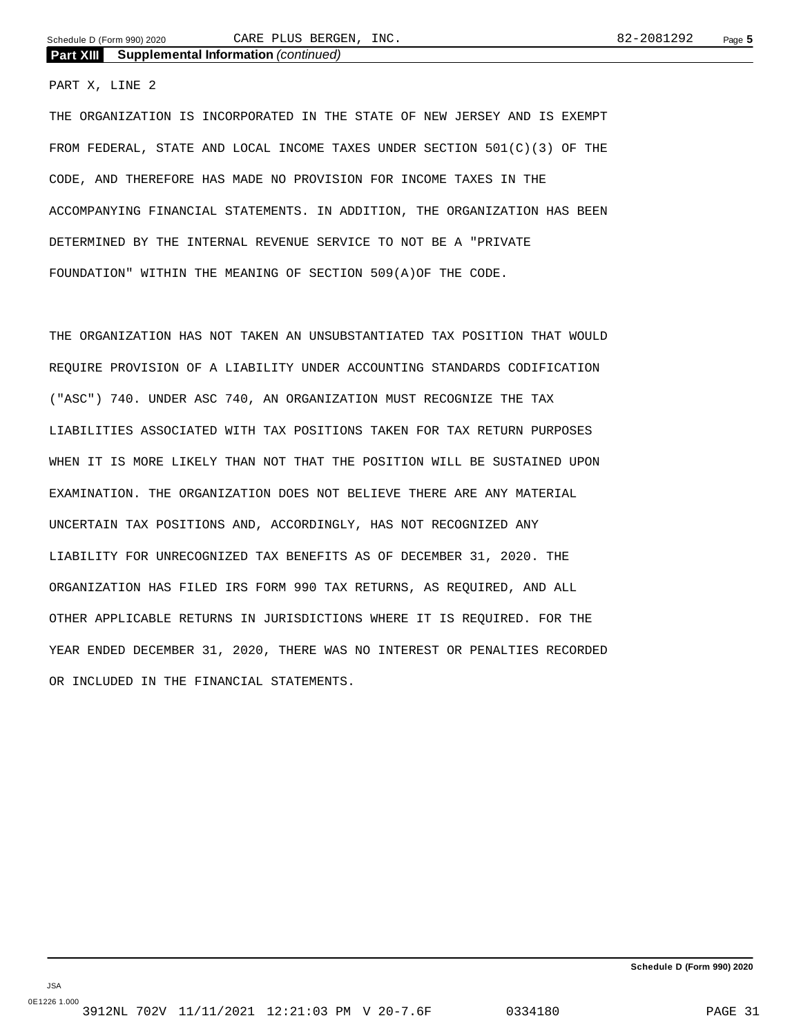**Part XIII Supplemental Information** *(continued)*

PART X, LINE 2

THE ORGANIZATION IS INCORPORATED IN THE STATE OF NEW JERSEY AND IS EXEMPT FROM FEDERAL, STATE AND LOCAL INCOME TAXES UNDER SECTION 501(C)(3) OF THE CODE, AND THEREFORE HAS MADE NO PROVISION FOR INCOME TAXES IN THE ACCOMPANYING FINANCIAL STATEMENTS. IN ADDITION, THE ORGANIZATION HAS BEEN DETERMINED BY THE INTERNAL REVENUE SERVICE TO NOT BE A "PRIVATE FOUNDATION" WITHIN THE MEANING OF SECTION 509(A)OF THE CODE.

THE ORGANIZATION HAS NOT TAKEN AN UNSUBSTANTIATED TAX POSITION THAT WOULD REQUIRE PROVISION OF A LIABILITY UNDER ACCOUNTING STANDARDS CODIFICATION ("ASC") 740. UNDER ASC 740, AN ORGANIZATION MUST RECOGNIZE THE TAX LIABILITIES ASSOCIATED WITH TAX POSITIONS TAKEN FOR TAX RETURN PURPOSES WHEN IT IS MORE LIKELY THAN NOT THAT THE POSITION WILL BE SUSTAINED UPON EXAMINATION. THE ORGANIZATION DOES NOT BELIEVE THERE ARE ANY MATERIAL UNCERTAIN TAX POSITIONS AND, ACCORDINGLY, HAS NOT RECOGNIZED ANY LIABILITY FOR UNRECOGNIZED TAX BENEFITS AS OF DECEMBER 31, 2020. THE ORGANIZATION HAS FILED IRS FORM 990 TAX RETURNS, AS REQUIRED, AND ALL OTHER APPLICABLE RETURNS IN JURISDICTIONS WHERE IT IS REQUIRED. FOR THE YEAR ENDED DECEMBER 31, 2020, THERE WAS NO INTEREST OR PENALTIES RECORDED OR INCLUDED IN THE FINANCIAL STATEMENTS.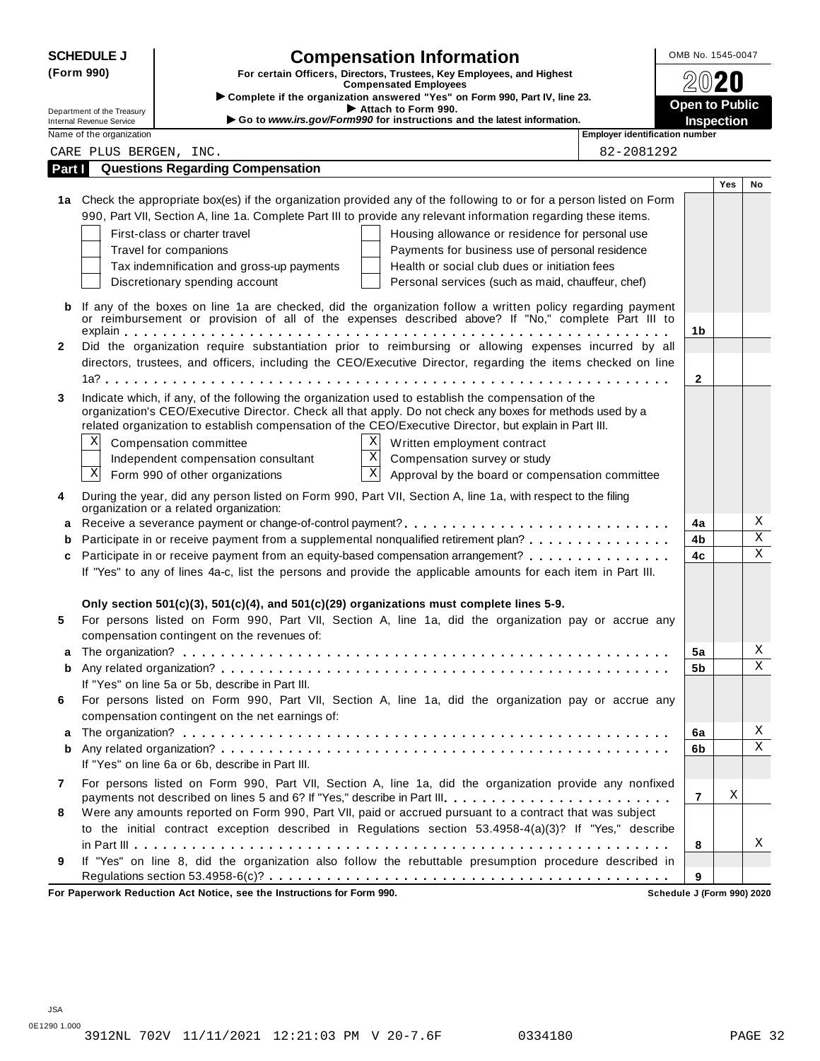**SCHEDULE J (Form 990)**

Department of the Treasury
Internal Revenue Service

# Compensation Information

**For certain Officers, Directors, Trustees, Key Employees, and Highest Compensated Employees**

▶ Complete if the organization answered "Yes" on Form 990, Part IV, line 23.
▶ Attach to Form 990.
▶ Go to *www.irs.gov/Form990* for instructions and the latest information.

OMB No. 1545-0047

**2020**

**Open to Public Inspection**

Name of the organization: CARE PLUS BERGEN, INC.

Employer identification number: 82-2081292

## Part I Questions Regarding Compensation

| | | | Yes | No |
|---|---|---|---|---|
| **1a** | Check the appropriate box(es) if the organization provided any of the following to or for a person listed on Form 990, Part VII, Section A, line 1a. Complete Part III to provide any relevant information regarding these items.<br>☐ First-class or charter travel ☐ Housing allowance or residence for personal use<br>☐ Travel for companions ☐ Payments for business use of personal residence<br>☐ Tax indemnification and gross-up payments ☐ Health or social club dues or initiation fees<br>☐ Discretionary spending account ☐ Personal services (such as maid, chauffeur, chef) | | | |
| **b** | If any of the boxes on line 1a are checked, did the organization follow a written policy regarding payment or reimbursement or provision of all of the expenses described above? If "No," complete Part III to explain | 1b | | |
| **2** | Did the organization require substantiation prior to reimbursing or allowing expenses incurred by all directors, trustees, and officers, including the CEO/Executive Director, regarding the items checked on line 1a? | 2 | | |
| **3** | Indicate which, if any, of the following the organization used to establish the compensation of the organization's CEO/Executive Director. Check all that apply. Do not check any boxes for methods used by a related organization to establish compensation of the CEO/Executive Director, but explain in Part III.<br>☒ Compensation committee ☒ Written employment contract<br>☐ Independent compensation consultant ☒ Compensation survey or study<br>☒ Form 990 of other organizations ☒ Approval by the board or compensation committee | | | |
| **4** | During the year, did any person listed on Form 990, Part VII, Section A, line 1a, with respect to the filing organization or a related organization: | | | |
| **a** | Receive a severance payment or change-of-control payment? | 4a | | X |
| **b** | Participate in or receive payment from a supplemental nonqualified retirement plan? | 4b | | X |
| **c** | Participate in or receive payment from an equity-based compensation arrangement? | 4c | | X |
| | If "Yes" to any of lines 4a-c, list the persons and provide the applicable amounts for each item in Part III. | | | |
| | **Only section 501(c)(3), 501(c)(4), and 501(c)(29) organizations must complete lines 5-9.** | | | |
| **5** | For persons listed on Form 990, Part VII, Section A, line 1a, did the organization pay or accrue any compensation contingent on the revenues of: | | | |
| **a** | The organization? | 5a | | X |
| **b** | Any related organization? | 5b | | X |
| | If "Yes" on line 5a or 5b, describe in Part III. | | | |
| **6** | For persons listed on Form 990, Part VII, Section A, line 1a, did the organization pay or accrue any compensation contingent on the net earnings of: | | | |
| **a** | The organization? | 6a | | X |
| **b** | Any related organization? | 6b | | X |
| | If "Yes" on line 6a or 6b, describe in Part III. | | | |
| **7** | For persons listed on Form 990, Part VII, Section A, line 1a, did the organization provide any nonfixed payments not described on lines 5 and 6? If "Yes," describe in Part III | 7 | X | |
| **8** | Were any amounts reported on Form 990, Part VII, paid or accrued pursuant to a contract that was subject to the initial contract exception described in Regulations section 53.4958-4(a)(3)? If "Yes," describe in Part III | 8 | | X |
| **9** | If "Yes" on line 8, did the organization also follow the rebuttable presumption procedure described in Regulations section 53.4958-6(c)? | 9 | | |

**For Paperwork Reduction Act Notice, see the Instructions for Form 990.** **Schedule J (Form 990) 2020**

JSA
0E1290 1.000
3912NL 702V 11/11/2021 12:21:03 PM V 20-7.6F 0334180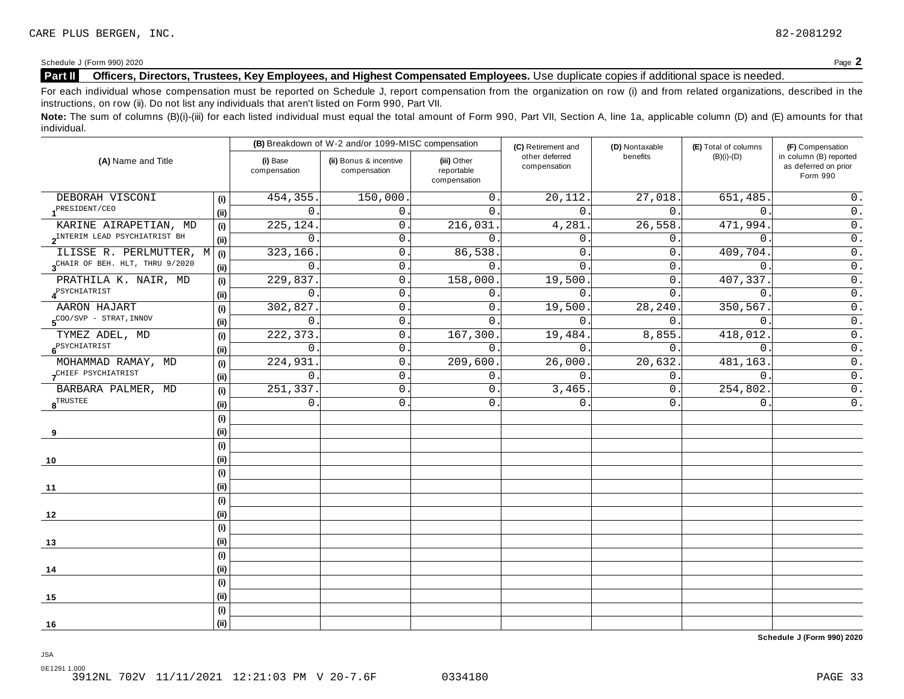CARE PLUS BERGEN, INC. 82-2081292

Schedule J (Form 990) 2020

**Part II** **Officers, Directors, Trustees, Key Employees, and Highest Compensated Employees.** Use duplicate copies if additional space is needed.

For each individual whose compensation must be reported on Schedule J, report compensation from the organization on row (i) and from related organizations, described in the instructions, on row (ii). Do not list any individuals that aren't listed on Form 990, Part VII.

**Note:** The sum of columns (B)(i)-(iii) for each listed individual must equal the total amount of Form 990, Part VII, Section A, line 1a, applicable column (D) and (E) amounts for that individual.

| (A) Name and Title | | (B) Breakdown of W-2 and/or 1099-MISC compensation | | | (C) Retirement and other deferred compensation | (D) Nontaxable benefits | (E) Total of columns (B)(i)-(D) | (F) Compensation in column (B) reported as deferred on prior Form 990 |
|---|---|---|---|---|---|---|---|---|
| | | (i) Base compensation | (ii) Bonus & incentive compensation | (iii) Other reportable compensation | | | | |
| 1 DEBORAH VISCONI PRESIDENT/CEO | (i) | 454,355. | 150,000. | 0. | 20,112. | 27,018. | 651,485. | 0. |
| | (ii) | 0. | 0. | 0. | 0. | 0. | 0. | 0. |
| 2 KARINE AIRAPETIAN, MD INTERIM LEAD PSYCHIATRIST BH | (i) | 225,124. | 0. | 216,031. | 4,281. | 26,558. | 471,994. | 0. |
| | (ii) | 0. | 0. | 0. | 0. | 0. | 0. | 0. |
| 3 ILISSE R. PERLMUTTER, M CHAIR OF BEH. HLT, THRU 9/2020 | (i) | 323,166. | 0. | 86,538. | 0. | 0. | 409,704. | 0. |
| | (ii) | 0. | 0. | 0. | 0. | 0. | 0. | 0. |
| 4 PRATHILA K. NAIR, MD PSYCHIATRIST | (i) | 229,837. | 0. | 158,000. | 19,500. | 0. | 407,337. | 0. |
| | (ii) | 0. | 0. | 0. | 0. | 0. | 0. | 0. |
| 5 AARON HAJART COO/SVP - STRAT,INNOV | (i) | 302,827. | 0. | 0. | 19,500. | 28,240. | 350,567. | 0. |
| | (ii) | 0. | 0. | 0. | 0. | 0. | 0. | 0. |
| 6 TYMEZ ADEL, MD PSYCHIATRIST | (i) | 222,373. | 0. | 167,300. | 19,484. | 8,855. | 418,012. | 0. |
| | (ii) | 0. | 0. | 0. | 0. | 0. | 0. | 0. |
| 7 MOHAMMAD RAMAY, MD CHIEF PSYCHIATRIST | (i) | 224,931. | 0. | 209,600. | 26,000. | 20,632. | 481,163. | 0. |
| | (ii) | 0. | 0. | 0. | 0. | 0. | 0. | 0. |
| 8 BARBARA PALMER, MD TRUSTEE | (i) | 251,337. | 0. | 0. | 3,465. | 0. | 254,802. | 0. |
| | (ii) | 0. | 0. | 0. | 0. | 0. | 0. | 0. |
| 9 | (i) | | | | | | | |
| | (ii) | | | | | | | |
| 10 | (i) | | | | | | | |
| | (ii) | | | | | | | |
| 11 | (i) | | | | | | | |
| | (ii) | | | | | | | |
| 12 | (i) | | | | | | | |
| | (ii) | | | | | | | |
| 13 | (i) | | | | | | | |
| | (ii) | | | | | | | |
| 14 | (i) | | | | | | | |
| | (ii) | | | | | | | |
| 15 | (i) | | | | | | | |
| | (ii) | | | | | | | |
| 16 | (i) | | | | | | | |
| | (ii) | | | | | | | |

**Schedule J (Form 990) 2020**

JSA
0E1291 1.000
3912NL 702V 11/11/2021 12:21:03 PM V 20-7.6F 0334180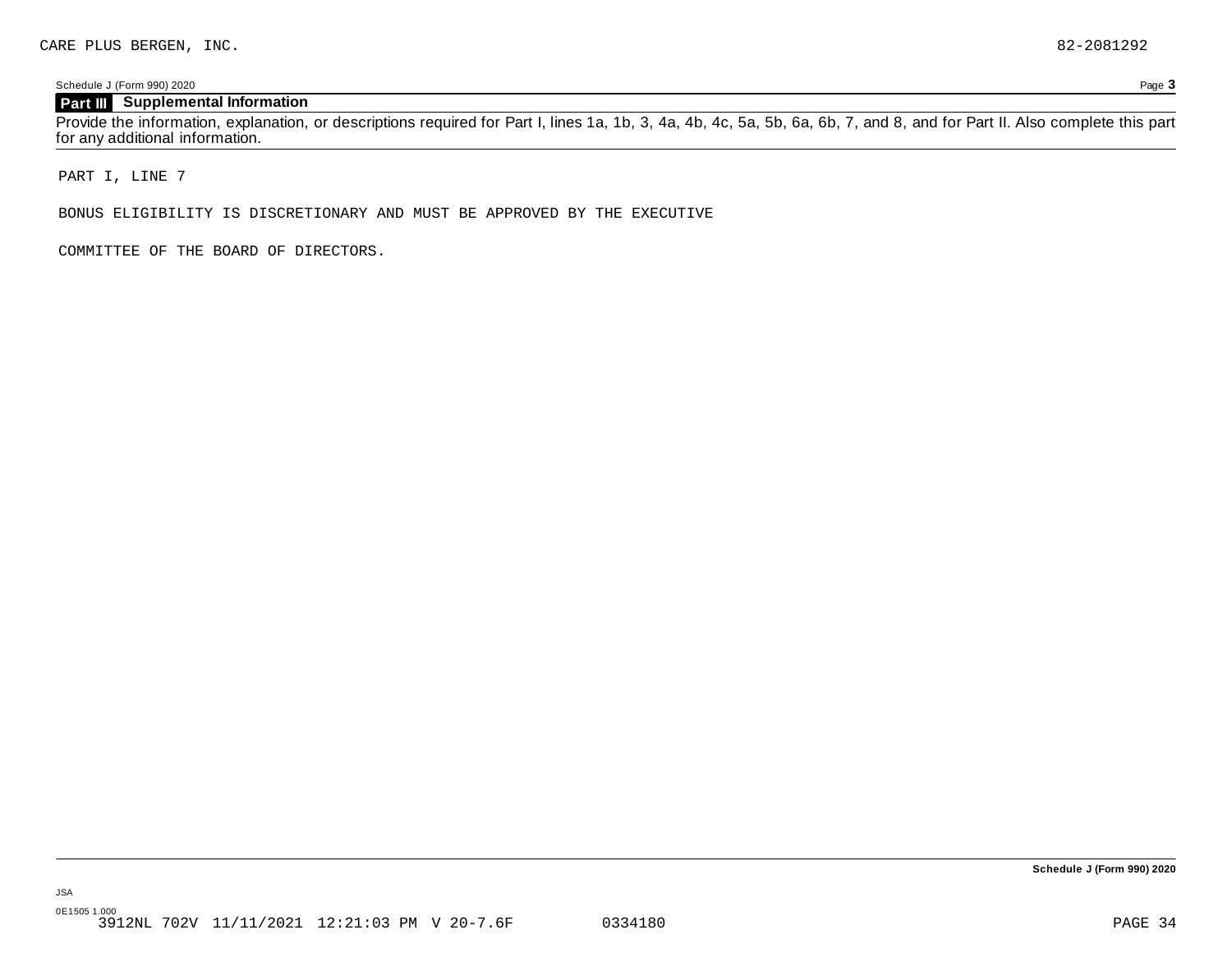CARE PLUS BERGEN, INC. 82-2081292

## Part III Supplemental Information

Provide the information, explanation, or descriptions required for Part I, lines 1a, 1b, 3, 4a, 4b, 4c, 5a, 5b, 6a, 6b, 7, and 8, and for Part II. Also complete this part for any additional information.

PART I, LINE 7

BONUS ELIGIBILITY IS DISCRETIONARY AND MUST BE APPROVED BY THE EXECUTIVE

COMMITTEE OF THE BOARD OF DIRECTORS.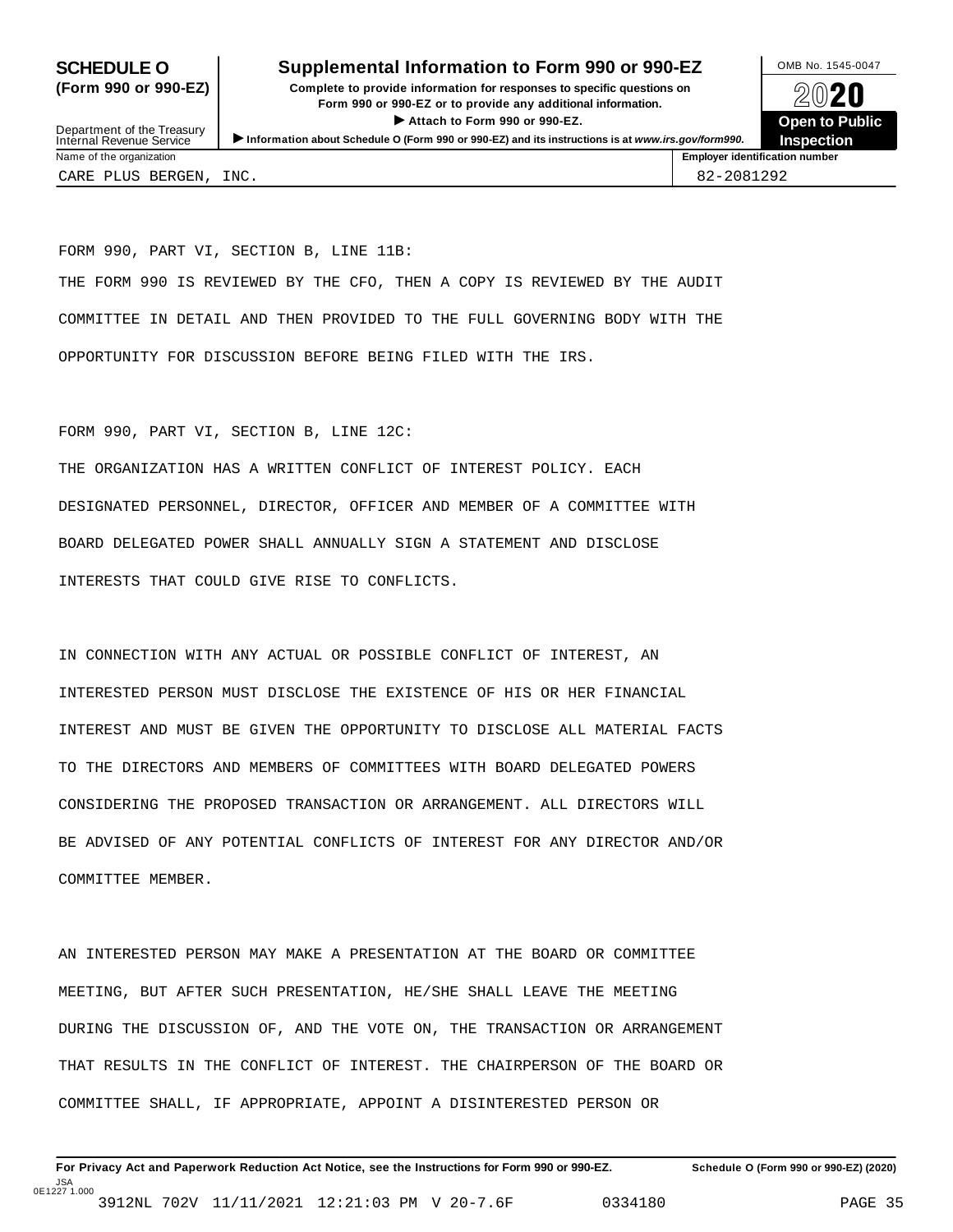# SCHEDULE O (Form 990 or 990-EZ)

## Supplemental Information to Form 990 or 990-EZ

**Complete to provide information for responses to specific questions on Form 990 or 990-EZ or to provide any additional information.**

▶ **Attach to Form 990 or 990-EZ.**

▶ **Information about Schedule O (Form 990 or 990-EZ) and its instructions is at** ***www.irs.gov/form990.***

Department of the Treasury
Internal Revenue Service

OMB No. 1545-0047

**2020**

**Open to Public Inspection**

| Name of the organization | Employer identification number |
| --- | --- |
| CARE PLUS BERGEN, INC. | 82-2081292 |

FORM 990, PART VI, SECTION B, LINE 11B:

THE FORM 990 IS REVIEWED BY THE CFO, THEN A COPY IS REVIEWED BY THE AUDIT COMMITTEE IN DETAIL AND THEN PROVIDED TO THE FULL GOVERNING BODY WITH THE OPPORTUNITY FOR DISCUSSION BEFORE BEING FILED WITH THE IRS.

FORM 990, PART VI, SECTION B, LINE 12C:

THE ORGANIZATION HAS A WRITTEN CONFLICT OF INTEREST POLICY. EACH DESIGNATED PERSONNEL, DIRECTOR, OFFICER AND MEMBER OF A COMMITTEE WITH BOARD DELEGATED POWER SHALL ANNUALLY SIGN A STATEMENT AND DISCLOSE INTERESTS THAT COULD GIVE RISE TO CONFLICTS.

IN CONNECTION WITH ANY ACTUAL OR POSSIBLE CONFLICT OF INTEREST, AN INTERESTED PERSON MUST DISCLOSE THE EXISTENCE OF HIS OR HER FINANCIAL INTEREST AND MUST BE GIVEN THE OPPORTUNITY TO DISCLOSE ALL MATERIAL FACTS TO THE DIRECTORS AND MEMBERS OF COMMITTEES WITH BOARD DELEGATED POWERS CONSIDERING THE PROPOSED TRANSACTION OR ARRANGEMENT. ALL DIRECTORS WILL BE ADVISED OF ANY POTENTIAL CONFLICTS OF INTEREST FOR ANY DIRECTOR AND/OR COMMITTEE MEMBER.

AN INTERESTED PERSON MAY MAKE A PRESENTATION AT THE BOARD OR COMMITTEE MEETING, BUT AFTER SUCH PRESENTATION, HE/SHE SHALL LEAVE THE MEETING DURING THE DISCUSSION OF, AND THE VOTE ON, THE TRANSACTION OR ARRANGEMENT THAT RESULTS IN THE CONFLICT OF INTEREST. THE CHAIRPERSON OF THE BOARD OR COMMITTEE SHALL, IF APPROPRIATE, APPOINT A DISINTERESTED PERSON OR

**For Privacy Act and Paperwork Reduction Act Notice, see the Instructions for Form 990 or 990-EZ.** **Schedule O (Form 990 or 990-EZ) (2020)**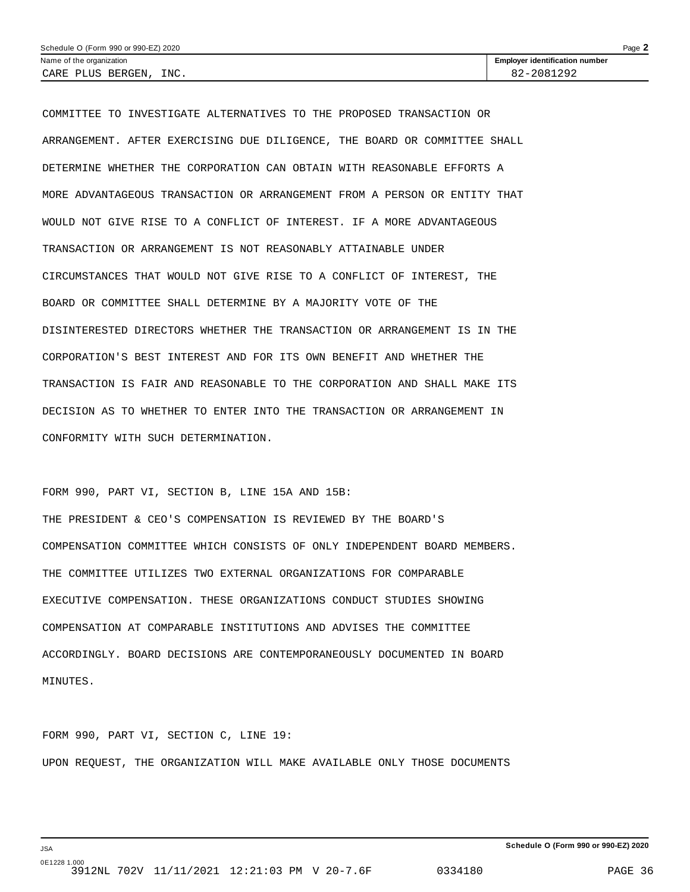COMMITTEE TO INVESTIGATE ALTERNATIVES TO THE PROPOSED TRANSACTION OR ARRANGEMENT. AFTER EXERCISING DUE DILIGENCE, THE BOARD OR COMMITTEE SHALL DETERMINE WHETHER THE CORPORATION CAN OBTAIN WITH REASONABLE EFFORTS A MORE ADVANTAGEOUS TRANSACTION OR ARRANGEMENT FROM A PERSON OR ENTITY THAT WOULD NOT GIVE RISE TO A CONFLICT OF INTEREST. IF A MORE ADVANTAGEOUS TRANSACTION OR ARRANGEMENT IS NOT REASONABLY ATTAINABLE UNDER CIRCUMSTANCES THAT WOULD NOT GIVE RISE TO A CONFLICT OF INTEREST, THE BOARD OR COMMITTEE SHALL DETERMINE BY A MAJORITY VOTE OF THE DISINTERESTED DIRECTORS WHETHER THE TRANSACTION OR ARRANGEMENT IS IN THE CORPORATION'S BEST INTEREST AND FOR ITS OWN BENEFIT AND WHETHER THE TRANSACTION IS FAIR AND REASONABLE TO THE CORPORATION AND SHALL MAKE ITS DECISION AS TO WHETHER TO ENTER INTO THE TRANSACTION OR ARRANGEMENT IN CONFORMITY WITH SUCH DETERMINATION.

FORM 990, PART VI, SECTION B, LINE 15A AND 15B:

THE PRESIDENT & CEO'S COMPENSATION IS REVIEWED BY THE BOARD'S COMPENSATION COMMITTEE WHICH CONSISTS OF ONLY INDEPENDENT BOARD MEMBERS. THE COMMITTEE UTILIZES TWO EXTERNAL ORGANIZATIONS FOR COMPARABLE EXECUTIVE COMPENSATION. THESE ORGANIZATIONS CONDUCT STUDIES SHOWING COMPENSATION AT COMPARABLE INSTITUTIONS AND ADVISES THE COMMITTEE ACCORDINGLY. BOARD DECISIONS ARE CONTEMPORANEOUSLY DOCUMENTED IN BOARD MINUTES.

FORM 990, PART VI, SECTION C, LINE 19:

UPON REQUEST, THE ORGANIZATION WILL MAKE AVAILABLE ONLY THOSE DOCUMENTS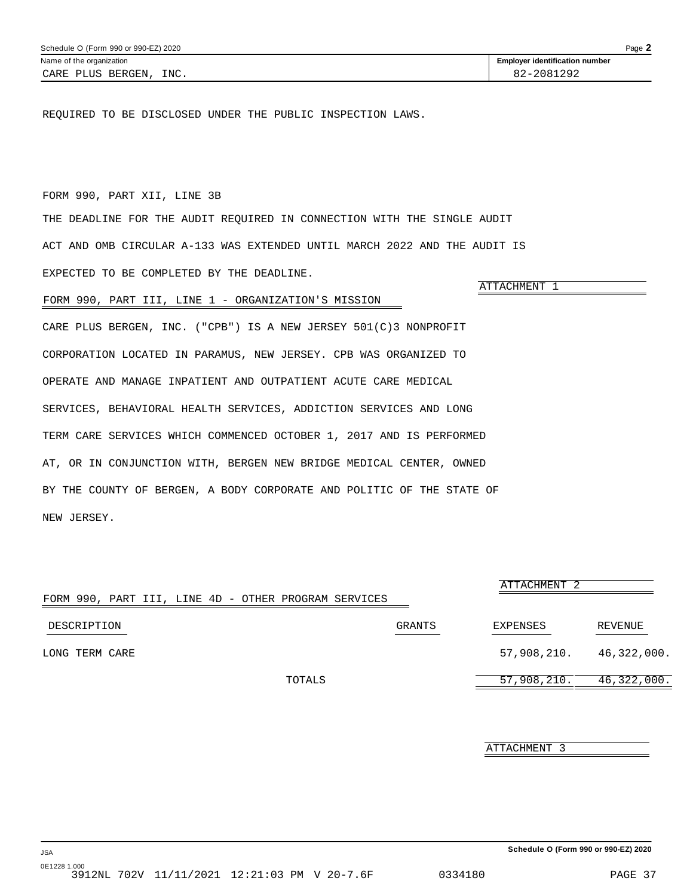Schedule O (Form 990 or 990-EZ) 2020

Name of the organization: CARE PLUS BERGEN, INC.

Employer identification number: 82-2081292

REQUIRED TO BE DISCLOSED UNDER THE PUBLIC INSPECTION LAWS.

FORM 990, PART XII, LINE 3B

THE DEADLINE FOR THE AUDIT REQUIRED IN CONNECTION WITH THE SINGLE AUDIT ACT AND OMB CIRCULAR A-133 WAS EXTENDED UNTIL MARCH 2022 AND THE AUDIT IS EXPECTED TO BE COMPLETED BY THE DEADLINE.

ATTACHMENT 1

FORM 990, PART III, LINE 1 - ORGANIZATION'S MISSION

CARE PLUS BERGEN, INC. ("CPB") IS A NEW JERSEY 501(C)3 NONPROFIT CORPORATION LOCATED IN PARAMUS, NEW JERSEY. CPB WAS ORGANIZED TO OPERATE AND MANAGE INPATIENT AND OUTPATIENT ACUTE CARE MEDICAL SERVICES, BEHAVIORAL HEALTH SERVICES, ADDICTION SERVICES AND LONG TERM CARE SERVICES WHICH COMMENCED OCTOBER 1, 2017 AND IS PERFORMED AT, OR IN CONJUNCTION WITH, BERGEN NEW BRIDGE MEDICAL CENTER, OWNED BY THE COUNTY OF BERGEN, A BODY CORPORATE AND POLITIC OF THE STATE OF NEW JERSEY.

ATTACHMENT 2

FORM 990, PART III, LINE 4D - OTHER PROGRAM SERVICES

| DESCRIPTION | GRANTS | EXPENSES | REVENUE |
|---|---|---|---|
| LONG TERM CARE | | 57,908,210. | 46,322,000. |
| TOTALS | | 57,908,210. | 46,322,000. |

ATTACHMENT 3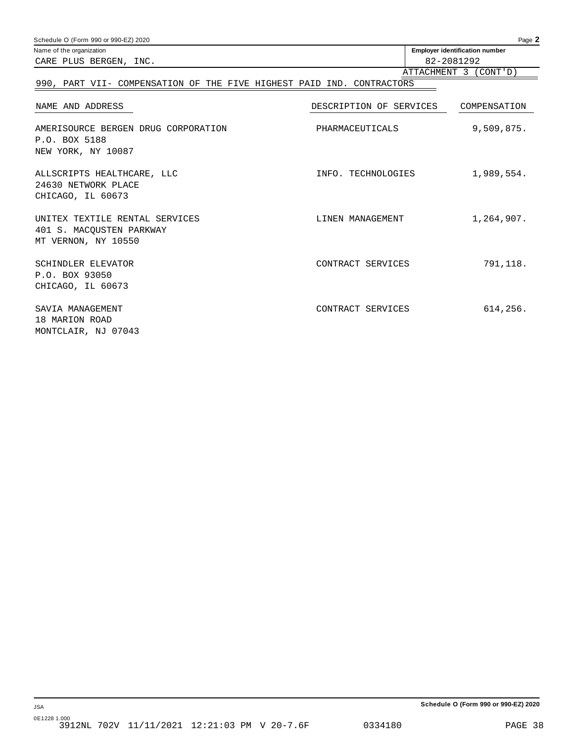Name of the organization: CARE PLUS BERGEN, INC.

Employer identification number: 82-2081292

ATTACHMENT 3 (CONT'D)

## 990, PART VII- COMPENSATION OF THE FIVE HIGHEST PAID IND. CONTRACTORS

| NAME AND ADDRESS | DESCRIPTION OF SERVICES | COMPENSATION |
|---|---|---|
| AMERISOURCE BERGEN DRUG CORPORATION<br>P.O. BOX 5188<br>NEW YORK, NY 10087 | PHARMACEUTICALS | 9,509,875. |
| ALLSCRIPTS HEALTHCARE, LLC<br>24630 NETWORK PLACE<br>CHICAGO, IL 60673 | INFO. TECHNOLOGIES | 1,989,554. |
| UNITEX TEXTILE RENTAL SERVICES<br>401 S. MACQUSTEN PARKWAY<br>MT VERNON, NY 10550 | LINEN MANAGEMENT | 1,264,907. |
| SCHINDLER ELEVATOR<br>P.O. BOX 93050<br>CHICAGO, IL 60673 | CONTRACT SERVICES | 791,118. |
| SAVIA MANAGEMENT<br>18 MARION ROAD<br>MONTCLAIR, NJ 07043 | CONTRACT SERVICES | 614,256. |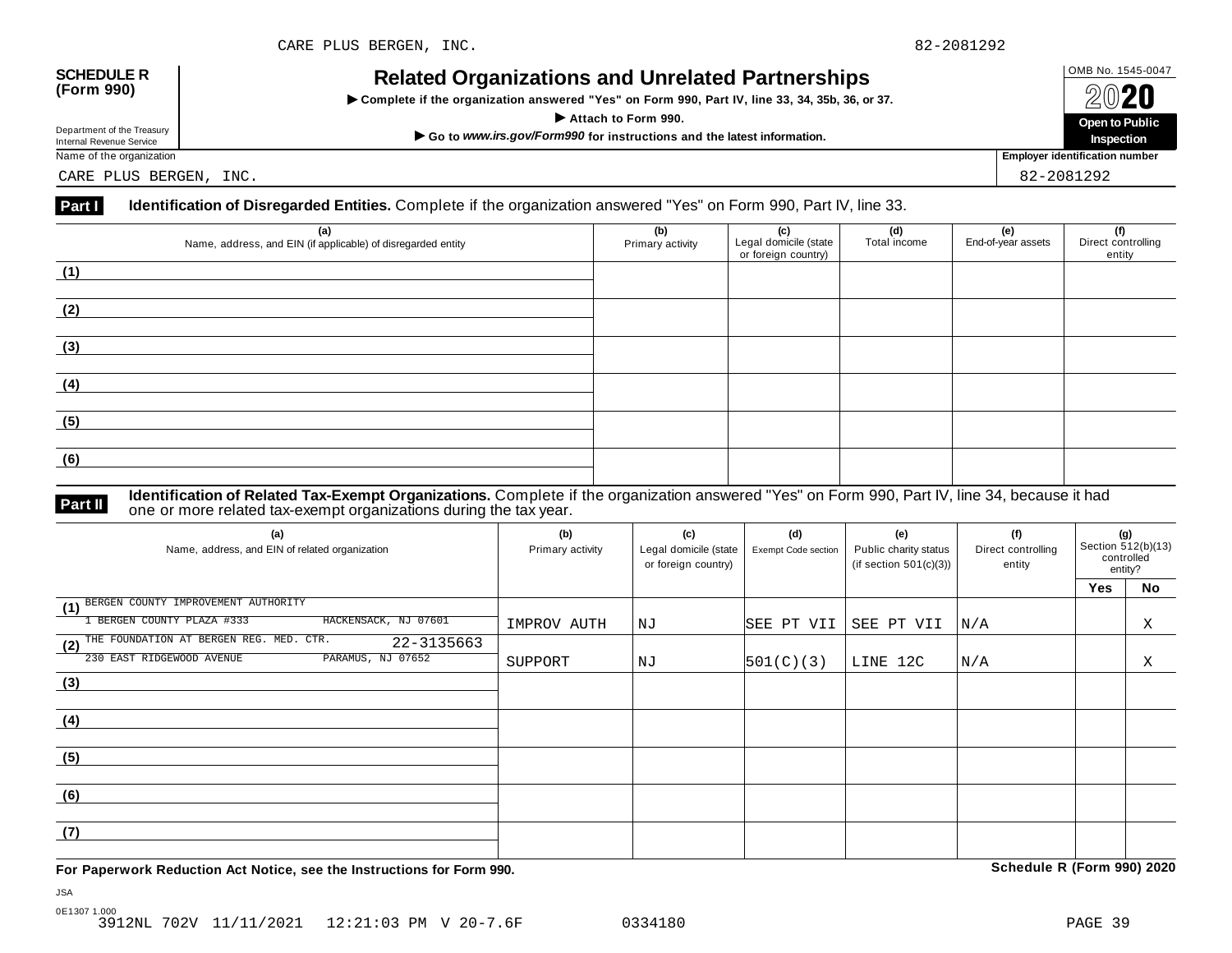CARE PLUS BERGEN, INC. 82-2081292

**SCHEDULE R (Form 990)**

Department of the Treasury
Internal Revenue Service

# Related Organizations and Unrelated Partnerships

▶ Complete if the organization answered "Yes" on Form 990, Part IV, line 33, 34, 35b, 36, or 37.

▶ Attach to Form 990.

▶ Go to *www.irs.gov/Form990* for instructions and the latest information.

OMB No. 1545-0047

2020

**Open to Public Inspection**

Name of the organization: CARE PLUS BERGEN, INC.

Employer identification number: 82-2081292

**Part I** **Identification of Disregarded Entities.** Complete if the organization answered "Yes" on Form 990, Part IV, line 33.

| | (a) Name, address, and EIN (if applicable) of disregarded entity | (b) Primary activity | (c) Legal domicile (state or foreign country) | (d) Total income | (e) End-of-year assets | (f) Direct controlling entity |
|---|---|---|---|---|---|---|
| (1) | | | | | | |
| (2) | | | | | | |
| (3) | | | | | | |
| (4) | | | | | | |
| (5) | | | | | | |
| (6) | | | | | | |

**Part II** **Identification of Related Tax-Exempt Organizations.** Complete if the organization answered "Yes" on Form 990, Part IV, line 34, because it had one or more related tax-exempt organizations during the tax year.

| | (a) Name, address, and EIN of related organization | (b) Primary activity | (c) Legal domicile (state or foreign country) | (d) Exempt Code section | (e) Public charity status (if section 501(c)(3)) | (f) Direct controlling entity | (g) Section 512(b)(13) controlled entity? Yes | No |
|---|---|---|---|---|---|---|---|---|
| (1) | BERGEN COUNTY IMPROVEMENT AUTHORITY<br>1 BERGEN COUNTY PLAZA #333 HACKENSACK, NJ 07601 | IMPROV AUTH | NJ | SEE PT VII | SEE PT VII | N/A | | X |
| (2) | THE FOUNDATION AT BERGEN REG. MED. CTR. 22-3135663<br>230 EAST RIDGEWOOD AVENUE PARAMUS, NJ 07652 | SUPPORT | NJ | 501(C)(3) | LINE 12C | N/A | | X |
| (3) | | | | | | | | |
| (4) | | | | | | | | |
| (5) | | | | | | | | |
| (6) | | | | | | | | |
| (7) | | | | | | | | |

**For Paperwork Reduction Act Notice, see the Instructions for Form 990.** **Schedule R (Form 990) 2020**

JSA
0E1307 1.000
3912NL 702V 11/11/2021 12:21:03 PM V 20-7.6F 0334180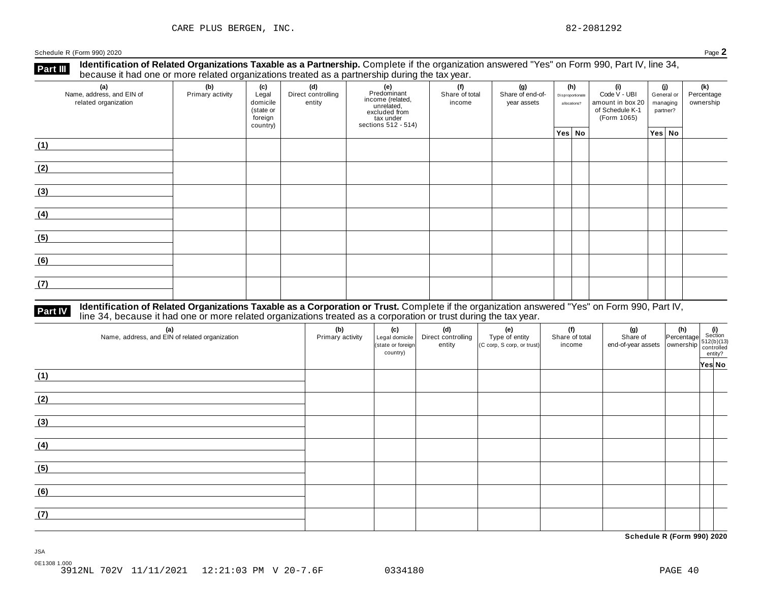CARE PLUS BERGEN, INC. 82-2081292

Schedule R (Form 990) 2020 Page **2**

## Part III Identification of Related Organizations Taxable as a Partnership.

Complete if the organization answered "Yes" on Form 990, Part IV, line 34, because it had one or more related organizations treated as a partnership during the tax year.

| (a) Name, address, and EIN of related organization | (b) Primary activity | (c) Legal domicile (state or foreign country) | (d) Direct controlling entity | (e) Predominant income (related, unrelated, excluded from tax under sections 512 - 514) | (f) Share of total income | (g) Share of end-of-year assets | (h) Disproportionate allocations? | | (i) Code V - UBI amount in box 20 of Schedule K-1 (Form 1065) | (j) General or managing partner? | | (k) Percentage ownership |
|---|---|---|---|---|---|---|---|---|---|---|---|---|
| | | | | | | | Yes | No | | Yes | No | |
| (1) | | | | | | | | | | | | |
| (2) | | | | | | | | | | | | |
| (3) | | | | | | | | | | | | |
| (4) | | | | | | | | | | | | |
| (5) | | | | | | | | | | | | |
| (6) | | | | | | | | | | | | |
| (7) | | | | | | | | | | | | |

## Part IV Identification of Related Organizations Taxable as a Corporation or Trust.

Complete if the organization answered "Yes" on Form 990, Part IV, line 34, because it had one or more related organizations treated as a corporation or trust during the tax year.

| (a) Name, address, and EIN of related organization | (b) Primary activity | (c) Legal domicile (state or foreign country) | (d) Direct controlling entity | (e) Type of entity (C corp, S corp, or trust) | (f) Share of total income | (g) Share of end-of-year assets | (h) Percentage ownership | (i) Section 512(b)(13) controlled entity? | |
|---|---|---|---|---|---|---|---|---|---|
| | | | | | | | | Yes | No |
| (1) | | | | | | | | | |
| (2) | | | | | | | | | |
| (3) | | | | | | | | | |
| (4) | | | | | | | | | |
| (5) | | | | | | | | | |
| (6) | | | | | | | | | |
| (7) | | | | | | | | | |

**Schedule R (Form 990) 2020**

JSA
0E1308 1.000
3912NL 702V 11/11/2021 12:21:03 PM V 20-7.6F 0334180 PAGE 40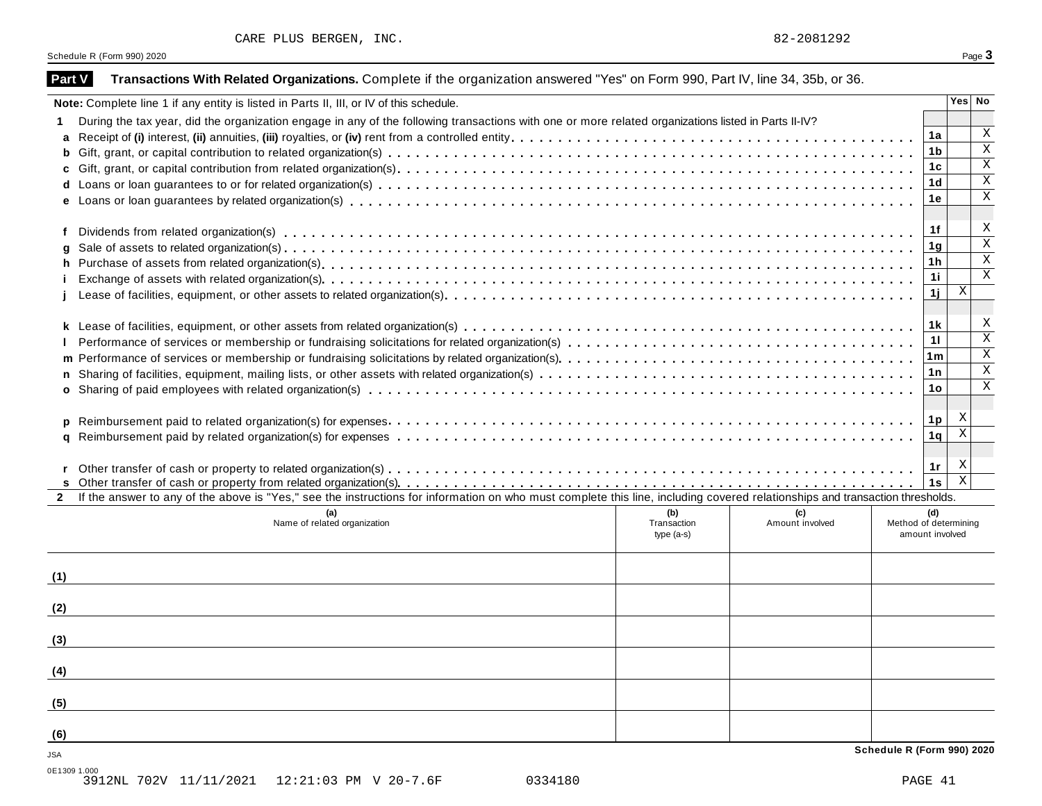CARE PLUS BERGEN, INC. 82-2081292

Schedule R (Form 990) 2020

## Part V Transactions With Related Organizations.

Complete if the organization answered "Yes" on Form 990, Part IV, line 34, 35b, or 36.

| **Note:** Complete line 1 if any entity is listed in Parts II, III, or IV of this schedule. | | Yes | No |
|---|---|---|---|
| **1** During the tax year, did the organization engage in any of the following transactions with one or more related organizations listed in Parts II-IV? | | | |
| **a** Receipt of **(i)** interest, **(ii)** annuities, **(iii)** royalties, or **(iv)** rent from a controlled entity | 1a | | X |
| **b** Gift, grant, or capital contribution to related organization(s) | 1b | | X |
| **c** Gift, grant, or capital contribution from related organization(s) | 1c | | X |
| **d** Loans or loan guarantees to or for related organization(s) | 1d | | X |
| **e** Loans or loan guarantees by related organization(s) | 1e | | X |
| **f** Dividends from related organization(s) | 1f | | X |
| **g** Sale of assets to related organization(s) | 1g | | X |
| **h** Purchase of assets from related organization(s) | 1h | | X |
| **i** Exchange of assets with related organization(s) | 1i | | X |
| **j** Lease of facilities, equipment, or other assets to related organization(s) | 1j | X | |
| **k** Lease of facilities, equipment, or other assets from related organization(s) | 1k | | X |
| **l** Performance of services or membership or fundraising solicitations for related organization(s) | 1l | | X |
| **m** Performance of services or membership or fundraising solicitations by related organization(s) | 1m | | X |
| **n** Sharing of facilities, equipment, mailing lists, or other assets with related organization(s) | 1n | | X |
| **o** Sharing of paid employees with related organization(s) | 1o | | X |
| **p** Reimbursement paid to related organization(s) for expenses | 1p | X | |
| **q** Reimbursement paid by related organization(s) for expenses | 1q | X | |
| **r** Other transfer of cash or property to related organization(s) | 1r | X | |
| **s** Other transfer of cash or property from related organization(s) | 1s | X | |

**2** If the answer to any of the above is "Yes," see the instructions for information on who must complete this line, including covered relationships and transaction thresholds.

| | (a) Name of related organization | (b) Transaction type (a-s) | (c) Amount involved | (d) Method of determining amount involved |
|---|---|---|---|---|
| (1) | | | | |
| (2) | | | | |
| (3) | | | | |
| (4) | | | | |
| (5) | | | | |
| (6) | | | | |

Schedule R (Form 990) 2020

JSA
0E1309 1.000
3912NL 702V 11/11/2021 12:21:03 PM V 20-7.6F 0334180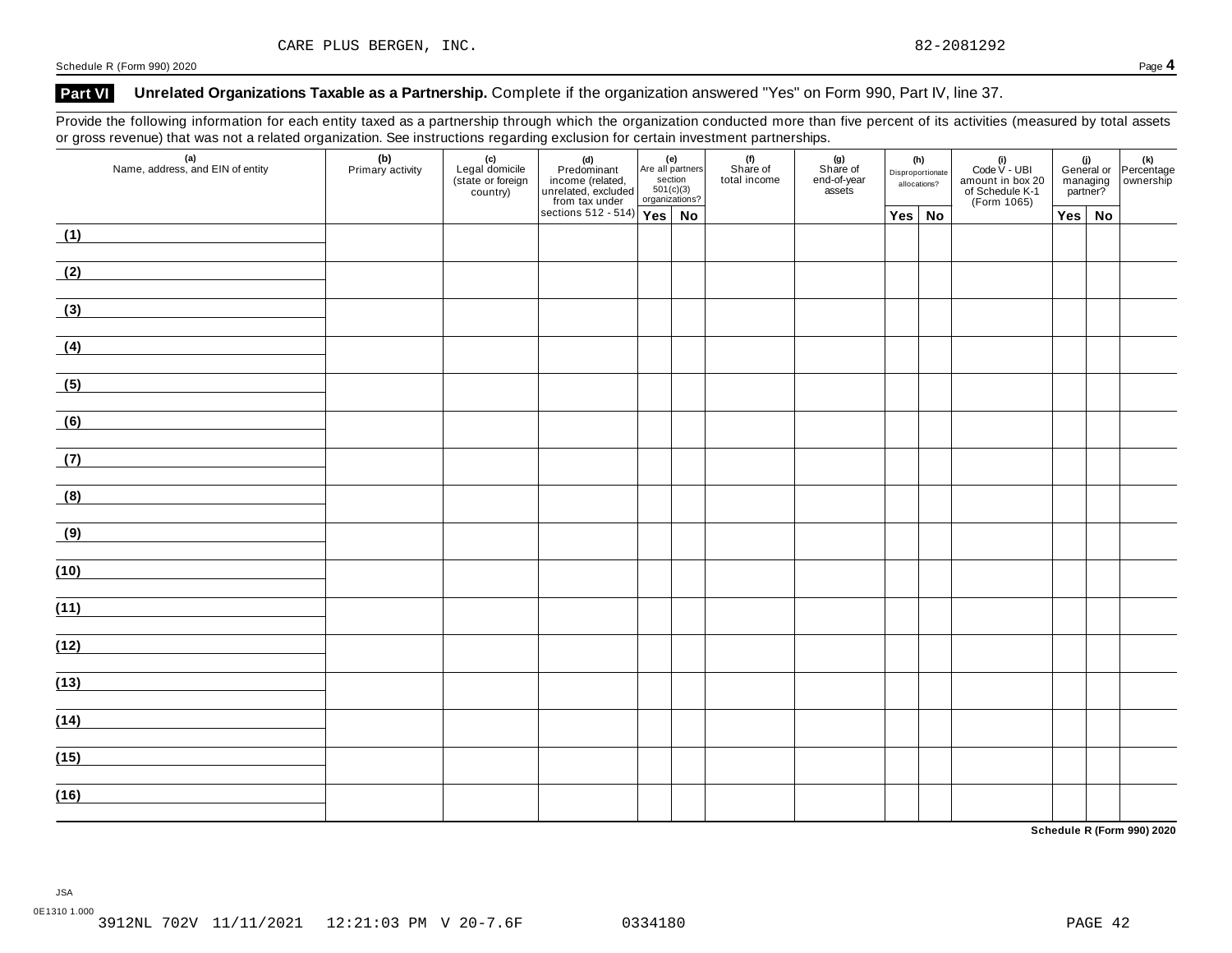CARE PLUS BERGEN, INC. 82-2081292

## Part VI Unrelated Organizations Taxable as a Partnership. Complete if the organization answered "Yes" on Form 990, Part IV, line 37.

Provide the following information for each entity taxed as a partnership through which the organization conducted more than five percent of its activities (measured by total assets or gross revenue) that was not a related organization. See instructions regarding exclusion for certain investment partnerships.

| (a) Name, address, and EIN of entity | (b) Primary activity | (c) Legal domicile (state or foreign country) | (d) Predominant income (related, unrelated, excluded from tax under sections 512 - 514) | (e) Are all partners section 501(c)(3) organizations? | | (f) Share of total income | (g) Share of end-of-year assets | (h) Disproportionate allocations? | | (i) Code V - UBI amount in box 20 of Schedule K-1 (Form 1065) | (j) General or managing partner? | | (k) Percentage ownership |
|---|---|---|---|---|---|---|---|---|---|---|---|---|---|
| | | | | Yes | No | | | Yes | No | | Yes | No | |
| (1) | | | | | | | | | | | | | |
| (2) | | | | | | | | | | | | | |
| (3) | | | | | | | | | | | | | |
| (4) | | | | | | | | | | | | | |
| (5) | | | | | | | | | | | | | |
| (6) | | | | | | | | | | | | | |
| (7) | | | | | | | | | | | | | |
| (8) | | | | | | | | | | | | | |
| (9) | | | | | | | | | | | | | |
| (10) | | | | | | | | | | | | | |
| (11) | | | | | | | | | | | | | |
| (12) | | | | | | | | | | | | | |
| (13) | | | | | | | | | | | | | |
| (14) | | | | | | | | | | | | | |
| (15) | | | | | | | | | | | | | |
| (16) | | | | | | | | | | | | | |

Schedule R (Form 990) 2020

JSA
0E1310 1.000
3912NL 702V 11/11/2021 12:21:03 PM V 20-7.6F 0334180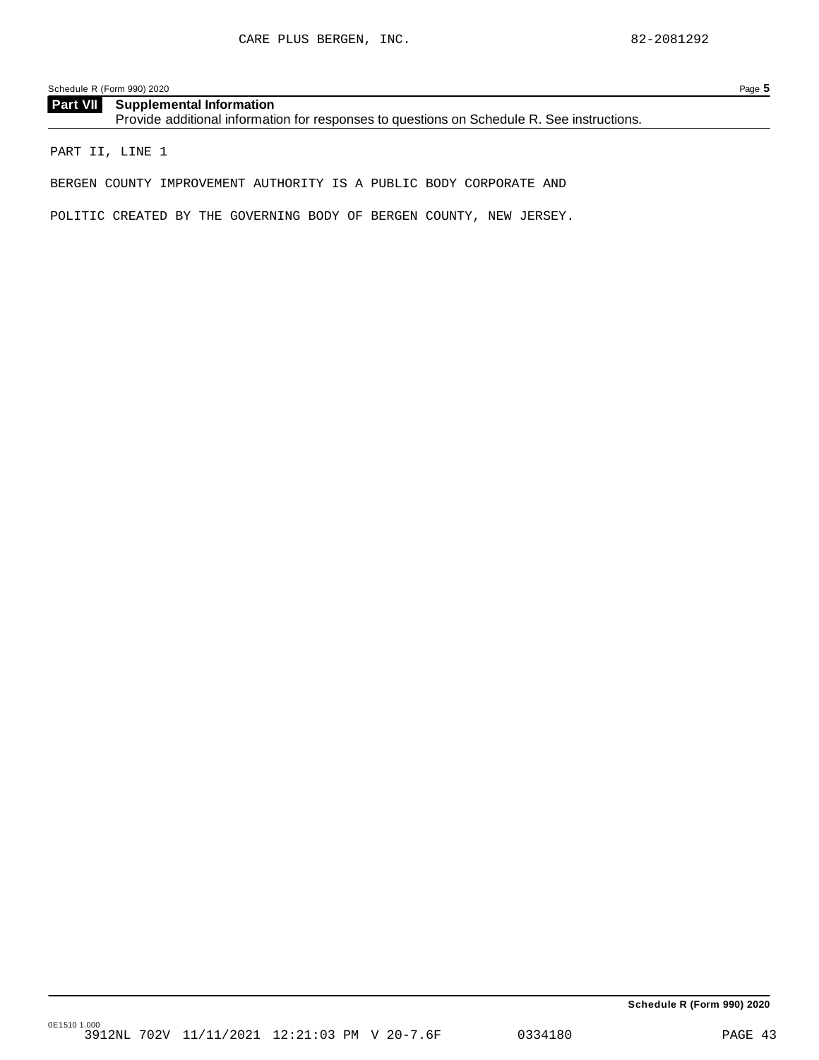## Part VII Supplemental Information

Provide additional information for responses to questions on Schedule R. See instructions.

PART II, LINE 1

BERGEN COUNTY IMPROVEMENT AUTHORITY IS A PUBLIC BODY CORPORATE AND

POLITIC CREATED BY THE GOVERNING BODY OF BERGEN COUNTY, NEW JERSEY.